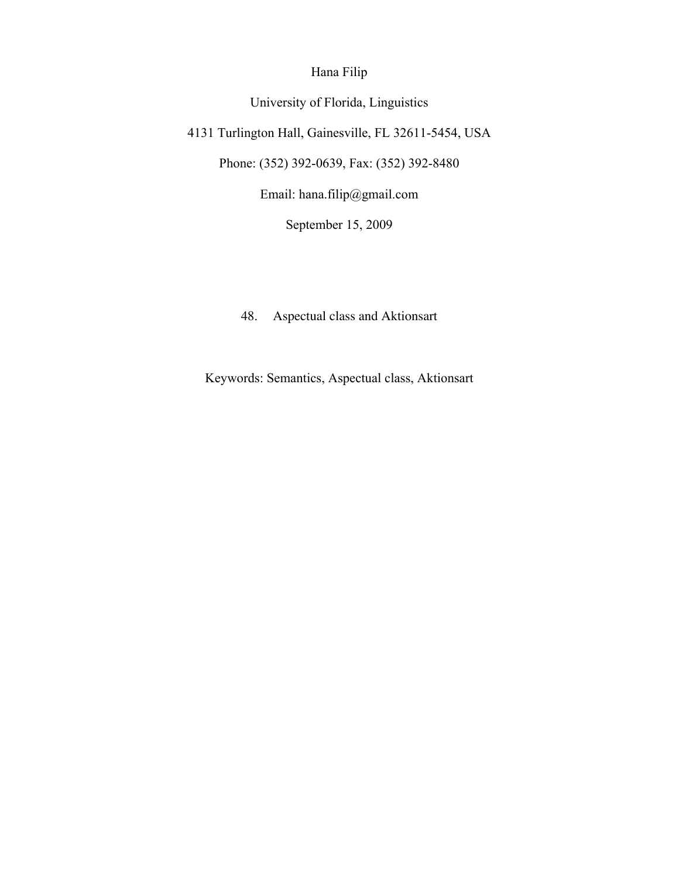Hana Filip

University of Florida, Linguistics

4131 Turlington Hall, Gainesville, FL 32611-5454, USA

Phone: (352) 392-0639, Fax: (352) 392-8480

Email: hana.filip@gmail.com

September 15, 2009

# 48. Aspectual class and Aktionsart

Keywords: Semantics, Aspectual class, Aktionsart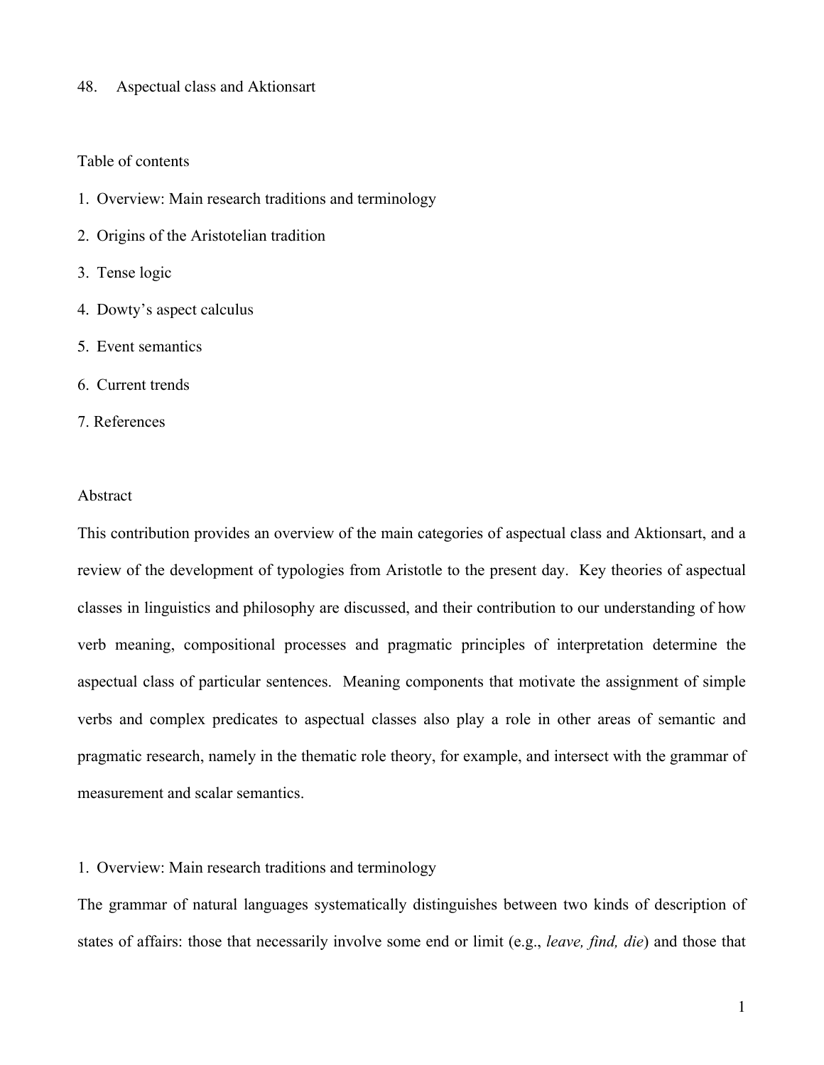# 48. Aspectual class and Aktionsart

Table of contents

1. Overview: Main research traditions and terminology
2. Origins of the Aristotelian tradition
3. Tense logic
4. Dowty's aspect calculus
5. Event semantics
6. Current trends
7. References

## Abstract

This contribution provides an overview of the main categories of aspectual class and Aktionsart, and a review of the development of typologies from Aristotle to the present day. Key theories of aspectual classes in linguistics and philosophy are discussed, and their contribution to our understanding of how verb meaning, compositional processes and pragmatic principles of interpretation determine the aspectual class of particular sentences. Meaning components that motivate the assignment of simple verbs and complex predicates to aspectual classes also play a role in other areas of semantic and pragmatic research, namely in the thematic role theory, for example, and intersect with the grammar of measurement and scalar semantics.

## 1. Overview: Main research traditions and terminology

The grammar of natural languages systematically distinguishes between two kinds of description of states of affairs: those that necessarily involve some end or limit (e.g., *leave, find, die*) and those that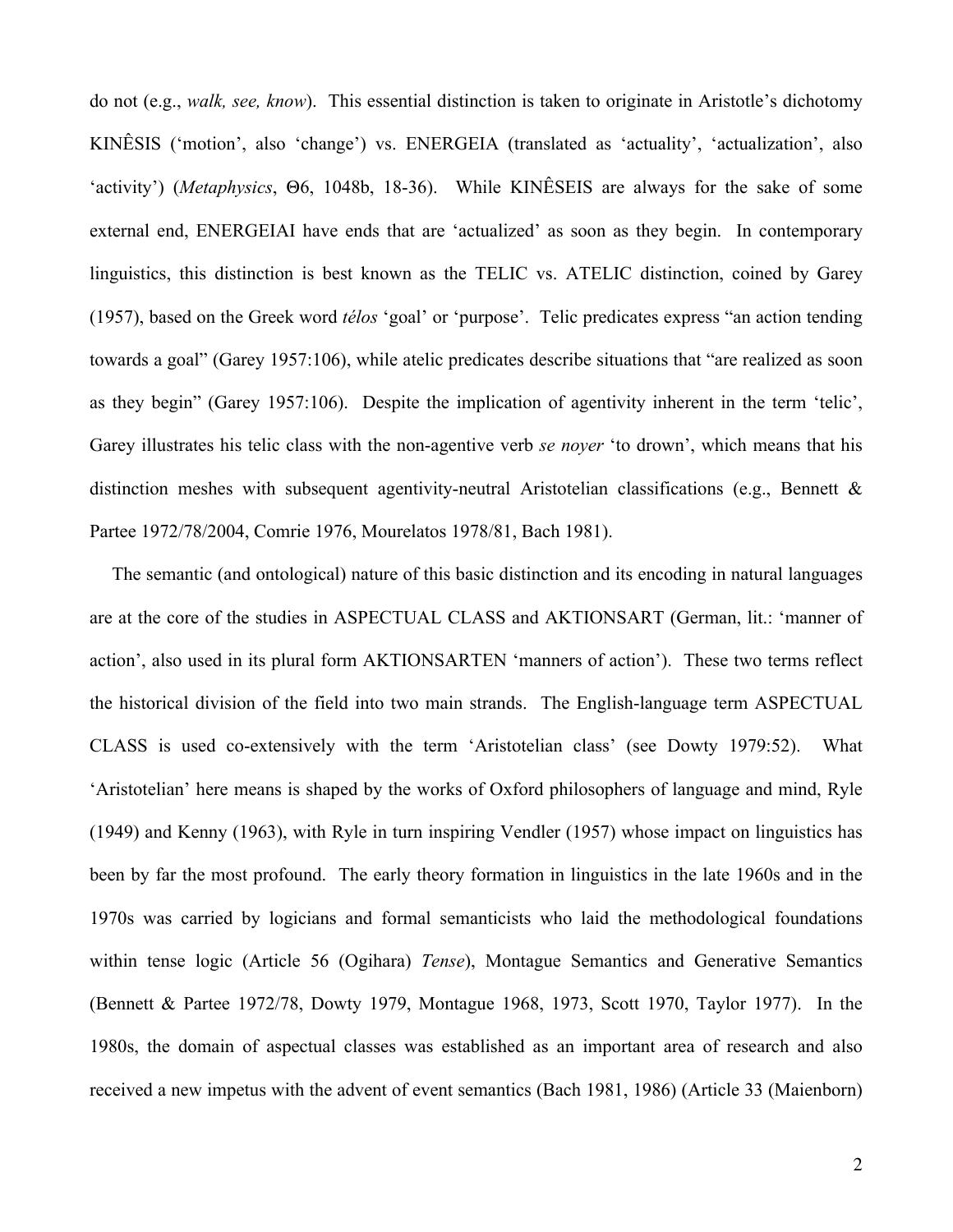do not (e.g., *walk, see, know*). This essential distinction is taken to originate in Aristotle's dichotomy KINÊSIS ('motion', also 'change') vs. ENERGEIA (translated as 'actuality', 'actualization', also 'activity') (*Metaphysics*, Θ6, 1048b, 18-36). While KINÊSEIS are always for the sake of some external end, ENERGEIAI have ends that are 'actualized' as soon as they begin. In contemporary linguistics, this distinction is best known as the TELIC vs. ATELIC distinction, coined by Garey (1957), based on the Greek word *télos* 'goal' or 'purpose'. Telic predicates express "an action tending towards a goal" (Garey 1957:106), while atelic predicates describe situations that "are realized as soon as they begin" (Garey 1957:106). Despite the implication of agentivity inherent in the term 'telic', Garey illustrates his telic class with the non-agentive verb *se noyer* 'to drown', which means that his distinction meshes with subsequent agentivity-neutral Aristotelian classifications (e.g., Bennett & Partee 1972/78/2004, Comrie 1976, Mourelatos 1978/81, Bach 1981).

The semantic (and ontological) nature of this basic distinction and its encoding in natural languages are at the core of the studies in ASPECTUAL CLASS and AKTIONSART (German, lit.: 'manner of action', also used in its plural form AKTIONSARTEN 'manners of action'). These two terms reflect the historical division of the field into two main strands. The English-language term ASPECTUAL CLASS is used co-extensively with the term 'Aristotelian class' (see Dowty 1979:52). What 'Aristotelian' here means is shaped by the works of Oxford philosophers of language and mind, Ryle (1949) and Kenny (1963), with Ryle in turn inspiring Vendler (1957) whose impact on linguistics has been by far the most profound. The early theory formation in linguistics in the late 1960s and in the 1970s was carried by logicians and formal semanticists who laid the methodological foundations within tense logic (Article 56 (Ogihara) *Tense*), Montague Semantics and Generative Semantics (Bennett & Partee 1972/78, Dowty 1979, Montague 1968, 1973, Scott 1970, Taylor 1977). In the 1980s, the domain of aspectual classes was established as an important area of research and also received a new impetus with the advent of event semantics (Bach 1981, 1986) (Article 33 (Maienborn)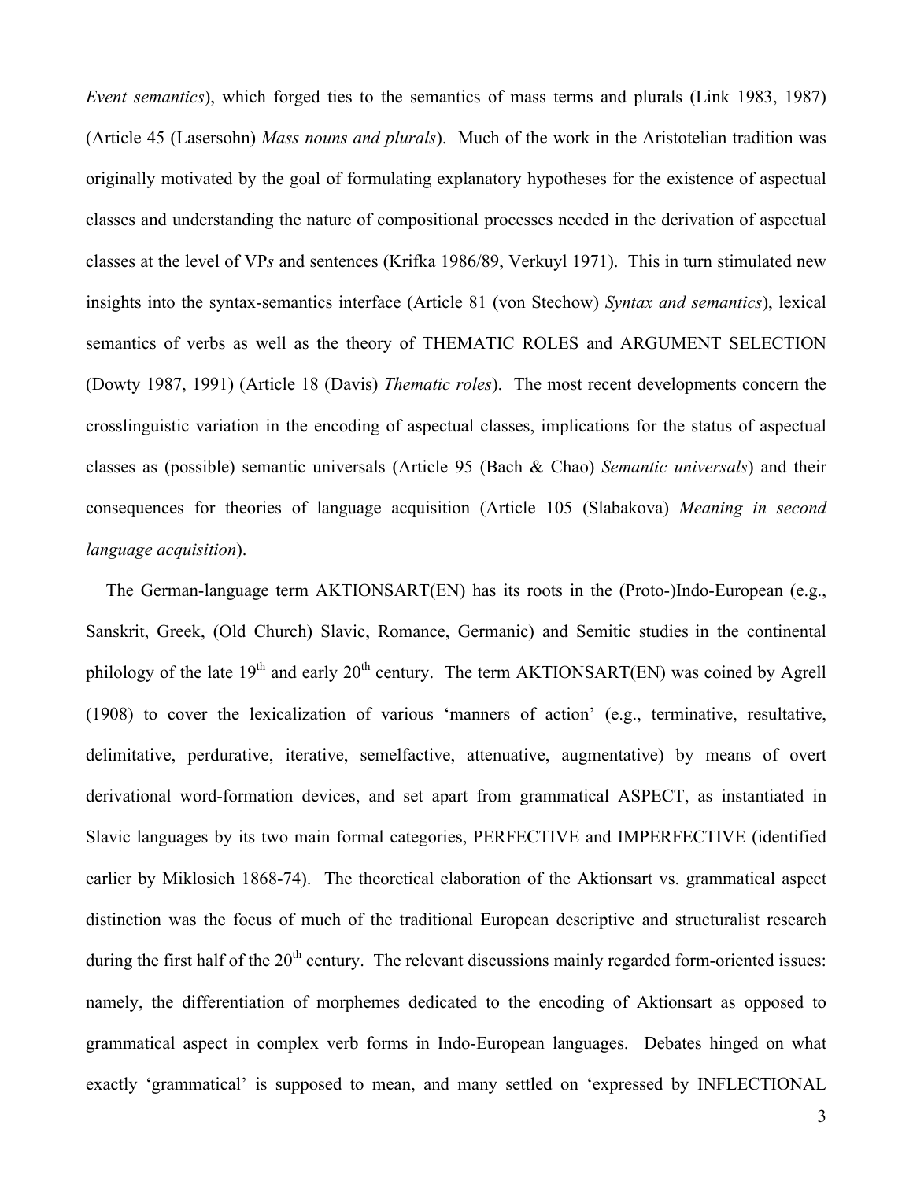*Event semantics*), which forged ties to the semantics of mass terms and plurals (Link 1983, 1987) (Article 45 (Lasersohn) *Mass nouns and plurals*). Much of the work in the Aristotelian tradition was originally motivated by the goal of formulating explanatory hypotheses for the existence of aspectual classes and understanding the nature of compositional processes needed in the derivation of aspectual classes at the level of VP*s* and sentences (Krifka 1986/89, Verkuyl 1971). This in turn stimulated new insights into the syntax-semantics interface (Article 81 (von Stechow) *Syntax and semantics*), lexical semantics of verbs as well as the theory of THEMATIC ROLES and ARGUMENT SELECTION (Dowty 1987, 1991) (Article 18 (Davis) *Thematic roles*). The most recent developments concern the crosslinguistic variation in the encoding of aspectual classes, implications for the status of aspectual classes as (possible) semantic universals (Article 95 (Bach & Chao) *Semantic universals*) and their consequences for theories of language acquisition (Article 105 (Slabakova) *Meaning in second language acquisition*).

The German-language term AKTIONSART(EN) has its roots in the (Proto-)Indo-European (e.g., Sanskrit, Greek, (Old Church) Slavic, Romance, Germanic) and Semitic studies in the continental philology of the late 19th and early 20th century. The term AKTIONSART(EN) was coined by Agrell (1908) to cover the lexicalization of various 'manners of action' (e.g., terminative, resultative, delimitative, perdurative, iterative, semelfactive, attenuative, augmentative) by means of overt derivational word-formation devices, and set apart from grammatical ASPECT, as instantiated in Slavic languages by its two main formal categories, PERFECTIVE and IMPERFECTIVE (identified earlier by Miklosich 1868-74). The theoretical elaboration of the Aktionsart vs. grammatical aspect distinction was the focus of much of the traditional European descriptive and structuralist research during the first half of the 20th century. The relevant discussions mainly regarded form-oriented issues: namely, the differentiation of morphemes dedicated to the encoding of Aktionsart as opposed to grammatical aspect in complex verb forms in Indo-European languages. Debates hinged on what exactly 'grammatical' is supposed to mean, and many settled on 'expressed by INFLECTIONAL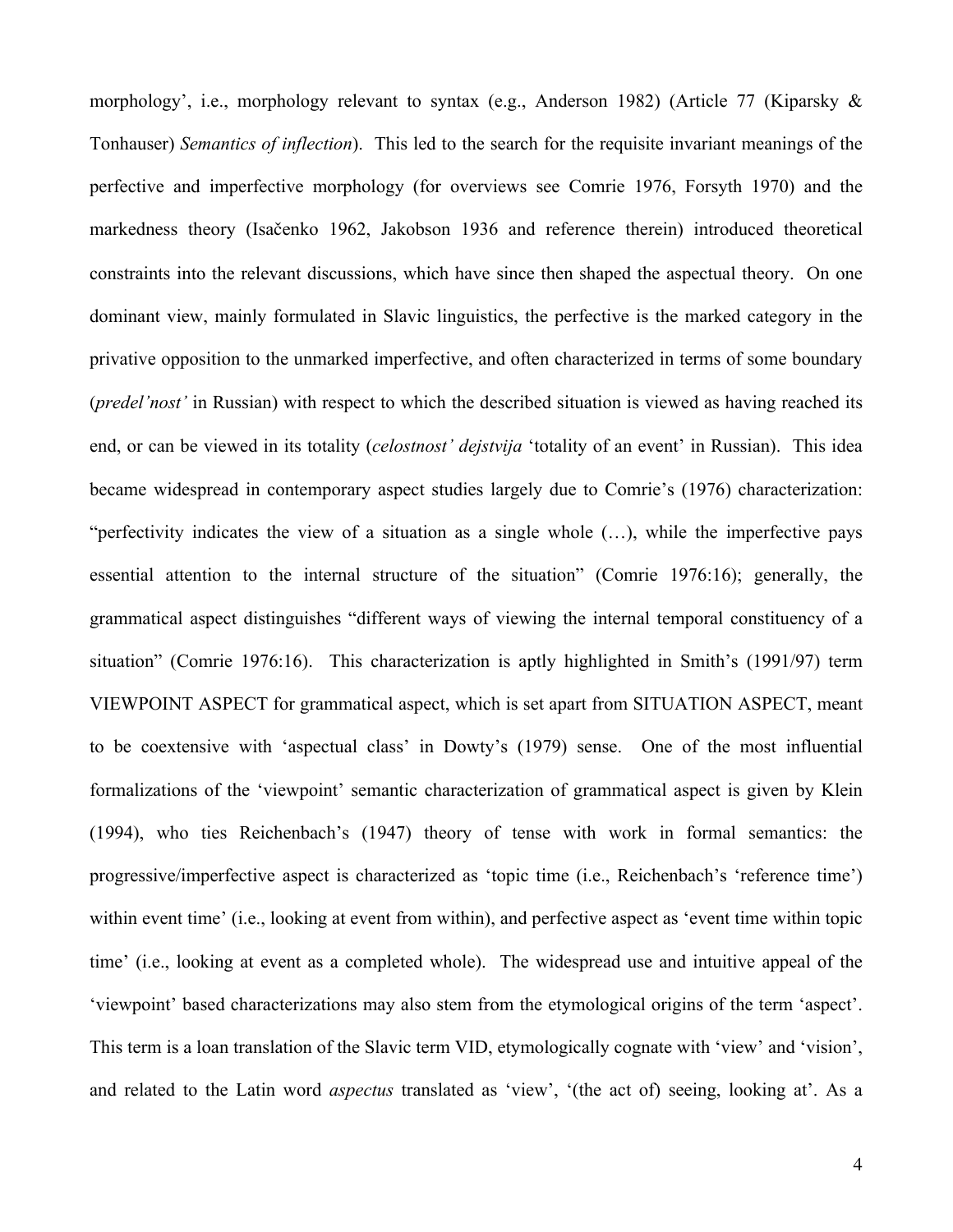morphology', i.e., morphology relevant to syntax (e.g., Anderson 1982) (Article 77 (Kiparsky & Tonhauser) *Semantics of inflection*). This led to the search for the requisite invariant meanings of the perfective and imperfective morphology (for overviews see Comrie 1976, Forsyth 1970) and the markedness theory (Isačenko 1962, Jakobson 1936 and reference therein) introduced theoretical constraints into the relevant discussions, which have since then shaped the aspectual theory. On one dominant view, mainly formulated in Slavic linguistics, the perfective is the marked category in the privative opposition to the unmarked imperfective, and often characterized in terms of some boundary (*predel'nost'* in Russian) with respect to which the described situation is viewed as having reached its end, or can be viewed in its totality (*celostnost' dejstvija* 'totality of an event' in Russian). This idea became widespread in contemporary aspect studies largely due to Comrie's (1976) characterization: "perfectivity indicates the view of a situation as a single whole (…), while the imperfective pays essential attention to the internal structure of the situation" (Comrie 1976:16); generally, the grammatical aspect distinguishes "different ways of viewing the internal temporal constituency of a situation" (Comrie 1976:16). This characterization is aptly highlighted in Smith's (1991/97) term VIEWPOINT ASPECT for grammatical aspect, which is set apart from SITUATION ASPECT, meant to be coextensive with 'aspectual class' in Dowty's (1979) sense. One of the most influential formalizations of the 'viewpoint' semantic characterization of grammatical aspect is given by Klein (1994), who ties Reichenbach's (1947) theory of tense with work in formal semantics: the progressive/imperfective aspect is characterized as 'topic time (i.e., Reichenbach's 'reference time') within event time' (i.e., looking at event from within), and perfective aspect as 'event time within topic time' (i.e., looking at event as a completed whole). The widespread use and intuitive appeal of the 'viewpoint' based characterizations may also stem from the etymological origins of the term 'aspect'. This term is a loan translation of the Slavic term VID, etymologically cognate with 'view' and 'vision', and related to the Latin word *aspectus* translated as 'view', '(the act of) seeing, looking at'. As a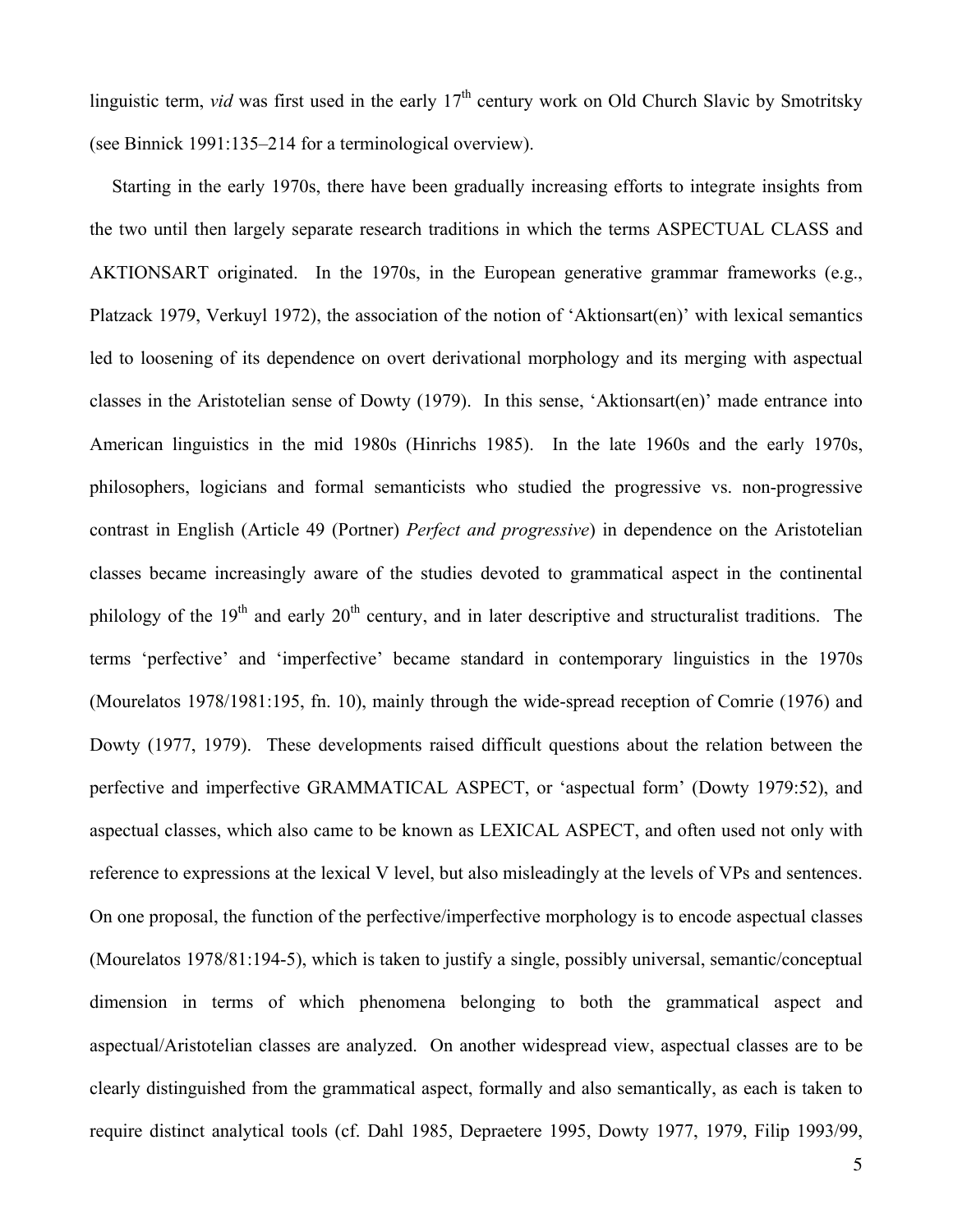linguistic term, *vid* was first used in the early 17th century work on Old Church Slavic by Smotritsky (see Binnick 1991:135–214 for a terminological overview).

Starting in the early 1970s, there have been gradually increasing efforts to integrate insights from the two until then largely separate research traditions in which the terms ASPECTUAL CLASS and AKTIONSART originated. In the 1970s, in the European generative grammar frameworks (e.g., Platzack 1979, Verkuyl 1972), the association of the notion of 'Aktionsart(en)' with lexical semantics led to loosening of its dependence on overt derivational morphology and its merging with aspectual classes in the Aristotelian sense of Dowty (1979). In this sense, 'Aktionsart(en)' made entrance into American linguistics in the mid 1980s (Hinrichs 1985). In the late 1960s and the early 1970s, philosophers, logicians and formal semanticists who studied the progressive vs. non-progressive contrast in English (Article 49 (Portner) *Perfect and progressive*) in dependence on the Aristotelian classes became increasingly aware of the studies devoted to grammatical aspect in the continental philology of the 19th and early 20th century, and in later descriptive and structuralist traditions. The terms 'perfective' and 'imperfective' became standard in contemporary linguistics in the 1970s (Mourelatos 1978/1981:195, fn. 10), mainly through the wide-spread reception of Comrie (1976) and Dowty (1977, 1979). These developments raised difficult questions about the relation between the perfective and imperfective GRAMMATICAL ASPECT, or 'aspectual form' (Dowty 1979:52), and aspectual classes, which also came to be known as LEXICAL ASPECT, and often used not only with reference to expressions at the lexical V level, but also misleadingly at the levels of VPs and sentences. On one proposal, the function of the perfective/imperfective morphology is to encode aspectual classes (Mourelatos 1978/81:194-5), which is taken to justify a single, possibly universal, semantic/conceptual dimension in terms of which phenomena belonging to both the grammatical aspect and aspectual/Aristotelian classes are analyzed. On another widespread view, aspectual classes are to be clearly distinguished from the grammatical aspect, formally and also semantically, as each is taken to require distinct analytical tools (cf. Dahl 1985, Depraetere 1995, Dowty 1977, 1979, Filip 1993/99,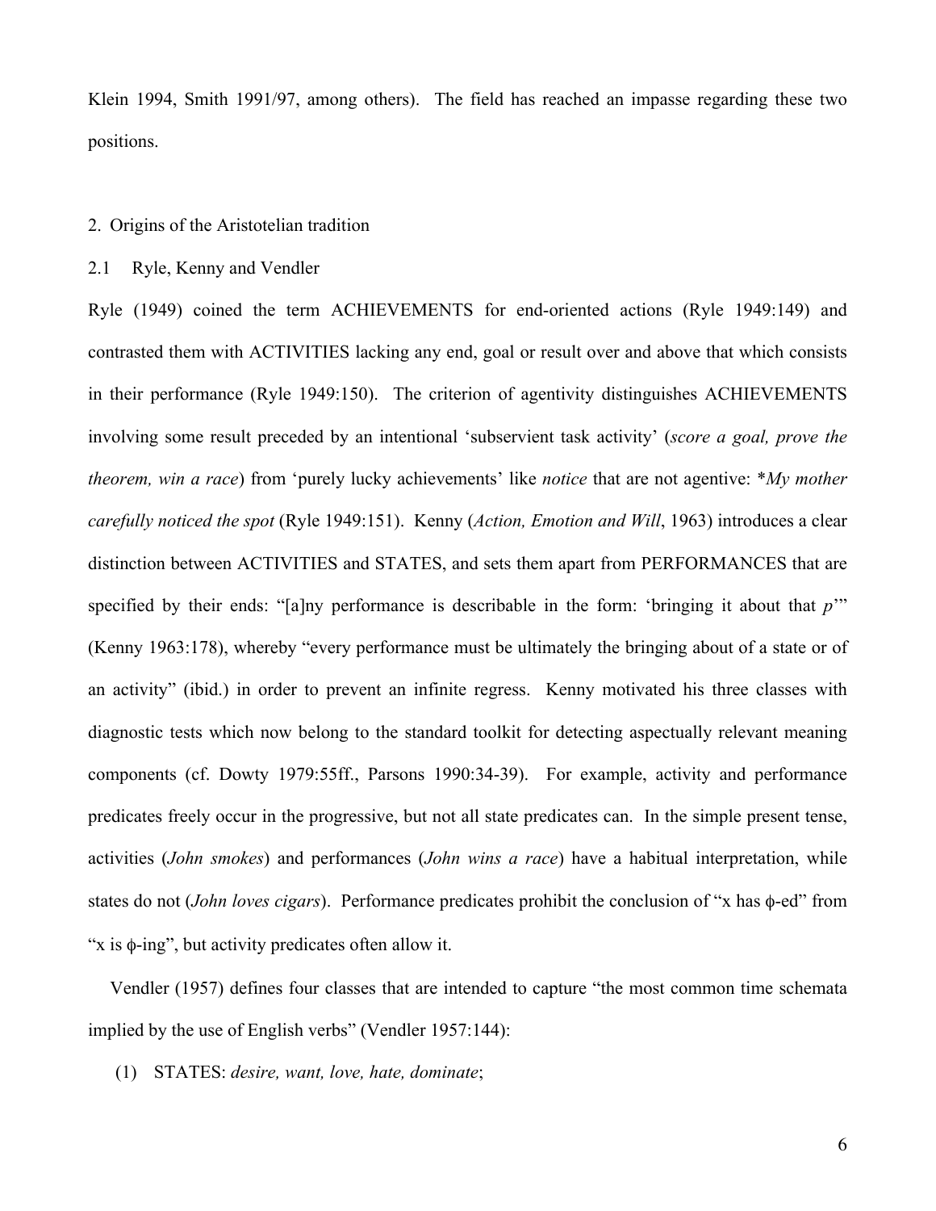Klein 1994, Smith 1991/97, among others). The field has reached an impasse regarding these two positions.

## 2. Origins of the Aristotelian tradition

### 2.1 Ryle, Kenny and Vendler

Ryle (1949) coined the term ACHIEVEMENTS for end-oriented actions (Ryle 1949:149) and contrasted them with ACTIVITIES lacking any end, goal or result over and above that which consists in their performance (Ryle 1949:150). The criterion of agentivity distinguishes ACHIEVEMENTS involving some result preceded by an intentional 'subservient task activity' (*score a goal, prove the theorem, win a race*) from 'purely lucky achievements' like *notice* that are not agentive: \**My mother carefully noticed the spot* (Ryle 1949:151). Kenny (*Action, Emotion and Will*, 1963) introduces a clear distinction between ACTIVITIES and STATES, and sets them apart from PERFORMANCES that are specified by their ends: "[a]ny performance is describable in the form: 'bringing it about that *p*'" (Kenny 1963:178), whereby "every performance must be ultimately the bringing about of a state or of an activity" (ibid.) in order to prevent an infinite regress. Kenny motivated his three classes with diagnostic tests which now belong to the standard toolkit for detecting aspectually relevant meaning components (cf. Dowty 1979:55ff., Parsons 1990:34-39). For example, activity and performance predicates freely occur in the progressive, but not all state predicates can. In the simple present tense, activities (*John smokes*) and performances (*John wins a race*) have a habitual interpretation, while states do not (*John loves cigars*). Performance predicates prohibit the conclusion of "x has $\phi$-ed" from "x is $\phi$-ing", but activity predicates often allow it.

Vendler (1957) defines four classes that are intended to capture "the most common time schemata implied by the use of English verbs" (Vendler 1957:144):

(1) STATES: *desire, want, love, hate, dominate*;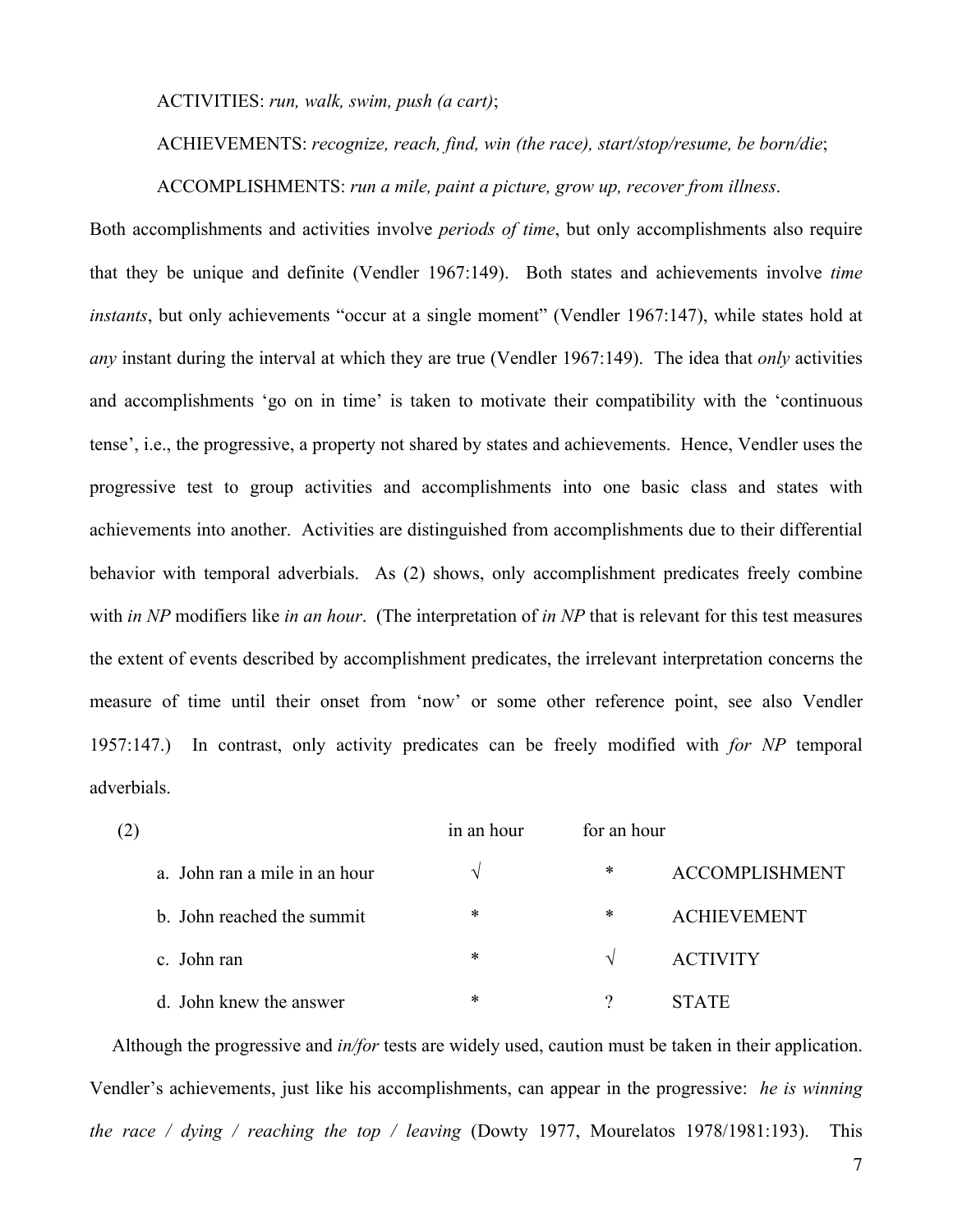ACTIVITIES: *run, walk, swim, push (a cart)*;

ACHIEVEMENTS: *recognize, reach, find, win (the race), start/stop/resume, be born/die*;

ACCOMPLISHMENTS: *run a mile, paint a picture, grow up, recover from illness*.

Both accomplishments and activities involve *periods of time*, but only accomplishments also require that they be unique and definite (Vendler 1967:149). Both states and achievements involve *time instants*, but only achievements "occur at a single moment" (Vendler 1967:147), while states hold at *any* instant during the interval at which they are true (Vendler 1967:149). The idea that *only* activities and accomplishments 'go on in time' is taken to motivate their compatibility with the 'continuous tense', i.e., the progressive, a property not shared by states and achievements. Hence, Vendler uses the progressive test to group activities and accomplishments into one basic class and states with achievements into another. Activities are distinguished from accomplishments due to their differential behavior with temporal adverbials. As (2) shows, only accomplishment predicates freely combine with *in NP* modifiers like *in an hour*. (The interpretation of *in NP* that is relevant for this test measures the extent of events described by accomplishment predicates, the irrelevant interpretation concerns the measure of time until their onset from 'now' or some other reference point, see also Vendler 1957:147.) In contrast, only activity predicates can be freely modified with *for NP* temporal adverbials.

| (2) | in an hour | for an hour | |
|---|---|---|---|
| a. John ran a mile in an hour | √ | * | ACCOMPLISHMENT |
| b. John reached the summit | * | * | ACHIEVEMENT |
| c. John ran | * | √ | ACTIVITY |
| d. John knew the answer | * | ? | STATE |

Although the progressive and *in/for* tests are widely used, caution must be taken in their application. Vendler's achievements, just like his accomplishments, can appear in the progressive: *he is winning the race / dying / reaching the top / leaving* (Dowty 1977, Mourelatos 1978/1981:193). This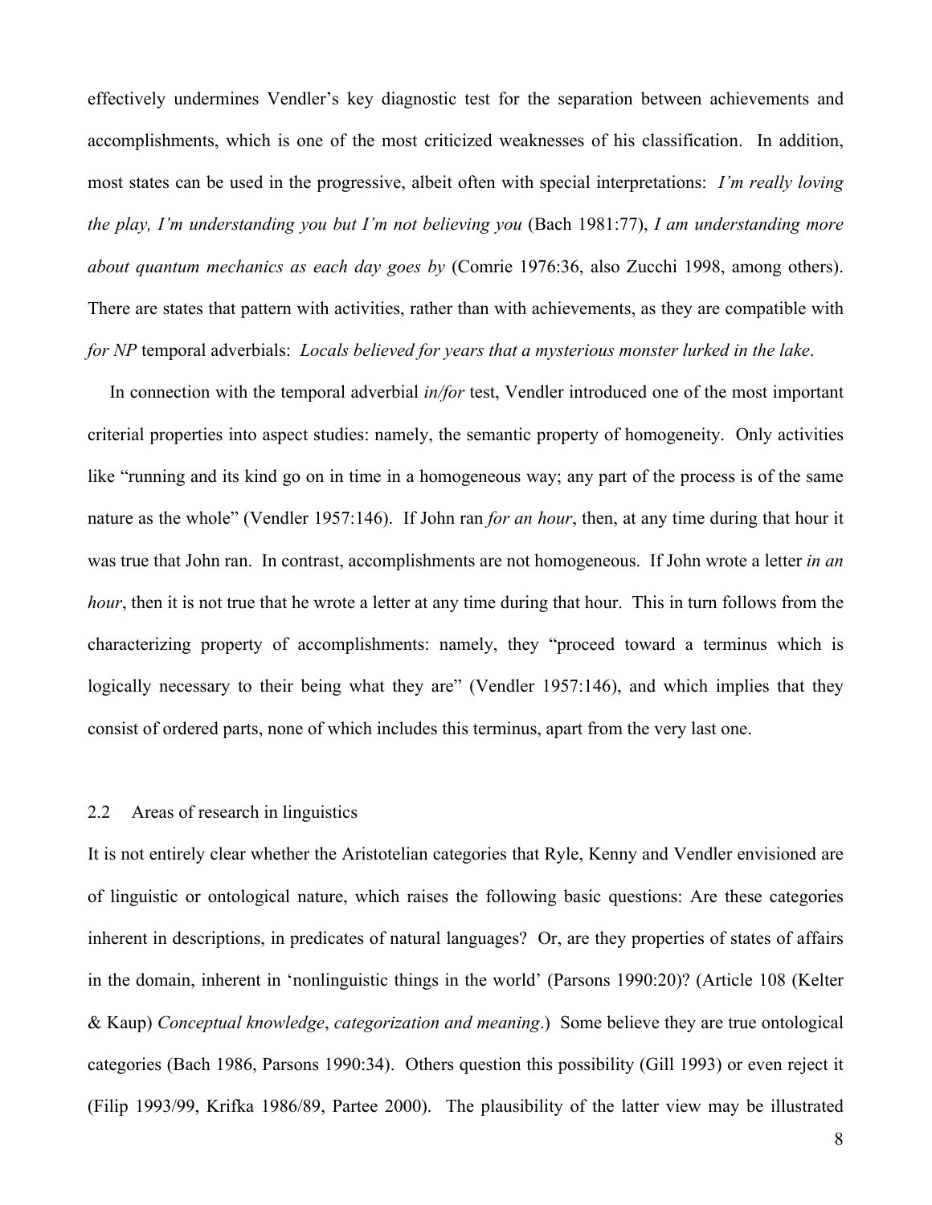effectively undermines Vendler's key diagnostic test for the separation between achievements and accomplishments, which is one of the most criticized weaknesses of his classification. In addition, most states can be used in the progressive, albeit often with special interpretations: *I'm really loving the play, I'm understanding you but I'm not believing you* (Bach 1981:77), *I am understanding more about quantum mechanics as each day goes by* (Comrie 1976:36, also Zucchi 1998, among others). There are states that pattern with activities, rather than with achievements, as they are compatible with *for NP* temporal adverbials: *Locals believed for years that a mysterious monster lurked in the lake*.

In connection with the temporal adverbial *in/for* test, Vendler introduced one of the most important criterial properties into aspect studies: namely, the semantic property of homogeneity. Only activities like "running and its kind go on in time in a homogeneous way; any part of the process is of the same nature as the whole" (Vendler 1957:146). If John ran *for an hour*, then, at any time during that hour it was true that John ran. In contrast, accomplishments are not homogeneous. If John wrote a letter *in an hour*, then it is not true that he wrote a letter at any time during that hour. This in turn follows from the characterizing property of accomplishments: namely, they "proceed toward a terminus which is logically necessary to their being what they are" (Vendler 1957:146), and which implies that they consist of ordered parts, none of which includes this terminus, apart from the very last one.

## 2.2 Areas of research in linguistics

It is not entirely clear whether the Aristotelian categories that Ryle, Kenny and Vendler envisioned are of linguistic or ontological nature, which raises the following basic questions: Are these categories inherent in descriptions, in predicates of natural languages? Or, are they properties of states of affairs in the domain, inherent in 'nonlinguistic things in the world' (Parsons 1990:20)? (Article 108 (Kelter & Kaup) *Conceptual knowledge*, *categorization and meaning*.) Some believe they are true ontological categories (Bach 1986, Parsons 1990:34). Others question this possibility (Gill 1993) or even reject it (Filip 1993/99, Krifka 1986/89, Partee 2000). The plausibility of the latter view may be illustrated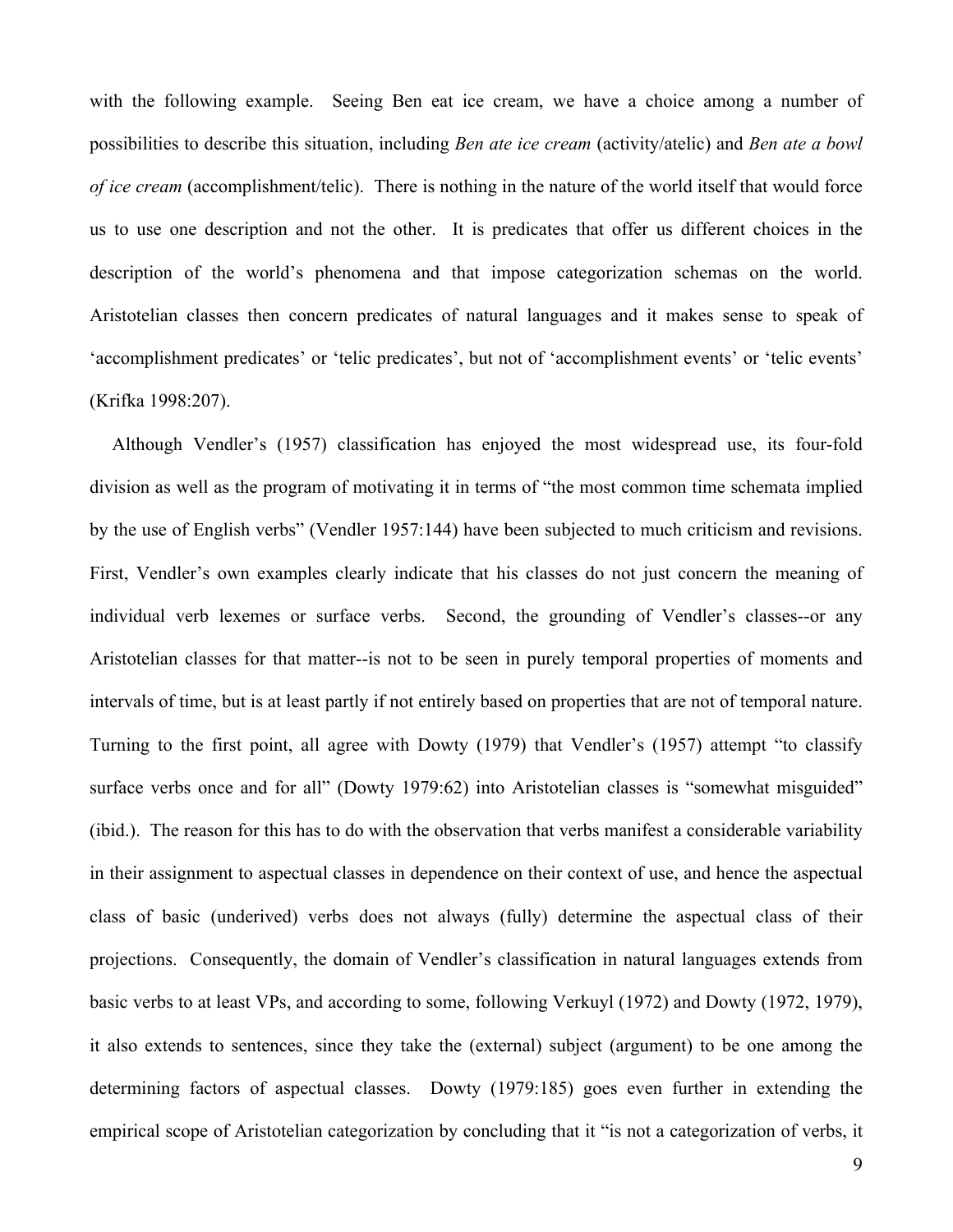with the following example. Seeing Ben eat ice cream, we have a choice among a number of possibilities to describe this situation, including *Ben ate ice cream* (activity/atelic) and *Ben ate a bowl of ice cream* (accomplishment/telic). There is nothing in the nature of the world itself that would force us to use one description and not the other. It is predicates that offer us different choices in the description of the world's phenomena and that impose categorization schemas on the world. Aristotelian classes then concern predicates of natural languages and it makes sense to speak of 'accomplishment predicates' or 'telic predicates', but not of 'accomplishment events' or 'telic events' (Krifka 1998:207).

Although Vendler's (1957) classification has enjoyed the most widespread use, its four-fold division as well as the program of motivating it in terms of "the most common time schemata implied by the use of English verbs" (Vendler 1957:144) have been subjected to much criticism and revisions. First, Vendler's own examples clearly indicate that his classes do not just concern the meaning of individual verb lexemes or surface verbs. Second, the grounding of Vendler's classes--or any Aristotelian classes for that matter--is not to be seen in purely temporal properties of moments and intervals of time, but is at least partly if not entirely based on properties that are not of temporal nature. Turning to the first point, all agree with Dowty (1979) that Vendler's (1957) attempt "to classify surface verbs once and for all" (Dowty 1979:62) into Aristotelian classes is "somewhat misguided" (ibid.). The reason for this has to do with the observation that verbs manifest a considerable variability in their assignment to aspectual classes in dependence on their context of use, and hence the aspectual class of basic (underived) verbs does not always (fully) determine the aspectual class of their projections. Consequently, the domain of Vendler's classification in natural languages extends from basic verbs to at least VPs, and according to some, following Verkuyl (1972) and Dowty (1972, 1979), it also extends to sentences, since they take the (external) subject (argument) to be one among the determining factors of aspectual classes. Dowty (1979:185) goes even further in extending the empirical scope of Aristotelian categorization by concluding that it "is not a categorization of verbs, it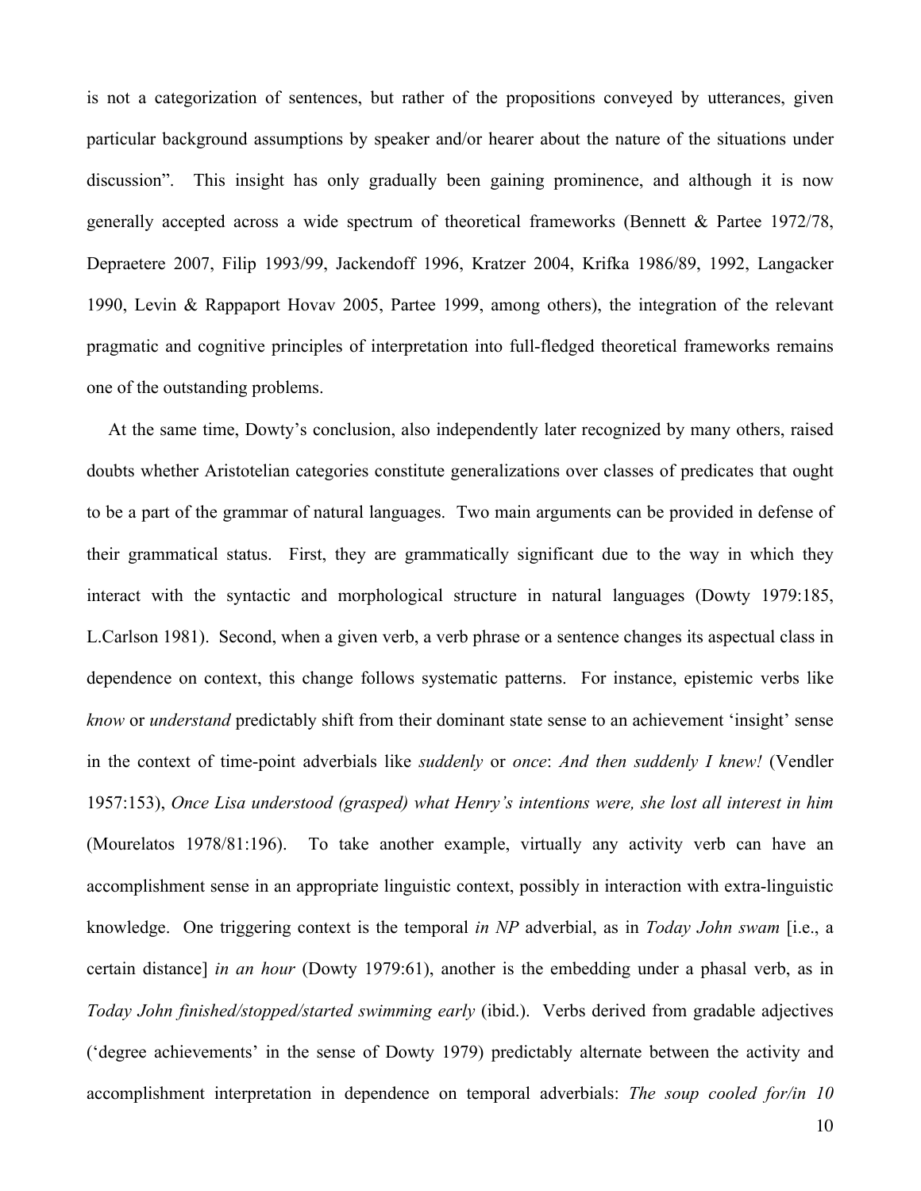is not a categorization of sentences, but rather of the propositions conveyed by utterances, given particular background assumptions by speaker and/or hearer about the nature of the situations under discussion". This insight has only gradually been gaining prominence, and although it is now generally accepted across a wide spectrum of theoretical frameworks (Bennett & Partee 1972/78, Depraetere 2007, Filip 1993/99, Jackendoff 1996, Kratzer 2004, Krifka 1986/89, 1992, Langacker 1990, Levin & Rappaport Hovav 2005, Partee 1999, among others), the integration of the relevant pragmatic and cognitive principles of interpretation into full-fledged theoretical frameworks remains one of the outstanding problems.

At the same time, Dowty's conclusion, also independently later recognized by many others, raised doubts whether Aristotelian categories constitute generalizations over classes of predicates that ought to be a part of the grammar of natural languages. Two main arguments can be provided in defense of their grammatical status. First, they are grammatically significant due to the way in which they interact with the syntactic and morphological structure in natural languages (Dowty 1979:185, L.Carlson 1981). Second, when a given verb, a verb phrase or a sentence changes its aspectual class in dependence on context, this change follows systematic patterns. For instance, epistemic verbs like *know* or *understand* predictably shift from their dominant state sense to an achievement 'insight' sense in the context of time-point adverbials like *suddenly* or *once*: *And then suddenly I knew!* (Vendler 1957:153), *Once Lisa understood (grasped) what Henry's intentions were, she lost all interest in him* (Mourelatos 1978/81:196). To take another example, virtually any activity verb can have an accomplishment sense in an appropriate linguistic context, possibly in interaction with extra-linguistic knowledge. One triggering context is the temporal *in NP* adverbial, as in *Today John swam* [i.e., a certain distance] *in an hour* (Dowty 1979:61), another is the embedding under a phasal verb, as in *Today John finished/stopped/started swimming early* (ibid.). Verbs derived from gradable adjectives ('degree achievements' in the sense of Dowty 1979) predictably alternate between the activity and accomplishment interpretation in dependence on temporal adverbials: *The soup cooled for/in 10*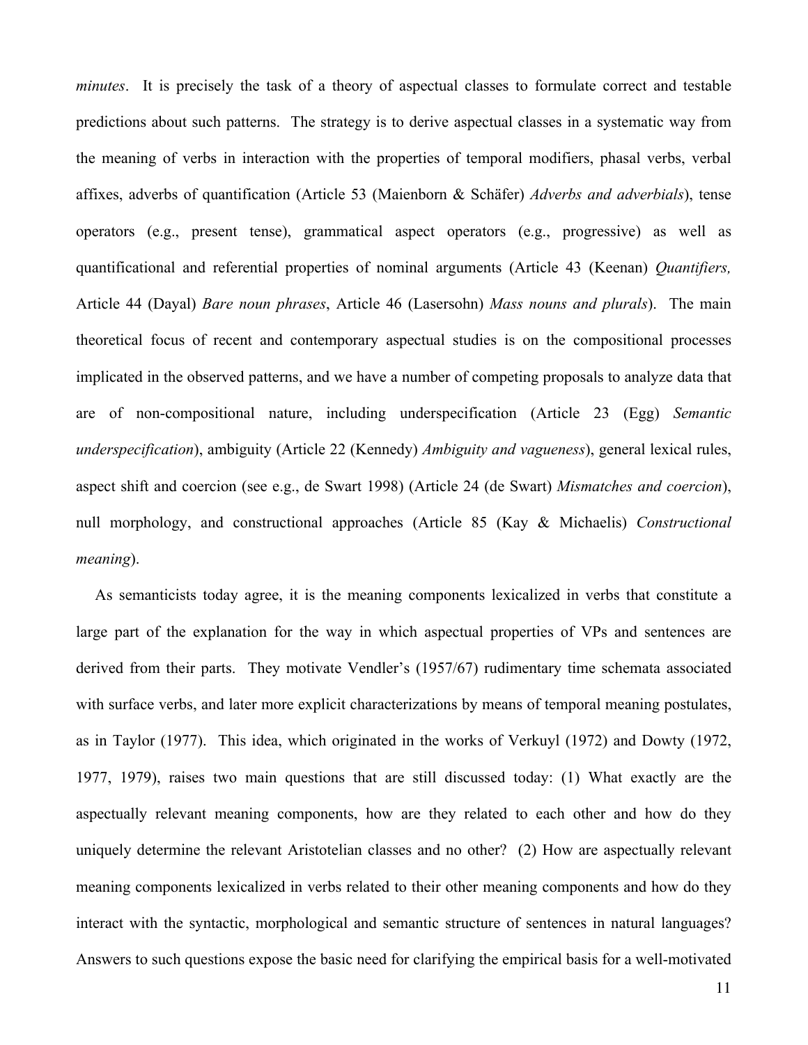*minutes*. It is precisely the task of a theory of aspectual classes to formulate correct and testable predictions about such patterns. The strategy is to derive aspectual classes in a systematic way from the meaning of verbs in interaction with the properties of temporal modifiers, phasal verbs, verbal affixes, adverbs of quantification (Article 53 (Maienborn & Schäfer) *Adverbs and adverbials*), tense operators (e.g., present tense), grammatical aspect operators (e.g., progressive) as well as quantificational and referential properties of nominal arguments (Article 43 (Keenan) *Quantifiers,* Article 44 (Dayal) *Bare noun phrases*, Article 46 (Lasersohn) *Mass nouns and plurals*). The main theoretical focus of recent and contemporary aspectual studies is on the compositional processes implicated in the observed patterns, and we have a number of competing proposals to analyze data that are of non-compositional nature, including underspecification (Article 23 (Egg) *Semantic underspecification*), ambiguity (Article 22 (Kennedy) *Ambiguity and vagueness*), general lexical rules, aspect shift and coercion (see e.g., de Swart 1998) (Article 24 (de Swart) *Mismatches and coercion*), null morphology, and constructional approaches (Article 85 (Kay & Michaelis) *Constructional meaning*).

As semanticists today agree, it is the meaning components lexicalized in verbs that constitute a large part of the explanation for the way in which aspectual properties of VPs and sentences are derived from their parts. They motivate Vendler's (1957/67) rudimentary time schemata associated with surface verbs, and later more explicit characterizations by means of temporal meaning postulates, as in Taylor (1977). This idea, which originated in the works of Verkuyl (1972) and Dowty (1972, 1977, 1979), raises two main questions that are still discussed today: (1) What exactly are the aspectually relevant meaning components, how are they related to each other and how do they uniquely determine the relevant Aristotelian classes and no other? (2) How are aspectually relevant meaning components lexicalized in verbs related to their other meaning components and how do they interact with the syntactic, morphological and semantic structure of sentences in natural languages? Answers to such questions expose the basic need for clarifying the empirical basis for a well-motivated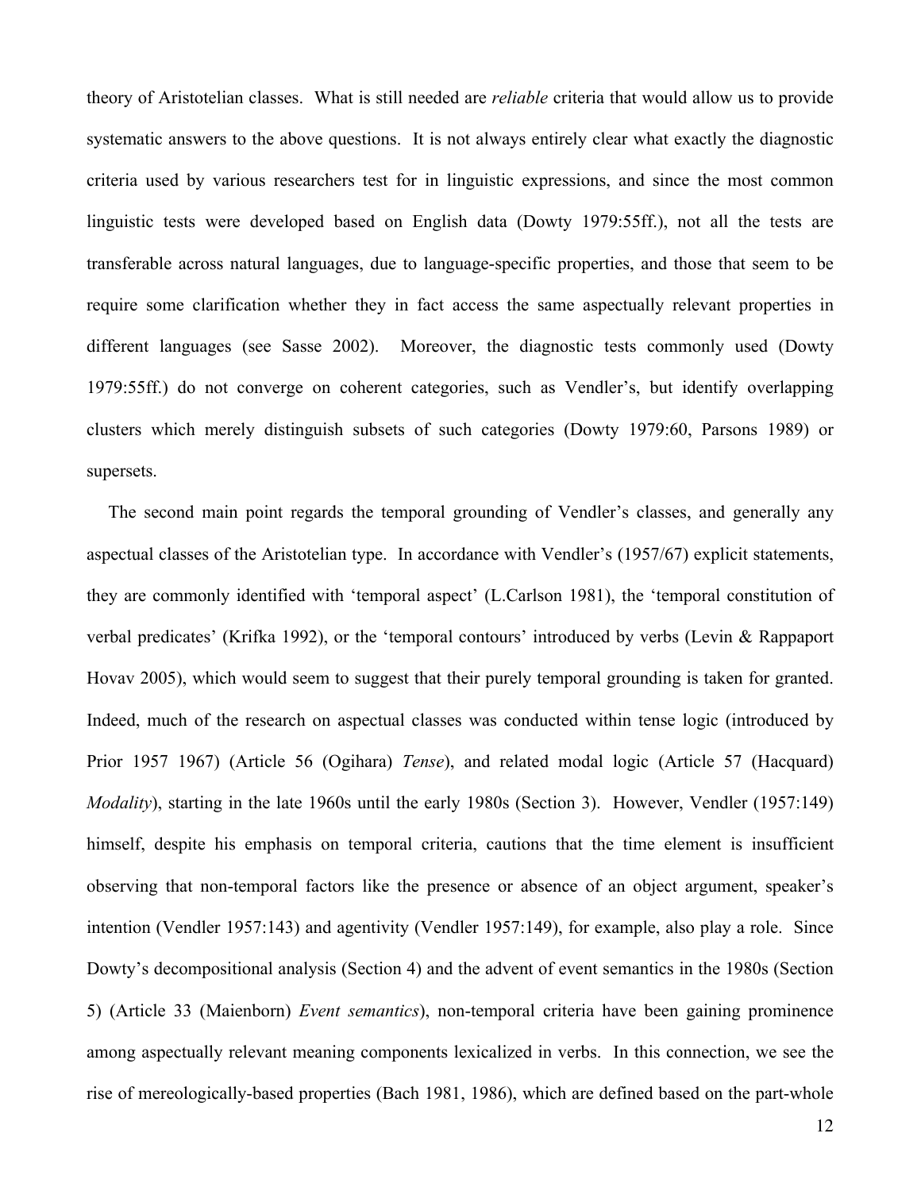theory of Aristotelian classes. What is still needed are *reliable* criteria that would allow us to provide systematic answers to the above questions. It is not always entirely clear what exactly the diagnostic criteria used by various researchers test for in linguistic expressions, and since the most common linguistic tests were developed based on English data (Dowty 1979:55ff.), not all the tests are transferable across natural languages, due to language-specific properties, and those that seem to be require some clarification whether they in fact access the same aspectually relevant properties in different languages (see Sasse 2002). Moreover, the diagnostic tests commonly used (Dowty 1979:55ff.) do not converge on coherent categories, such as Vendler's, but identify overlapping clusters which merely distinguish subsets of such categories (Dowty 1979:60, Parsons 1989) or supersets.

The second main point regards the temporal grounding of Vendler's classes, and generally any aspectual classes of the Aristotelian type. In accordance with Vendler's (1957/67) explicit statements, they are commonly identified with 'temporal aspect' (L.Carlson 1981), the 'temporal constitution of verbal predicates' (Krifka 1992), or the 'temporal contours' introduced by verbs (Levin & Rappaport Hovav 2005), which would seem to suggest that their purely temporal grounding is taken for granted. Indeed, much of the research on aspectual classes was conducted within tense logic (introduced by Prior 1957 1967) (Article 56 (Ogihara) *Tense*), and related modal logic (Article 57 (Hacquard) *Modality*), starting in the late 1960s until the early 1980s (Section 3). However, Vendler (1957:149) himself, despite his emphasis on temporal criteria, cautions that the time element is insufficient observing that non-temporal factors like the presence or absence of an object argument, speaker's intention (Vendler 1957:143) and agentivity (Vendler 1957:149), for example, also play a role. Since Dowty's decompositional analysis (Section 4) and the advent of event semantics in the 1980s (Section 5) (Article 33 (Maienborn) *Event semantics*), non-temporal criteria have been gaining prominence among aspectually relevant meaning components lexicalized in verbs. In this connection, we see the rise of mereologically-based properties (Bach 1981, 1986), which are defined based on the part-whole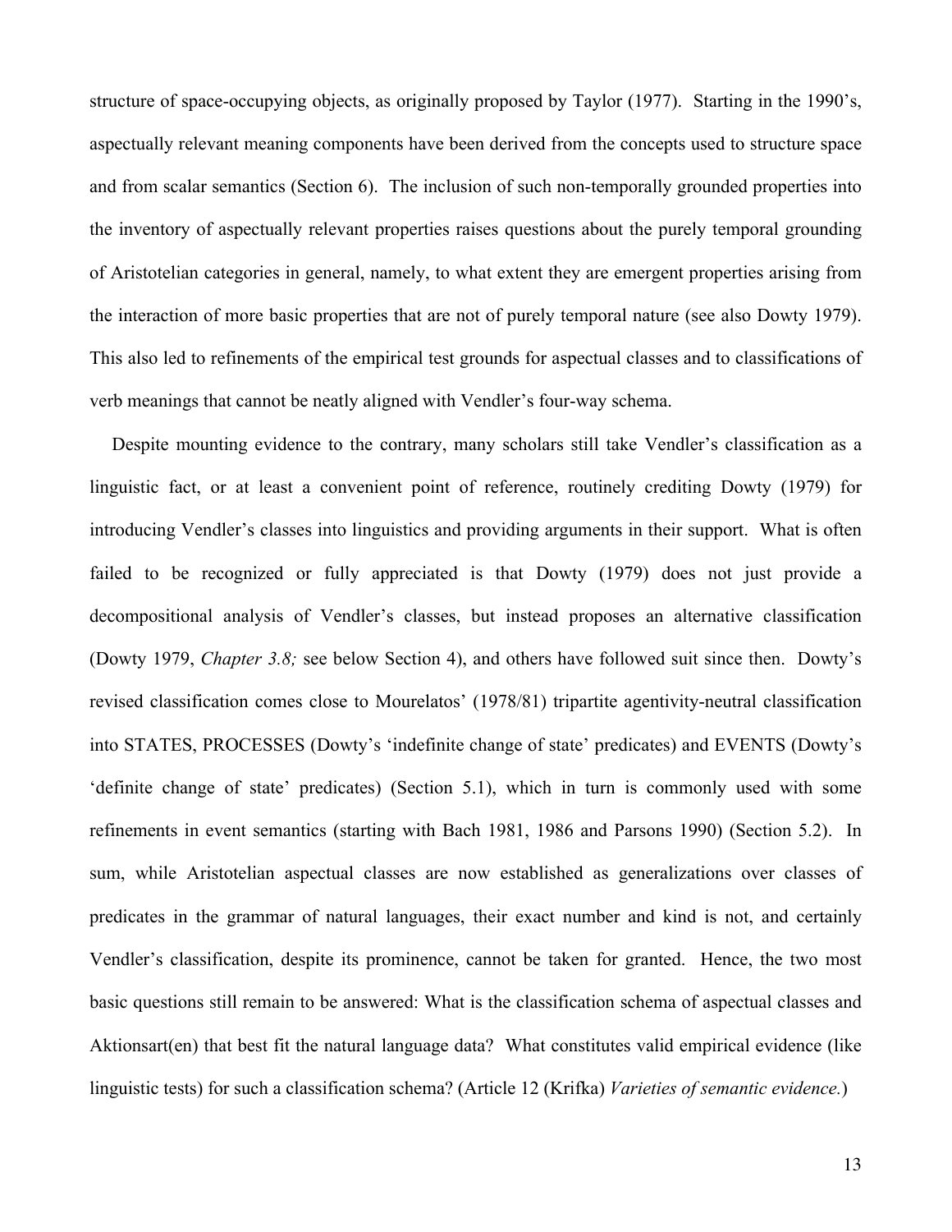structure of space-occupying objects, as originally proposed by Taylor (1977). Starting in the 1990's, aspectually relevant meaning components have been derived from the concepts used to structure space and from scalar semantics (Section 6). The inclusion of such non-temporally grounded properties into the inventory of aspectually relevant properties raises questions about the purely temporal grounding of Aristotelian categories in general, namely, to what extent they are emergent properties arising from the interaction of more basic properties that are not of purely temporal nature (see also Dowty 1979). This also led to refinements of the empirical test grounds for aspectual classes and to classifications of verb meanings that cannot be neatly aligned with Vendler's four-way schema.

Despite mounting evidence to the contrary, many scholars still take Vendler's classification as a linguistic fact, or at least a convenient point of reference, routinely crediting Dowty (1979) for introducing Vendler's classes into linguistics and providing arguments in their support. What is often failed to be recognized or fully appreciated is that Dowty (1979) does not just provide a decompositional analysis of Vendler's classes, but instead proposes an alternative classification (Dowty 1979, *Chapter 3.8;* see below Section 4), and others have followed suit since then. Dowty's revised classification comes close to Mourelatos' (1978/81) tripartite agentivity-neutral classification into STATES, PROCESSES (Dowty's 'indefinite change of state' predicates) and EVENTS (Dowty's 'definite change of state' predicates) (Section 5.1), which in turn is commonly used with some refinements in event semantics (starting with Bach 1981, 1986 and Parsons 1990) (Section 5.2). In sum, while Aristotelian aspectual classes are now established as generalizations over classes of predicates in the grammar of natural languages, their exact number and kind is not, and certainly Vendler's classification, despite its prominence, cannot be taken for granted. Hence, the two most basic questions still remain to be answered: What is the classification schema of aspectual classes and Aktionsart(en) that best fit the natural language data? What constitutes valid empirical evidence (like linguistic tests) for such a classification schema? (Article 12 (Krifka) *Varieties of semantic evidence.*)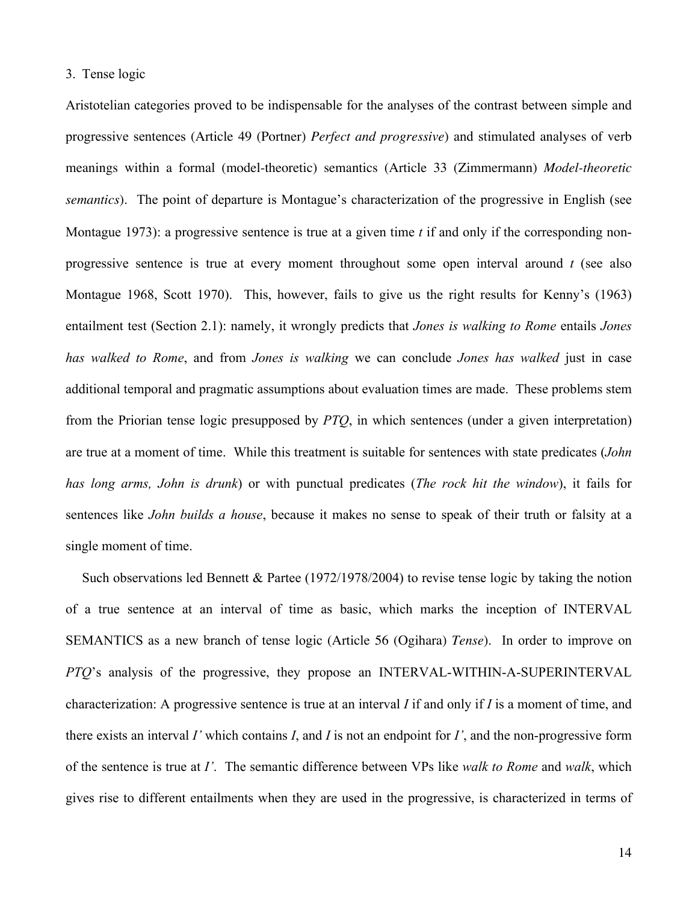3. Tense logic

Aristotelian categories proved to be indispensable for the analyses of the contrast between simple and progressive sentences (Article 49 (Portner) *Perfect and progressive*) and stimulated analyses of verb meanings within a formal (model-theoretic) semantics (Article 33 (Zimmermann) *Model-theoretic semantics*). The point of departure is Montague's characterization of the progressive in English (see Montague 1973): a progressive sentence is true at a given time *t* if and only if the corresponding non-progressive sentence is true at every moment throughout some open interval around *t* (see also Montague 1968, Scott 1970). This, however, fails to give us the right results for Kenny's (1963) entailment test (Section 2.1): namely, it wrongly predicts that *Jones is walking to Rome* entails *Jones has walked to Rome*, and from *Jones is walking* we can conclude *Jones has walked* just in case additional temporal and pragmatic assumptions about evaluation times are made. These problems stem from the Priorian tense logic presupposed by *PTQ*, in which sentences (under a given interpretation) are true at a moment of time. While this treatment is suitable for sentences with state predicates (*John has long arms, John is drunk*) or with punctual predicates (*The rock hit the window*), it fails for sentences like *John builds a house*, because it makes no sense to speak of their truth or falsity at a single moment of time.

Such observations led Bennett & Partee (1972/1978/2004) to revise tense logic by taking the notion of a true sentence at an interval of time as basic, which marks the inception of INTERVAL SEMANTICS as a new branch of tense logic (Article 56 (Ogihara) *Tense*). In order to improve on *PTQ*'s analysis of the progressive, they propose an INTERVAL-WITHIN-A-SUPERINTERVAL characterization: A progressive sentence is true at an interval *I* if and only if *I* is a moment of time, and there exists an interval *I'* which contains *I*, and *I* is not an endpoint for *I'*, and the non-progressive form of the sentence is true at *I'*. The semantic difference between VPs like *walk to Rome* and *walk*, which gives rise to different entailments when they are used in the progressive, is characterized in terms of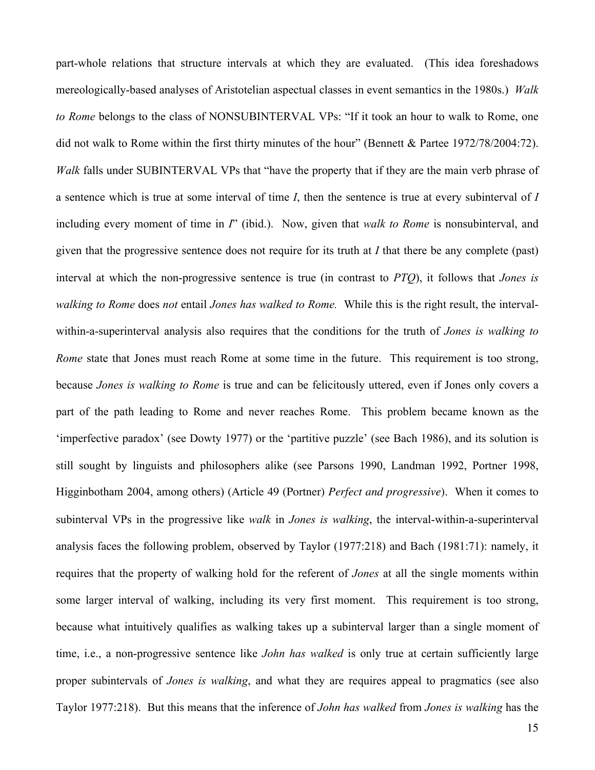part-whole relations that structure intervals at which they are evaluated. (This idea foreshadows mereologically-based analyses of Aristotelian aspectual classes in event semantics in the 1980s.) *Walk to Rome* belongs to the class of NONSUBINTERVAL VPs: "If it took an hour to walk to Rome, one did not walk to Rome within the first thirty minutes of the hour" (Bennett & Partee 1972/78/2004:72). *Walk* falls under SUBINTERVAL VPs that "have the property that if they are the main verb phrase of a sentence which is true at some interval of time *I*, then the sentence is true at every subinterval of *I* including every moment of time in *I*" (ibid.). Now, given that *walk to Rome* is nonsubinterval, and given that the progressive sentence does not require for its truth at *I* that there be any complete (past) interval at which the non-progressive sentence is true (in contrast to *PTQ*), it follows that *Jones is walking to Rome* does *not* entail *Jones has walked to Rome.* While this is the right result, the interval-within-a-superinterval analysis also requires that the conditions for the truth of *Jones is walking to Rome* state that Jones must reach Rome at some time in the future. This requirement is too strong, because *Jones is walking to Rome* is true and can be felicitously uttered, even if Jones only covers a part of the path leading to Rome and never reaches Rome. This problem became known as the 'imperfective paradox' (see Dowty 1977) or the 'partitive puzzle' (see Bach 1986), and its solution is still sought by linguists and philosophers alike (see Parsons 1990, Landman 1992, Portner 1998, Higginbotham 2004, among others) (Article 49 (Portner) *Perfect and progressive*). When it comes to subinterval VPs in the progressive like *walk* in *Jones is walking*, the interval-within-a-superinterval analysis faces the following problem, observed by Taylor (1977:218) and Bach (1981:71): namely, it requires that the property of walking hold for the referent of *Jones* at all the single moments within some larger interval of walking, including its very first moment. This requirement is too strong, because what intuitively qualifies as walking takes up a subinterval larger than a single moment of time, i.e., a non-progressive sentence like *John has walked* is only true at certain sufficiently large proper subintervals of *Jones is walking*, and what they are requires appeal to pragmatics (see also Taylor 1977:218). But this means that the inference of *John has walked* from *Jones is walking* has the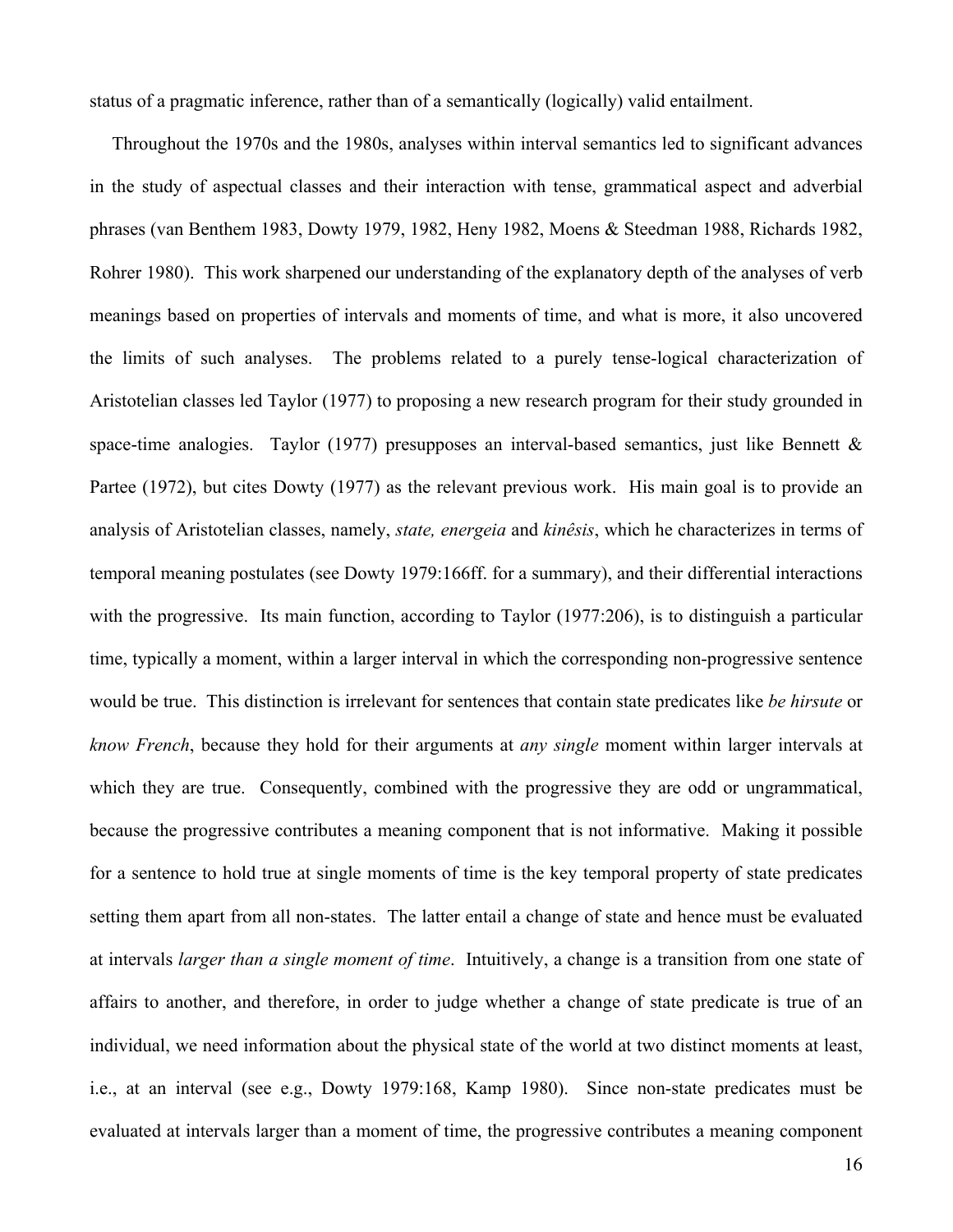status of a pragmatic inference, rather than of a semantically (logically) valid entailment.

Throughout the 1970s and the 1980s, analyses within interval semantics led to significant advances in the study of aspectual classes and their interaction with tense, grammatical aspect and adverbial phrases (van Benthem 1983, Dowty 1979, 1982, Heny 1982, Moens & Steedman 1988, Richards 1982, Rohrer 1980). This work sharpened our understanding of the explanatory depth of the analyses of verb meanings based on properties of intervals and moments of time, and what is more, it also uncovered the limits of such analyses. The problems related to a purely tense-logical characterization of Aristotelian classes led Taylor (1977) to proposing a new research program for their study grounded in space-time analogies. Taylor (1977) presupposes an interval-based semantics, just like Bennett & Partee (1972), but cites Dowty (1977) as the relevant previous work. His main goal is to provide an analysis of Aristotelian classes, namely, *state, energeia* and *kinêsis*, which he characterizes in terms of temporal meaning postulates (see Dowty 1979:166ff. for a summary), and their differential interactions with the progressive. Its main function, according to Taylor (1977:206), is to distinguish a particular time, typically a moment, within a larger interval in which the corresponding non-progressive sentence would be true. This distinction is irrelevant for sentences that contain state predicates like *be hirsute* or *know French*, because they hold for their arguments at *any single* moment within larger intervals at which they are true. Consequently, combined with the progressive they are odd or ungrammatical, because the progressive contributes a meaning component that is not informative. Making it possible for a sentence to hold true at single moments of time is the key temporal property of state predicates setting them apart from all non-states. The latter entail a change of state and hence must be evaluated at intervals *larger than a single moment of time*. Intuitively, a change is a transition from one state of affairs to another, and therefore, in order to judge whether a change of state predicate is true of an individual, we need information about the physical state of the world at two distinct moments at least, i.e., at an interval (see e.g., Dowty 1979:168, Kamp 1980). Since non-state predicates must be evaluated at intervals larger than a moment of time, the progressive contributes a meaning component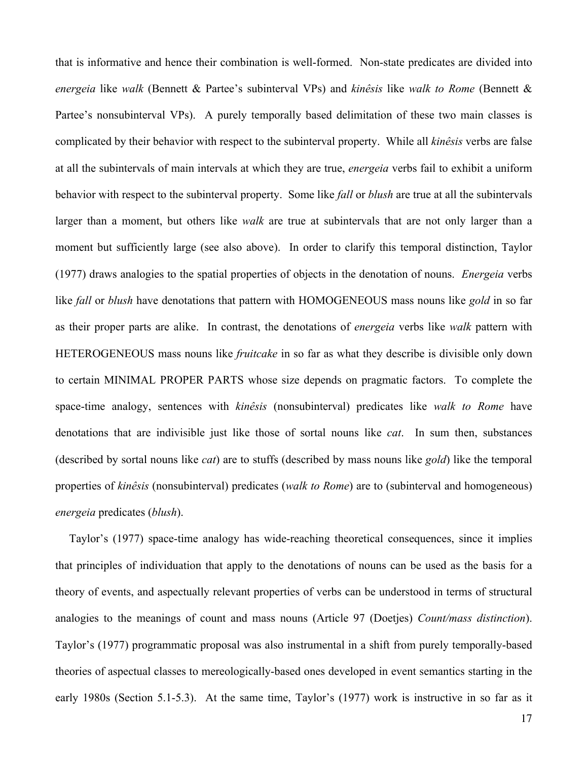that is informative and hence their combination is well-formed. Non-state predicates are divided into *energeia* like *walk* (Bennett & Partee's subinterval VPs) and *kinêsis* like *walk to Rome* (Bennett & Partee's nonsubinterval VPs). A purely temporally based delimitation of these two main classes is complicated by their behavior with respect to the subinterval property. While all *kinêsis* verbs are false at all the subintervals of main intervals at which they are true, *energeia* verbs fail to exhibit a uniform behavior with respect to the subinterval property. Some like *fall* or *blush* are true at all the subintervals larger than a moment, but others like *walk* are true at subintervals that are not only larger than a moment but sufficiently large (see also above). In order to clarify this temporal distinction, Taylor (1977) draws analogies to the spatial properties of objects in the denotation of nouns. *Energeia* verbs like *fall* or *blush* have denotations that pattern with HOMOGENEOUS mass nouns like *gold* in so far as their proper parts are alike. In contrast, the denotations of *energeia* verbs like *walk* pattern with HETEROGENEOUS mass nouns like *fruitcake* in so far as what they describe is divisible only down to certain MINIMAL PROPER PARTS whose size depends on pragmatic factors. To complete the space-time analogy, sentences with *kinêsis* (nonsubinterval) predicates like *walk to Rome* have denotations that are indivisible just like those of sortal nouns like *cat*. In sum then, substances (described by sortal nouns like *cat*) are to stuffs (described by mass nouns like *gold*) like the temporal properties of *kinêsis* (nonsubinterval) predicates (*walk to Rome*) are to (subinterval and homogeneous) *energeia* predicates (*blush*).

Taylor's (1977) space-time analogy has wide-reaching theoretical consequences, since it implies that principles of individuation that apply to the denotations of nouns can be used as the basis for a theory of events, and aspectually relevant properties of verbs can be understood in terms of structural analogies to the meanings of count and mass nouns (Article 97 (Doetjes) *Count/mass distinction*). Taylor's (1977) programmatic proposal was also instrumental in a shift from purely temporally-based theories of aspectual classes to mereologically-based ones developed in event semantics starting in the early 1980s (Section 5.1-5.3). At the same time, Taylor's (1977) work is instructive in so far as it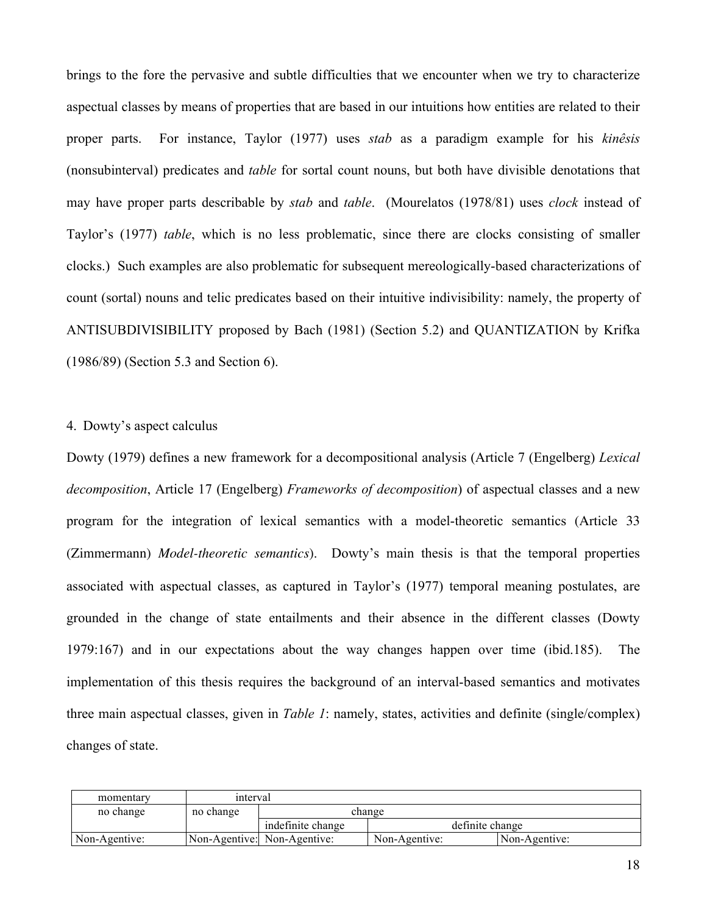brings to the fore the pervasive and subtle difficulties that we encounter when we try to characterize aspectual classes by means of properties that are based in our intuitions how entities are related to their proper parts. For instance, Taylor (1977) uses *stab* as a paradigm example for his *kinêsis* (nonsubinterval) predicates and *table* for sortal count nouns, but both have divisible denotations that may have proper parts describable by *stab* and *table*. (Mourelatos (1978/81) uses *clock* instead of Taylor's (1977) *table*, which is no less problematic, since there are clocks consisting of smaller clocks.) Such examples are also problematic for subsequent mereologically-based characterizations of count (sortal) nouns and telic predicates based on their intuitive indivisibility: namely, the property of ANTISUBDIVISIBILITY proposed by Bach (1981) (Section 5.2) and QUANTIZATION by Krifka (1986/89) (Section 5.3 and Section 6).

## 4. Dowty's aspect calculus

Dowty (1979) defines a new framework for a decompositional analysis (Article 7 (Engelberg) *Lexical decomposition*, Article 17 (Engelberg) *Frameworks of decomposition*) of aspectual classes and a new program for the integration of lexical semantics with a model-theoretic semantics (Article 33 (Zimmermann) *Model-theoretic semantics*). Dowty's main thesis is that the temporal properties associated with aspectual classes, as captured in Taylor's (1977) temporal meaning postulates, are grounded in the change of state entailments and their absence in the different classes (Dowty 1979:167) and in our expectations about the way changes happen over time (ibid.185). The implementation of this thesis requires the background of an interval-based semantics and motivates three main aspectual classes, given in *Table 1*: namely, states, activities and definite (single/complex) changes of state.

| momentary | interval | | | |
|---|---|---|---|---|
| no change | no change | change | | |
| | | indefinite change | definite change | |
| Non-Agentive: | Non-Agentive: | Non-Agentive: | Non-Agentive: | Non-Agentive: |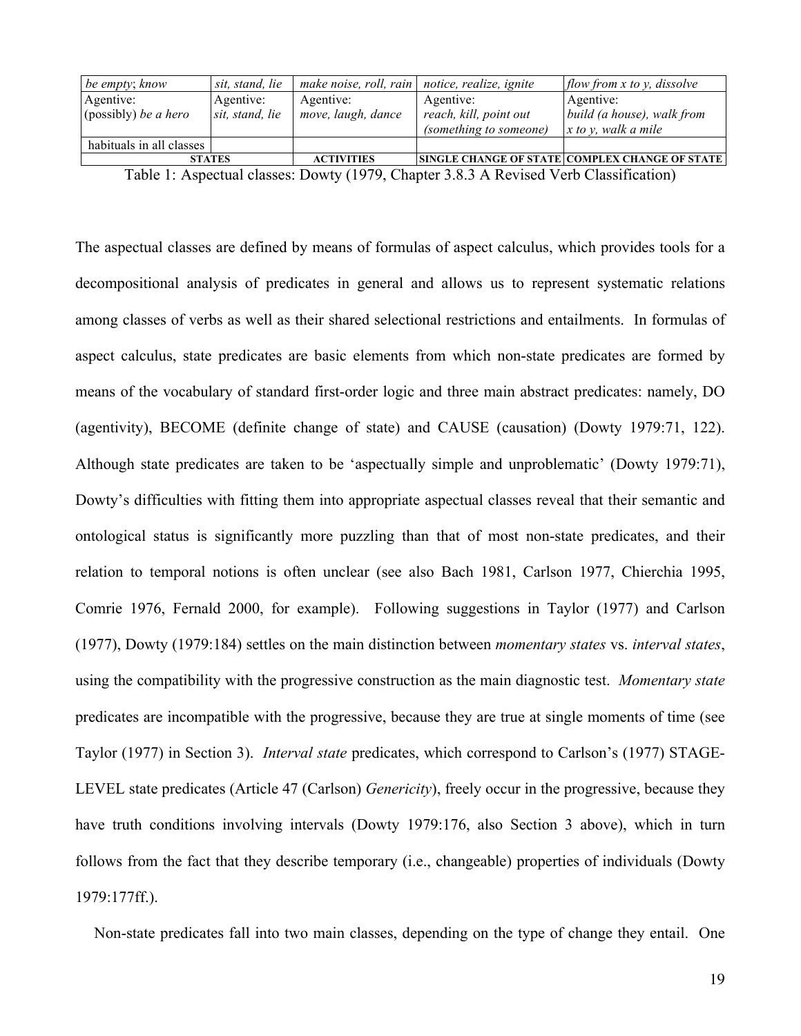| *be empty*; *know* | *sit, stand, lie* | *make noise, roll, rain* | *notice, realize, ignite* | *flow from x to y, dissolve* |
|---|---|---|---|---|
| Agentive: (possibly) *be a hero* | Agentive: *sit, stand, lie* | Agentive: *move, laugh, dance* | Agentive: *reach, kill, point out (something to someone)* | Agentive: *build (a house), walk from x to y, walk a mile* |
| habituals in all classes | | | | |
| **STATES** | | **ACTIVITIES** | **SINGLE CHANGE OF STATE** | **COMPLEX CHANGE OF STATE** |

Table 1: Aspectual classes: Dowty (1979, Chapter 3.8.3 A Revised Verb Classification)

The aspectual classes are defined by means of formulas of aspect calculus, which provides tools for a decompositional analysis of predicates in general and allows us to represent systematic relations among classes of verbs as well as their shared selectional restrictions and entailments. In formulas of aspect calculus, state predicates are basic elements from which non-state predicates are formed by means of the vocabulary of standard first-order logic and three main abstract predicates: namely, DO (agentivity), BECOME (definite change of state) and CAUSE (causation) (Dowty 1979:71, 122). Although state predicates are taken to be 'aspectually simple and unproblematic' (Dowty 1979:71), Dowty's difficulties with fitting them into appropriate aspectual classes reveal that their semantic and ontological status is significantly more puzzling than that of most non-state predicates, and their relation to temporal notions is often unclear (see also Bach 1981, Carlson 1977, Chierchia 1995, Comrie 1976, Fernald 2000, for example). Following suggestions in Taylor (1977) and Carlson (1977), Dowty (1979:184) settles on the main distinction between *momentary states* vs. *interval states*, using the compatibility with the progressive construction as the main diagnostic test. *Momentary state* predicates are incompatible with the progressive, because they are true at single moments of time (see Taylor (1977) in Section 3). *Interval state* predicates, which correspond to Carlson's (1977) STAGE-LEVEL state predicates (Article 47 (Carlson) *Genericity*), freely occur in the progressive, because they have truth conditions involving intervals (Dowty 1979:176, also Section 3 above), which in turn follows from the fact that they describe temporary (i.e., changeable) properties of individuals (Dowty 1979:177ff.).

Non-state predicates fall into two main classes, depending on the type of change they entail. One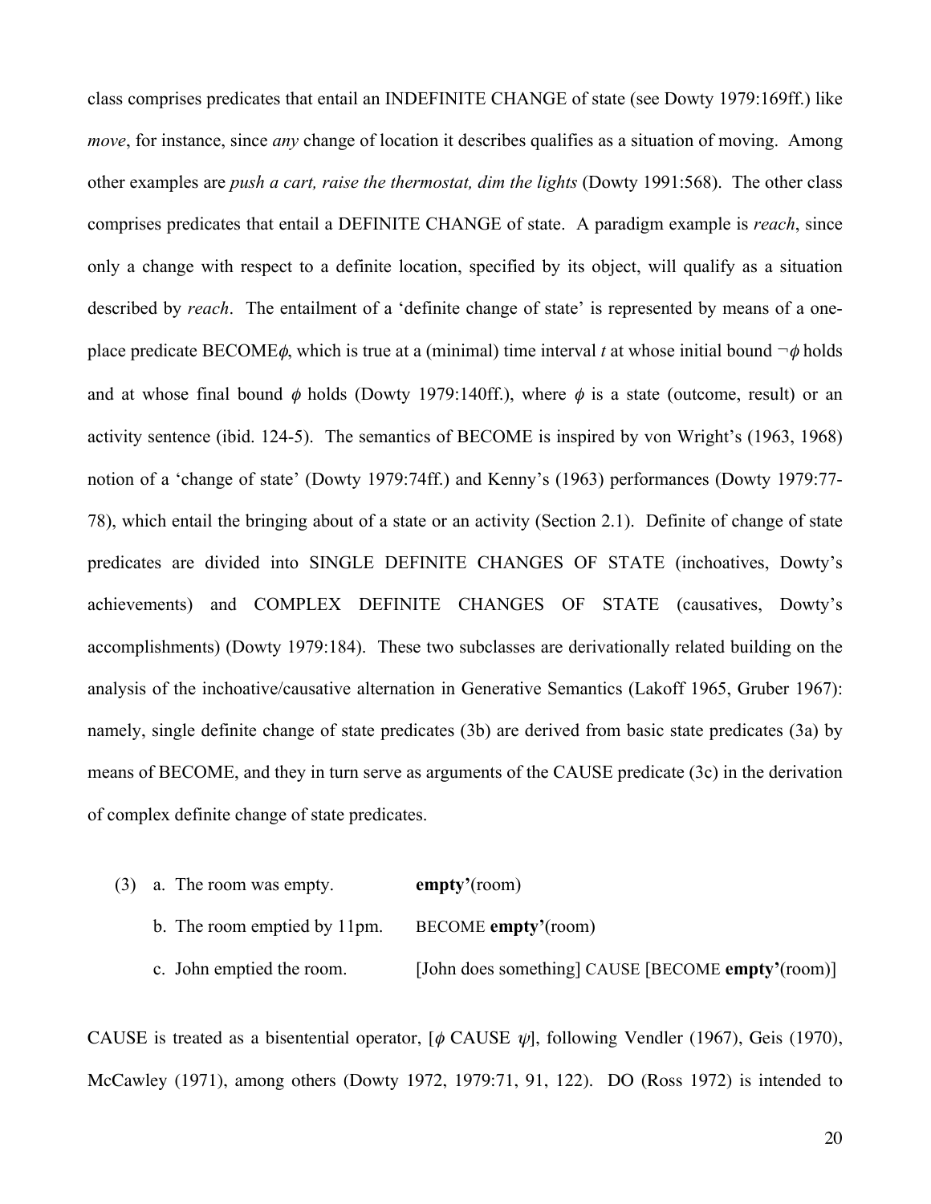class comprises predicates that entail an INDEFINITE CHANGE of state (see Dowty 1979:169ff.) like *move*, for instance, since *any* change of location it describes qualifies as a situation of moving. Among other examples are *push a cart, raise the thermostat, dim the lights* (Dowty 1991:568). The other class comprises predicates that entail a DEFINITE CHANGE of state. A paradigm example is *reach*, since only a change with respect to a definite location, specified by its object, will qualify as a situation described by *reach*. The entailment of a 'definite change of state' is represented by means of a one-place predicate BECOME$\phi$, which is true at a (minimal) time interval *t* at whose initial bound $\neg\phi$ holds and at whose final bound $\phi$ holds (Dowty 1979:140ff.), where $\phi$ is a state (outcome, result) or an activity sentence (ibid. 124-5). The semantics of BECOME is inspired by von Wright's (1963, 1968) notion of a 'change of state' (Dowty 1979:74ff.) and Kenny's (1963) performances (Dowty 1979:77-78), which entail the bringing about of a state or an activity (Section 2.1). Definite of change of state predicates are divided into SINGLE DEFINITE CHANGES OF STATE (inchoatives, Dowty's achievements) and COMPLEX DEFINITE CHANGES OF STATE (causatives, Dowty's accomplishments) (Dowty 1979:184). These two subclasses are derivationally related building on the analysis of the inchoative/causative alternation in Generative Semantics (Lakoff 1965, Gruber 1967): namely, single definite change of state predicates (3b) are derived from basic state predicates (3a) by means of BECOME, and they in turn serve as arguments of the CAUSE predicate (3c) in the derivation of complex definite change of state predicates.

(3) a. The room was empty. **empty'**(room)

  b. The room emptied by 11pm. BECOME **empty'**(room)

  c. John emptied the room. [John does something] CAUSE [BECOME **empty'**(room)]

CAUSE is treated as a bisentential operator, [$\phi$ CAUSE $\psi$], following Vendler (1967), Geis (1970), McCawley (1971), among others (Dowty 1972, 1979:71, 91, 122). DO (Ross 1972) is intended to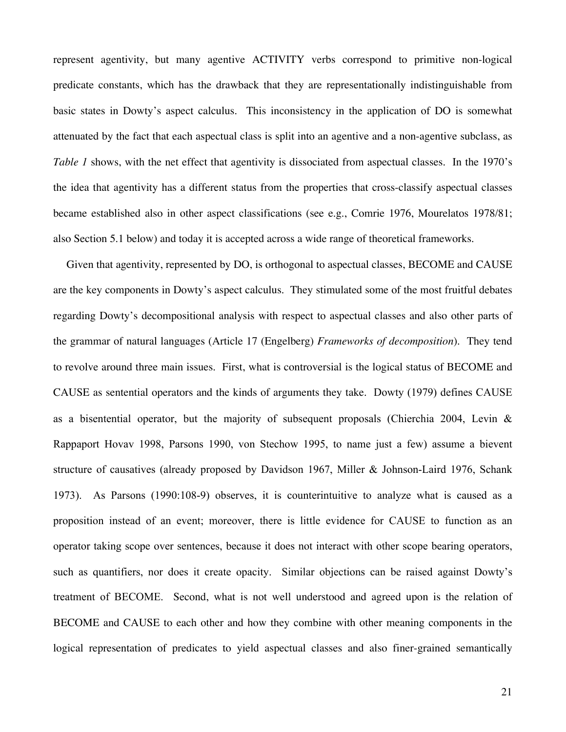represent agentivity, but many agentive ACTIVITY verbs correspond to primitive non-logical predicate constants, which has the drawback that they are representationally indistinguishable from basic states in Dowty's aspect calculus. This inconsistency in the application of DO is somewhat attenuated by the fact that each aspectual class is split into an agentive and a non-agentive subclass, as *Table 1* shows, with the net effect that agentivity is dissociated from aspectual classes. In the 1970's the idea that agentivity has a different status from the properties that cross-classify aspectual classes became established also in other aspect classifications (see e.g., Comrie 1976, Mourelatos 1978/81; also Section 5.1 below) and today it is accepted across a wide range of theoretical frameworks.

Given that agentivity, represented by DO, is orthogonal to aspectual classes, BECOME and CAUSE are the key components in Dowty's aspect calculus. They stimulated some of the most fruitful debates regarding Dowty's decompositional analysis with respect to aspectual classes and also other parts of the grammar of natural languages (Article 17 (Engelberg) *Frameworks of decomposition*). They tend to revolve around three main issues. First, what is controversial is the logical status of BECOME and CAUSE as sentential operators and the kinds of arguments they take. Dowty (1979) defines CAUSE as a bisentential operator, but the majority of subsequent proposals (Chierchia 2004, Levin & Rappaport Hovav 1998, Parsons 1990, von Stechow 1995, to name just a few) assume a bievent structure of causatives (already proposed by Davidson 1967, Miller & Johnson-Laird 1976, Schank 1973). As Parsons (1990:108-9) observes, it is counterintuitive to analyze what is caused as a proposition instead of an event; moreover, there is little evidence for CAUSE to function as an operator taking scope over sentences, because it does not interact with other scope bearing operators, such as quantifiers, nor does it create opacity. Similar objections can be raised against Dowty's treatment of BECOME. Second, what is not well understood and agreed upon is the relation of BECOME and CAUSE to each other and how they combine with other meaning components in the logical representation of predicates to yield aspectual classes and also finer-grained semantically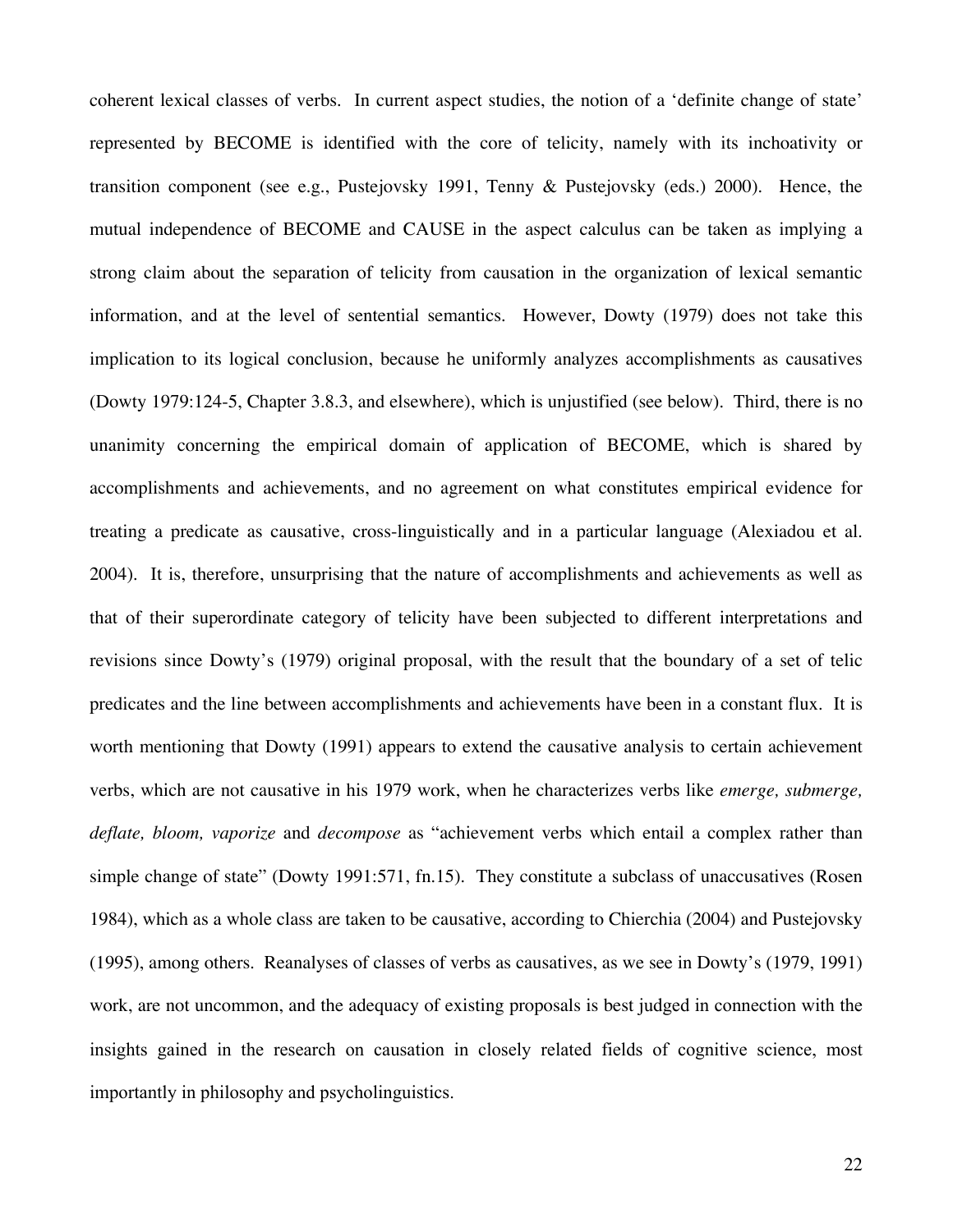coherent lexical classes of verbs. In current aspect studies, the notion of a 'definite change of state' represented by BECOME is identified with the core of telicity, namely with its inchoativity or transition component (see e.g., Pustejovsky 1991, Tenny & Pustejovsky (eds.) 2000). Hence, the mutual independence of BECOME and CAUSE in the aspect calculus can be taken as implying a strong claim about the separation of telicity from causation in the organization of lexical semantic information, and at the level of sentential semantics. However, Dowty (1979) does not take this implication to its logical conclusion, because he uniformly analyzes accomplishments as causatives (Dowty 1979:124-5, Chapter 3.8.3, and elsewhere), which is unjustified (see below). Third, there is no unanimity concerning the empirical domain of application of BECOME, which is shared by accomplishments and achievements, and no agreement on what constitutes empirical evidence for treating a predicate as causative, cross-linguistically and in a particular language (Alexiadou et al. 2004). It is, therefore, unsurprising that the nature of accomplishments and achievements as well as that of their superordinate category of telicity have been subjected to different interpretations and revisions since Dowty's (1979) original proposal, with the result that the boundary of a set of telic predicates and the line between accomplishments and achievements have been in a constant flux. It is worth mentioning that Dowty (1991) appears to extend the causative analysis to certain achievement verbs, which are not causative in his 1979 work, when he characterizes verbs like *emerge, submerge, deflate, bloom, vaporize* and *decompose* as "achievement verbs which entail a complex rather than simple change of state" (Dowty 1991:571, fn.15). They constitute a subclass of unaccusatives (Rosen 1984), which as a whole class are taken to be causative, according to Chierchia (2004) and Pustejovsky (1995), among others. Reanalyses of classes of verbs as causatives, as we see in Dowty's (1979, 1991) work, are not uncommon, and the adequacy of existing proposals is best judged in connection with the insights gained in the research on causation in closely related fields of cognitive science, most importantly in philosophy and psycholinguistics.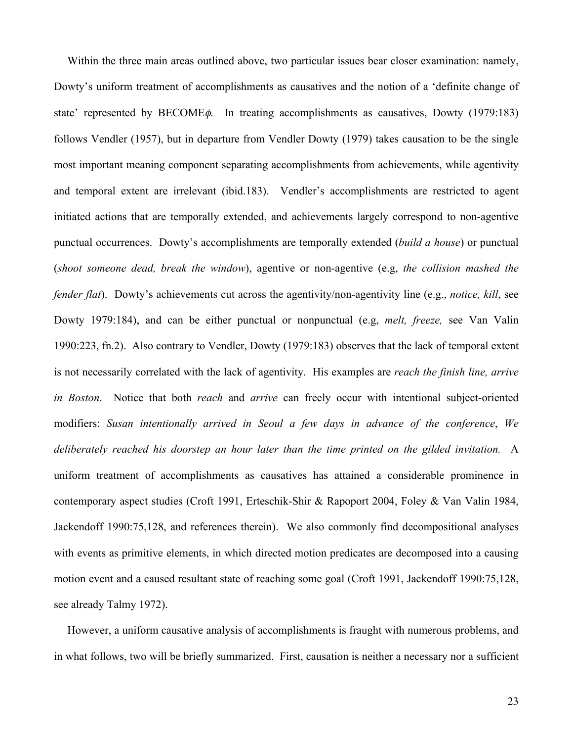Within the three main areas outlined above, two particular issues bear closer examination: namely, Dowty's uniform treatment of accomplishments as causatives and the notion of a 'definite change of state' represented by BECOME$\phi$. In treating accomplishments as causatives, Dowty (1979:183) follows Vendler (1957), but in departure from Vendler Dowty (1979) takes causation to be the single most important meaning component separating accomplishments from achievements, while agentivity and temporal extent are irrelevant (ibid.183). Vendler's accomplishments are restricted to agent initiated actions that are temporally extended, and achievements largely correspond to non-agentive punctual occurrences. Dowty's accomplishments are temporally extended (*build a house*) or punctual (*shoot someone dead, break the window*), agentive or non-agentive (e.g, *the collision mashed the fender flat*). Dowty's achievements cut across the agentivity/non-agentivity line (e.g., *notice, kill*, see Dowty 1979:184), and can be either punctual or nonpunctual (e.g, *melt, freeze,* see Van Valin 1990:223, fn.2). Also contrary to Vendler, Dowty (1979:183) observes that the lack of temporal extent is not necessarily correlated with the lack of agentivity. His examples are *reach the finish line, arrive in Boston*. Notice that both *reach* and *arrive* can freely occur with intentional subject-oriented modifiers: *Susan intentionally arrived in Seoul a few days in advance of the conference*, *We deliberately reached his doorstep an hour later than the time printed on the gilded invitation.* A uniform treatment of accomplishments as causatives has attained a considerable prominence in contemporary aspect studies (Croft 1991, Erteschik-Shir & Rapoport 2004, Foley & Van Valin 1984, Jackendoff 1990:75,128, and references therein). We also commonly find decompositional analyses with events as primitive elements, in which directed motion predicates are decomposed into a causing motion event and a caused resultant state of reaching some goal (Croft 1991, Jackendoff 1990:75,128, see already Talmy 1972).

However, a uniform causative analysis of accomplishments is fraught with numerous problems, and in what follows, two will be briefly summarized. First, causation is neither a necessary nor a sufficient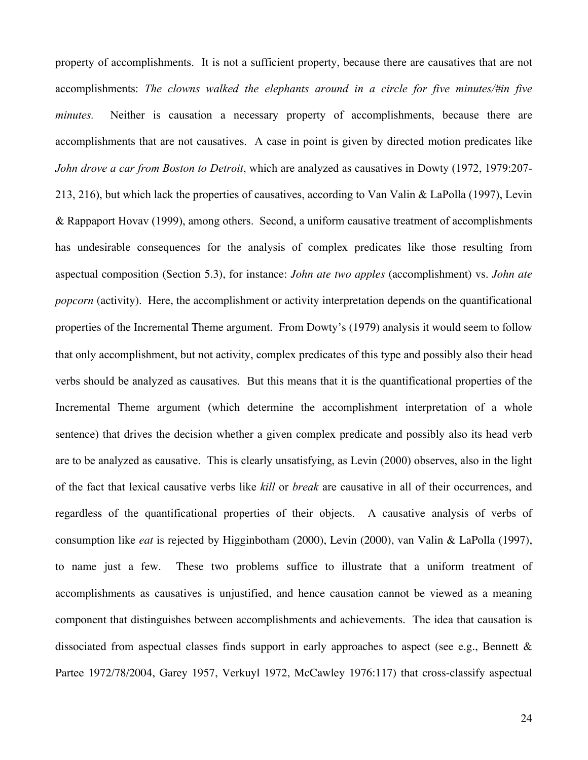property of accomplishments. It is not a sufficient property, because there are causatives that are not accomplishments: *The clowns walked the elephants around in a circle for five minutes/#in five minutes.* Neither is causation a necessary property of accomplishments, because there are accomplishments that are not causatives. A case in point is given by directed motion predicates like *John drove a car from Boston to Detroit*, which are analyzed as causatives in Dowty (1972, 1979:207-213, 216), but which lack the properties of causatives, according to Van Valin & LaPolla (1997), Levin & Rappaport Hovav (1999), among others. Second, a uniform causative treatment of accomplishments has undesirable consequences for the analysis of complex predicates like those resulting from aspectual composition (Section 5.3), for instance: *John ate two apples* (accomplishment) vs. *John ate popcorn* (activity). Here, the accomplishment or activity interpretation depends on the quantificational properties of the Incremental Theme argument. From Dowty's (1979) analysis it would seem to follow that only accomplishment, but not activity, complex predicates of this type and possibly also their head verbs should be analyzed as causatives. But this means that it is the quantificational properties of the Incremental Theme argument (which determine the accomplishment interpretation of a whole sentence) that drives the decision whether a given complex predicate and possibly also its head verb are to be analyzed as causative. This is clearly unsatisfying, as Levin (2000) observes, also in the light of the fact that lexical causative verbs like *kill* or *break* are causative in all of their occurrences, and regardless of the quantificational properties of their objects. A causative analysis of verbs of consumption like *eat* is rejected by Higginbotham (2000), Levin (2000), van Valin & LaPolla (1997), to name just a few. These two problems suffice to illustrate that a uniform treatment of accomplishments as causatives is unjustified, and hence causation cannot be viewed as a meaning component that distinguishes between accomplishments and achievements. The idea that causation is dissociated from aspectual classes finds support in early approaches to aspect (see e.g., Bennett & Partee 1972/78/2004, Garey 1957, Verkuyl 1972, McCawley 1976:117) that cross-classify aspectual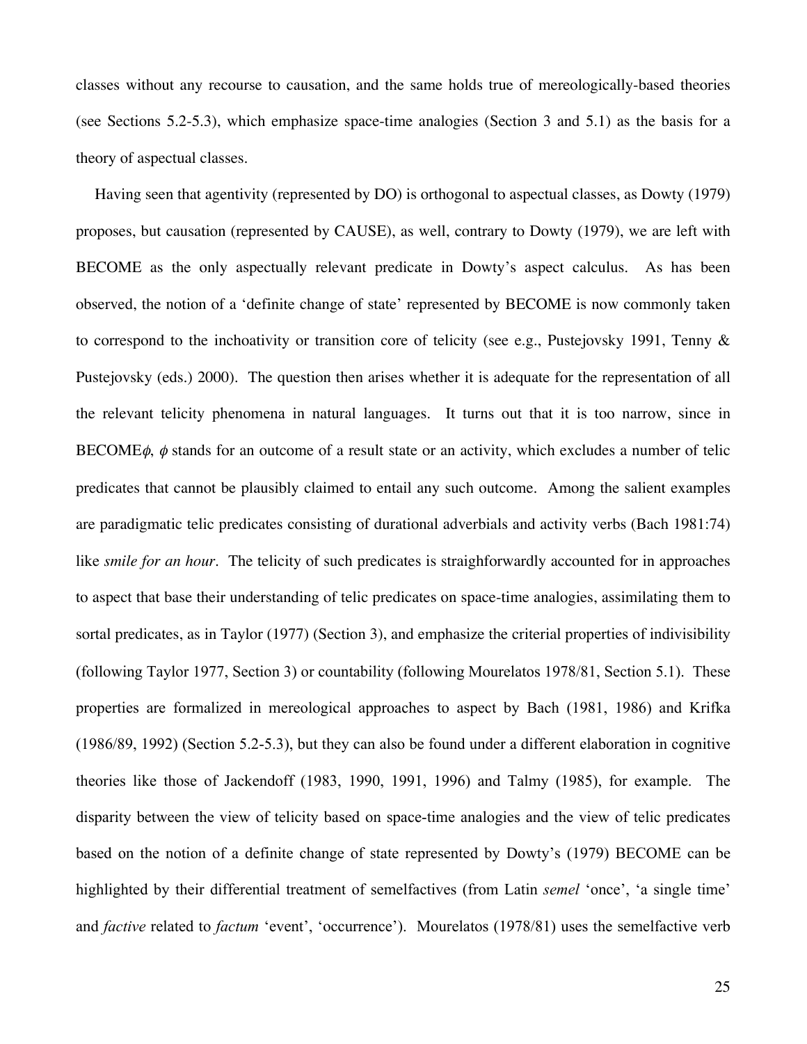classes without any recourse to causation, and the same holds true of mereologically-based theories (see Sections 5.2-5.3), which emphasize space-time analogies (Section 3 and 5.1) as the basis for a theory of aspectual classes.

Having seen that agentivity (represented by DO) is orthogonal to aspectual classes, as Dowty (1979) proposes, but causation (represented by CAUSE), as well, contrary to Dowty (1979), we are left with BECOME as the only aspectually relevant predicate in Dowty's aspect calculus. As has been observed, the notion of a 'definite change of state' represented by BECOME is now commonly taken to correspond to the inchoativity or transition core of telicity (see e.g., Pustejovsky 1991, Tenny & Pustejovsky (eds.) 2000). The question then arises whether it is adequate for the representation of all the relevant telicity phenomena in natural languages. It turns out that it is too narrow, since in BECOME$\phi$, $\phi$ stands for an outcome of a result state or an activity, which excludes a number of telic predicates that cannot be plausibly claimed to entail any such outcome. Among the salient examples are paradigmatic telic predicates consisting of durational adverbials and activity verbs (Bach 1981:74) like *smile for an hour*. The telicity of such predicates is straighforwardly accounted for in approaches to aspect that base their understanding of telic predicates on space-time analogies, assimilating them to sortal predicates, as in Taylor (1977) (Section 3), and emphasize the criterial properties of indivisibility (following Taylor 1977, Section 3) or countability (following Mourelatos 1978/81, Section 5.1). These properties are formalized in mereological approaches to aspect by Bach (1981, 1986) and Krifka (1986/89, 1992) (Section 5.2-5.3), but they can also be found under a different elaboration in cognitive theories like those of Jackendoff (1983, 1990, 1991, 1996) and Talmy (1985), for example. The disparity between the view of telicity based on space-time analogies and the view of telic predicates based on the notion of a definite change of state represented by Dowty's (1979) BECOME can be highlighted by their differential treatment of semelfactives (from Latin *semel* 'once', 'a single time' and *factive* related to *factum* 'event', 'occurrence'). Mourelatos (1978/81) uses the semelfactive verb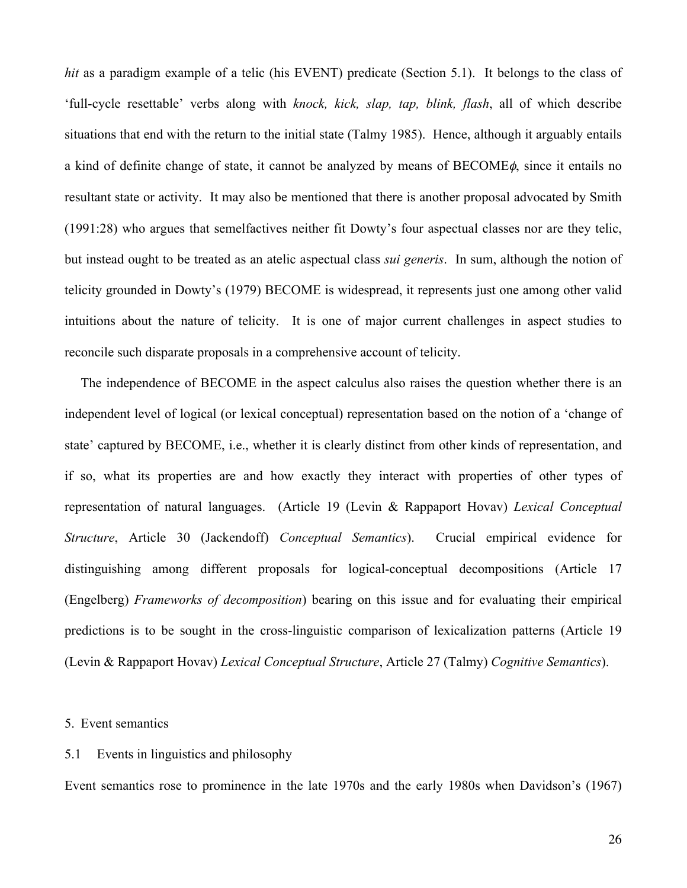*hit* as a paradigm example of a telic (his EVENT) predicate (Section 5.1). It belongs to the class of 'full-cycle resettable' verbs along with *knock, kick, slap, tap, blink, flash*, all of which describe situations that end with the return to the initial state (Talmy 1985). Hence, although it arguably entails a kind of definite change of state, it cannot be analyzed by means of BECOME$\phi$, since it entails no resultant state or activity. It may also be mentioned that there is another proposal advocated by Smith (1991:28) who argues that semelfactives neither fit Dowty's four aspectual classes nor are they telic, but instead ought to be treated as an atelic aspectual class *sui generis*. In sum, although the notion of telicity grounded in Dowty's (1979) BECOME is widespread, it represents just one among other valid intuitions about the nature of telicity. It is one of major current challenges in aspect studies to reconcile such disparate proposals in a comprehensive account of telicity.

The independence of BECOME in the aspect calculus also raises the question whether there is an independent level of logical (or lexical conceptual) representation based on the notion of a 'change of state' captured by BECOME, i.e., whether it is clearly distinct from other kinds of representation, and if so, what its properties are and how exactly they interact with properties of other types of representation of natural languages. (Article 19 (Levin & Rappaport Hovav) *Lexical Conceptual Structure*, Article 30 (Jackendoff) *Conceptual Semantics*). Crucial empirical evidence for distinguishing among different proposals for logical-conceptual decompositions (Article 17 (Engelberg) *Frameworks of decomposition*) bearing on this issue and for evaluating their empirical predictions is to be sought in the cross-linguistic comparison of lexicalization patterns (Article 19 (Levin & Rappaport Hovav) *Lexical Conceptual Structure*, Article 27 (Talmy) *Cognitive Semantics*).

## 5. Event semantics

### 5.1 Events in linguistics and philosophy

Event semantics rose to prominence in the late 1970s and the early 1980s when Davidson's (1967)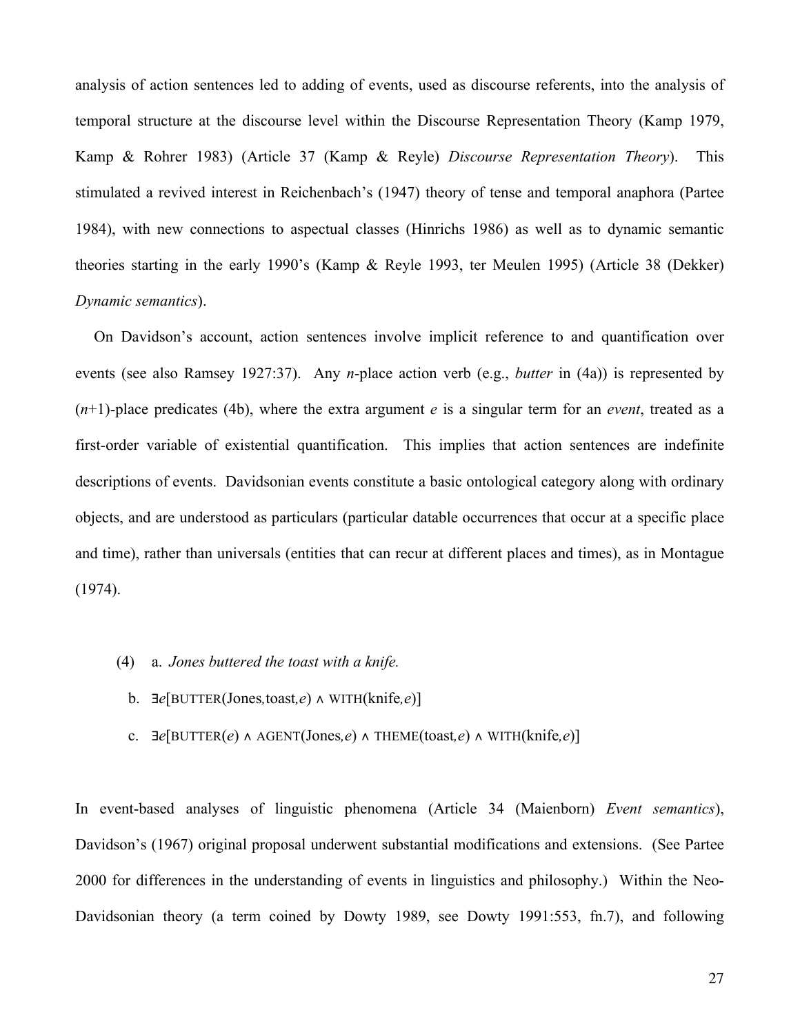analysis of action sentences led to adding of events, used as discourse referents, into the analysis of temporal structure at the discourse level within the Discourse Representation Theory (Kamp 1979, Kamp & Rohrer 1983) (Article 37 (Kamp & Reyle) *Discourse Representation Theory*). This stimulated a revived interest in Reichenbach's (1947) theory of tense and temporal anaphora (Partee 1984), with new connections to aspectual classes (Hinrichs 1986) as well as to dynamic semantic theories starting in the early 1990's (Kamp & Reyle 1993, ter Meulen 1995) (Article 38 (Dekker) *Dynamic semantics*).

On Davidson's account, action sentences involve implicit reference to and quantification over events (see also Ramsey 1927:37). Any *n*-place action verb (e.g., *butter* in (4a)) is represented by ($n$+1)-place predicates (4b), where the extra argument *e* is a singular term for an *event*, treated as a first-order variable of existential quantification. This implies that action sentences are indefinite descriptions of events. Davidsonian events constitute a basic ontological category along with ordinary objects, and are understood as particulars (particular datable occurrences that occur at a specific place and time), rather than universals (entities that can recur at different places and times), as in Montague (1974).

(4) a. *Jones buttered the toast with a knife.*

b. $\exists e[\text{BUTTER}(\text{Jones}, \text{toast}, e) \wedge \text{WITH}(\text{knife}, e)]$

c. $\exists e[\text{BUTTER}(e) \wedge \text{AGENT}(\text{Jones}, e) \wedge \text{THEME}(\text{toast}, e) \wedge \text{WITH}(\text{knife}, e)]$

In event-based analyses of linguistic phenomena (Article 34 (Maienborn) *Event semantics*), Davidson's (1967) original proposal underwent substantial modifications and extensions. (See Partee 2000 for differences in the understanding of events in linguistics and philosophy.) Within the Neo-Davidsonian theory (a term coined by Dowty 1989, see Dowty 1991:553, fn.7), and following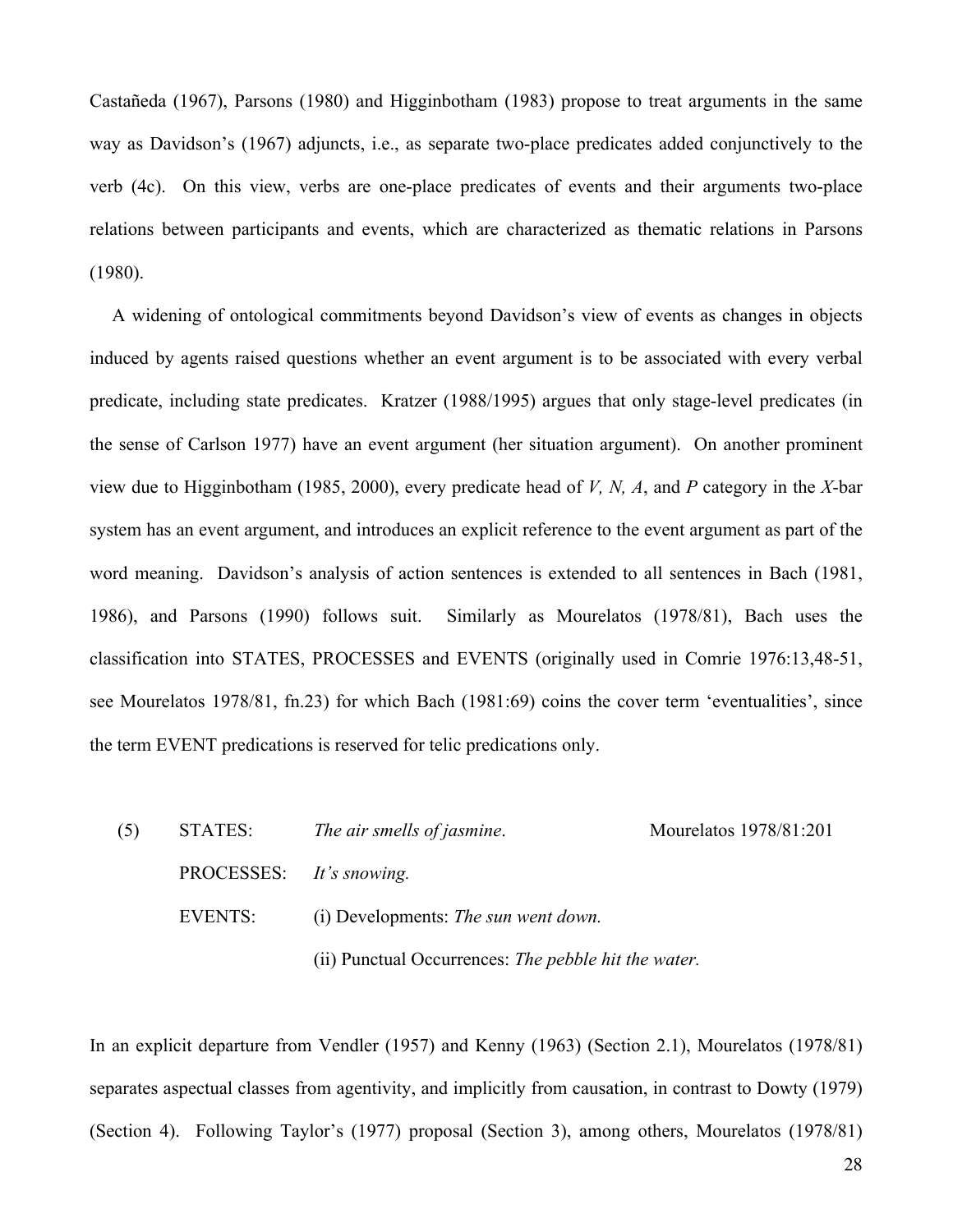Castañeda (1967), Parsons (1980) and Higginbotham (1983) propose to treat arguments in the same way as Davidson's (1967) adjuncts, i.e., as separate two-place predicates added conjunctively to the verb (4c). On this view, verbs are one-place predicates of events and their arguments two-place relations between participants and events, which are characterized as thematic relations in Parsons (1980).

A widening of ontological commitments beyond Davidson's view of events as changes in objects induced by agents raised questions whether an event argument is to be associated with every verbal predicate, including state predicates. Kratzer (1988/1995) argues that only stage-level predicates (in the sense of Carlson 1977) have an event argument (her situation argument). On another prominent view due to Higginbotham (1985, 2000), every predicate head of *V, N, A*, and *P* category in the *X*-bar system has an event argument, and introduces an explicit reference to the event argument as part of the word meaning. Davidson's analysis of action sentences is extended to all sentences in Bach (1981, 1986), and Parsons (1990) follows suit. Similarly as Mourelatos (1978/81), Bach uses the classification into STATES, PROCESSES and EVENTS (originally used in Comrie 1976:13,48-51, see Mourelatos 1978/81, fn.23) for which Bach (1981:69) coins the cover term 'eventualities', since the term EVENT predications is reserved for telic predications only.

(5) STATES: *The air smells of jasmine*. Mourelatos 1978/81:201

PROCESSES: *It's snowing.*

EVENTS: (i) Developments: *The sun went down.*

(ii) Punctual Occurrences: *The pebble hit the water.*

In an explicit departure from Vendler (1957) and Kenny (1963) (Section 2.1), Mourelatos (1978/81) separates aspectual classes from agentivity, and implicitly from causation, in contrast to Dowty (1979) (Section 4). Following Taylor's (1977) proposal (Section 3), among others, Mourelatos (1978/81)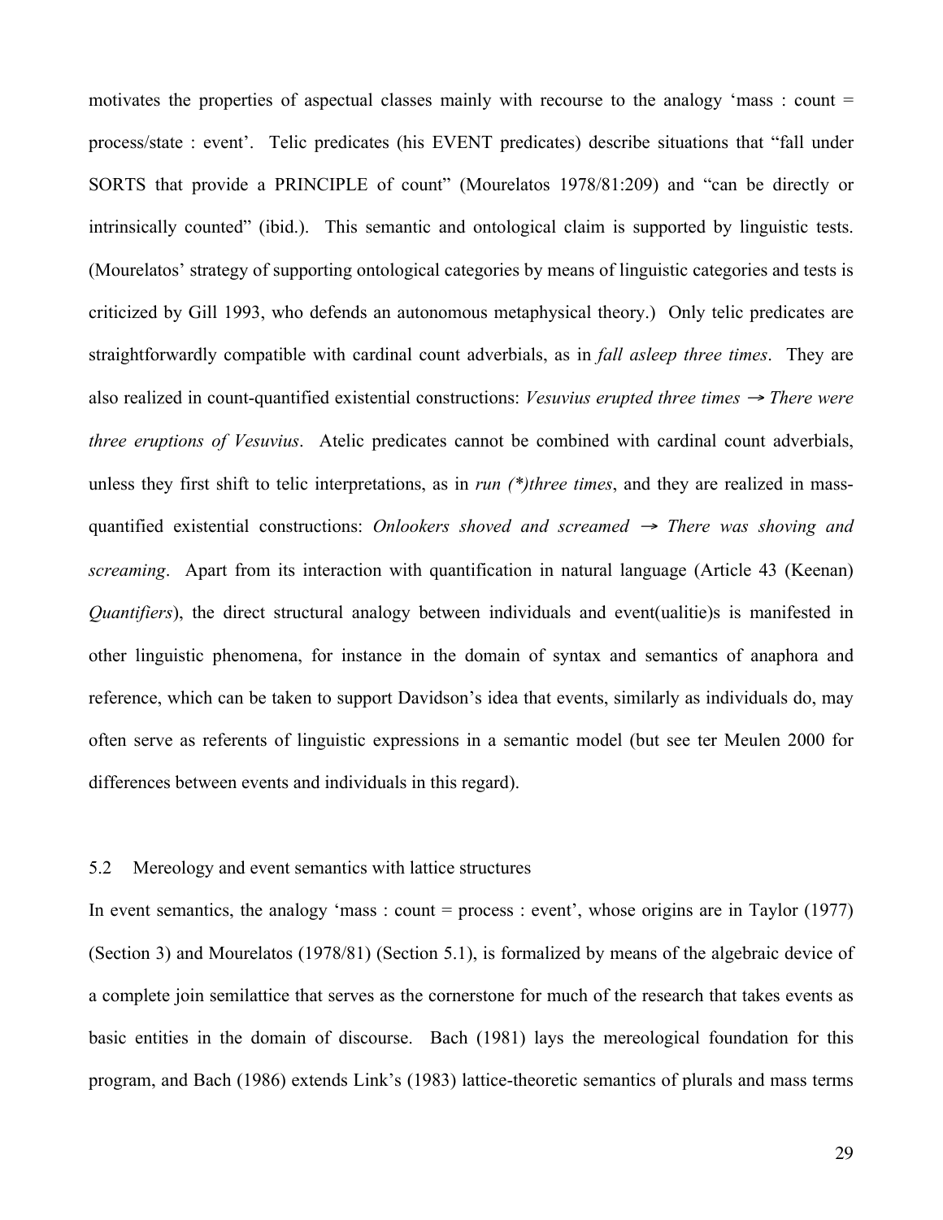motivates the properties of aspectual classes mainly with recourse to the analogy 'mass : count = process/state : event'. Telic predicates (his EVENT predicates) describe situations that "fall under SORTS that provide a PRINCIPLE of count" (Mourelatos 1978/81:209) and "can be directly or intrinsically counted" (ibid.). This semantic and ontological claim is supported by linguistic tests. (Mourelatos' strategy of supporting ontological categories by means of linguistic categories and tests is criticized by Gill 1993, who defends an autonomous metaphysical theory.) Only telic predicates are straightforwardly compatible with cardinal count adverbials, as in *fall asleep three times*. They are also realized in count-quantified existential constructions: *Vesuvius erupted three times* → *There were three eruptions of Vesuvius*. Atelic predicates cannot be combined with cardinal count adverbials, unless they first shift to telic interpretations, as in *run (*)three times*, and they are realized in mass-quantified existential constructions: *Onlookers shoved and screamed* → *There was shoving and screaming*. Apart from its interaction with quantification in natural language (Article 43 (Keenan) *Quantifiers*), the direct structural analogy between individuals and event(ualitie)s is manifested in other linguistic phenomena, for instance in the domain of syntax and semantics of anaphora and reference, which can be taken to support Davidson's idea that events, similarly as individuals do, may often serve as referents of linguistic expressions in a semantic model (but see ter Meulen 2000 for differences between events and individuals in this regard).

## 5.2 Mereology and event semantics with lattice structures

In event semantics, the analogy 'mass : count = process : event', whose origins are in Taylor (1977) (Section 3) and Mourelatos (1978/81) (Section 5.1), is formalized by means of the algebraic device of a complete join semilattice that serves as the cornerstone for much of the research that takes events as basic entities in the domain of discourse. Bach (1981) lays the mereological foundation for this program, and Bach (1986) extends Link's (1983) lattice-theoretic semantics of plurals and mass terms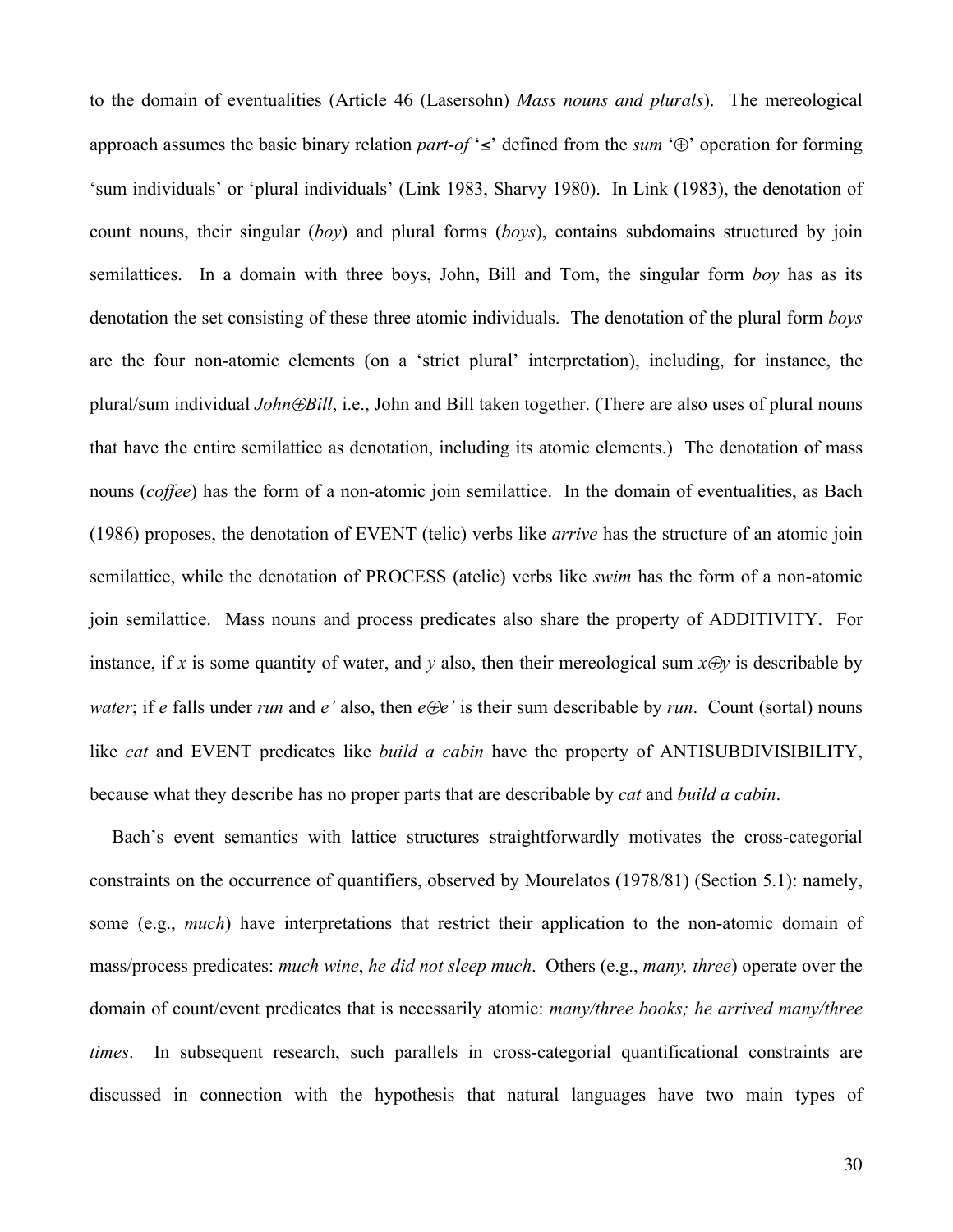to the domain of eventualities (Article 46 (Lasersohn) *Mass nouns and plurals*). The mereological approach assumes the basic binary relation *part-of* '≤' defined from the *sum* '⊕' operation for forming 'sum individuals' or 'plural individuals' (Link 1983, Sharvy 1980). In Link (1983), the denotation of count nouns, their singular (*boy*) and plural forms (*boys*), contains subdomains structured by join semilattices. In a domain with three boys, John, Bill and Tom, the singular form *boy* has as its denotation the set consisting of these three atomic individuals. The denotation of the plural form *boys* are the four non-atomic elements (on a 'strict plural' interpretation), including, for instance, the plural/sum individual *John⊕Bill*, i.e., John and Bill taken together. (There are also uses of plural nouns that have the entire semilattice as denotation, including its atomic elements.) The denotation of mass nouns (*coffee*) has the form of a non-atomic join semilattice. In the domain of eventualities, as Bach (1986) proposes, the denotation of EVENT (telic) verbs like *arrive* has the structure of an atomic join semilattice, while the denotation of PROCESS (atelic) verbs like *swim* has the form of a non-atomic join semilattice. Mass nouns and process predicates also share the property of ADDITIVITY. For instance, if *x* is some quantity of water, and *y* also, then their mereological sum *x⊕y* is describable by *water*; if *e* falls under *run* and *e'* also, then *e⊕e'* is their sum describable by *run*. Count (sortal) nouns like *cat* and EVENT predicates like *build a cabin* have the property of ANTISUBDIVISIBILITY, because what they describe has no proper parts that are describable by *cat* and *build a cabin*.

Bach's event semantics with lattice structures straightforwardly motivates the cross-categorial constraints on the occurrence of quantifiers, observed by Mourelatos (1978/81) (Section 5.1): namely, some (e.g., *much*) have interpretations that restrict their application to the non-atomic domain of mass/process predicates: *much wine*, *he did not sleep much*. Others (e.g., *many, three*) operate over the domain of count/event predicates that is necessarily atomic: *many/three books; he arrived many/three times*. In subsequent research, such parallels in cross-categorial quantificational constraints are discussed in connection with the hypothesis that natural languages have two main types of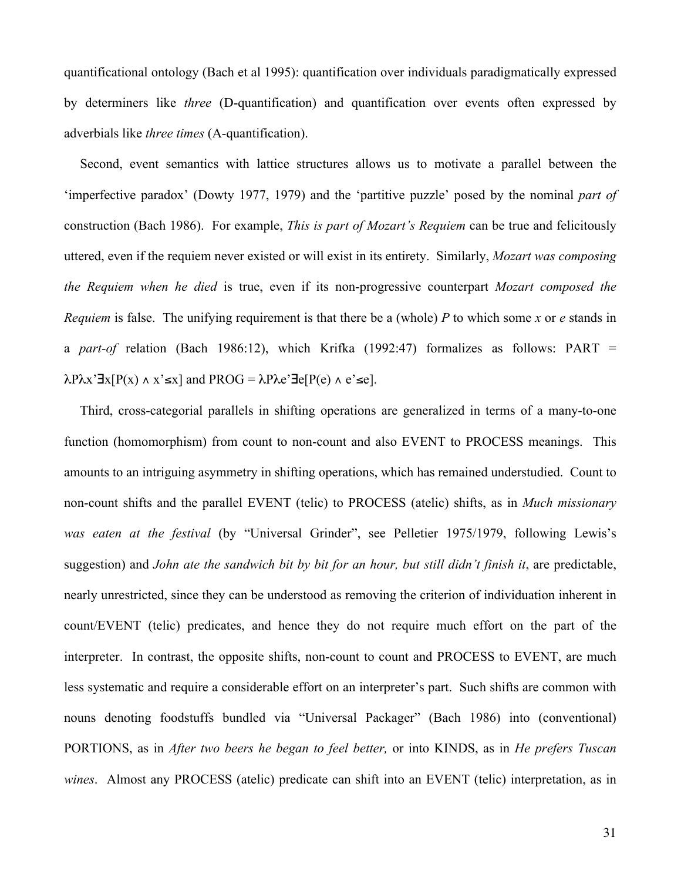quantificational ontology (Bach et al 1995): quantification over individuals paradigmatically expressed by determiners like *three* (D-quantification) and quantification over events often expressed by adverbials like *three times* (A-quantification).

Second, event semantics with lattice structures allows us to motivate a parallel between the 'imperfective paradox' (Dowty 1977, 1979) and the 'partitive puzzle' posed by the nominal *part of* construction (Bach 1986). For example, *This is part of Mozart's Requiem* can be true and felicitously uttered, even if the requiem never existed or will exist in its entirety. Similarly, *Mozart was composing the Requiem when he died* is true, even if its non-progressive counterpart *Mozart composed the Requiem* is false. The unifying requirement is that there be a (whole) *P* to which some *x* or *e* stands in a *part-of* relation (Bach 1986:12), which Krifka (1992:47) formalizes as follows: PART = $\lambda P \lambda x' \exists x[P(x) \wedge x' \leq x]$ and PROG = $\lambda P \lambda e' \exists e[P(e) \wedge e' \leq e]$.

Third, cross-categorial parallels in shifting operations are generalized in terms of a many-to-one function (homomorphism) from count to non-count and also EVENT to PROCESS meanings. This amounts to an intriguing asymmetry in shifting operations, which has remained understudied. Count to non-count shifts and the parallel EVENT (telic) to PROCESS (atelic) shifts, as in *Much missionary was eaten at the festival* (by "Universal Grinder", see Pelletier 1975/1979, following Lewis's suggestion) and *John ate the sandwich bit by bit for an hour, but still didn't finish it*, are predictable, nearly unrestricted, since they can be understood as removing the criterion of individuation inherent in count/EVENT (telic) predicates, and hence they do not require much effort on the part of the interpreter. In contrast, the opposite shifts, non-count to count and PROCESS to EVENT, are much less systematic and require a considerable effort on an interpreter's part. Such shifts are common with nouns denoting foodstuffs bundled via "Universal Packager" (Bach 1986) into (conventional) PORTIONS, as in *After two beers he began to feel better,* or into KINDS, as in *He prefers Tuscan wines*. Almost any PROCESS (atelic) predicate can shift into an EVENT (telic) interpretation, as in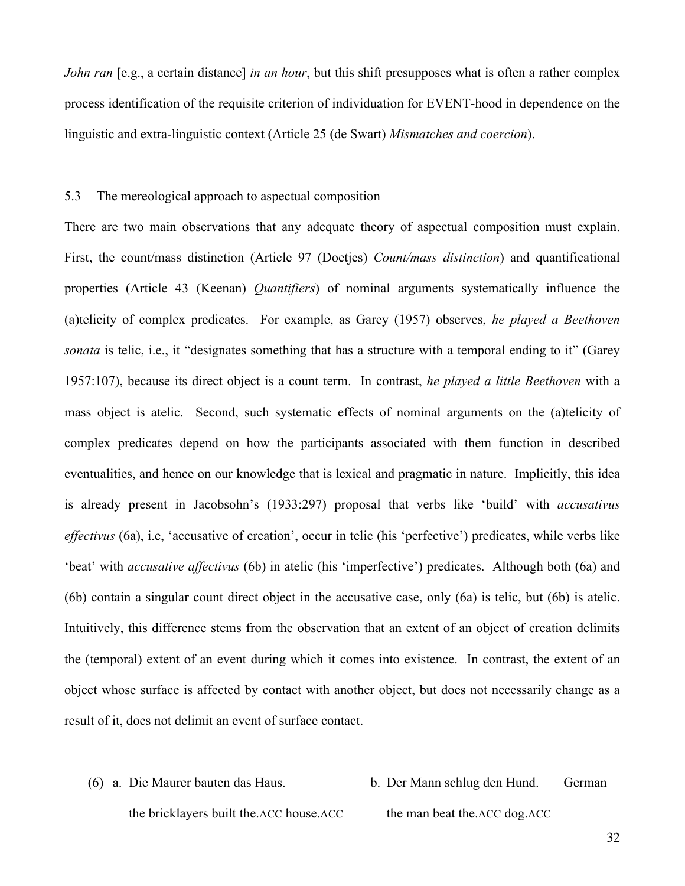*John ran* [e.g., a certain distance] *in an hour*, but this shift presupposes what is often a rather complex process identification of the requisite criterion of individuation for EVENT-hood in dependence on the linguistic and extra-linguistic context (Article 25 (de Swart) *Mismatches and coercion*).

### 5.3 The mereological approach to aspectual composition

There are two main observations that any adequate theory of aspectual composition must explain. First, the count/mass distinction (Article 97 (Doetjes) *Count/mass distinction*) and quantificational properties (Article 43 (Keenan) *Quantifiers*) of nominal arguments systematically influence the (a)telicity of complex predicates. For example, as Garey (1957) observes, *he played a Beethoven sonata* is telic, i.e., it "designates something that has a structure with a temporal ending to it" (Garey 1957:107), because its direct object is a count term. In contrast, *he played a little Beethoven* with a mass object is atelic. Second, such systematic effects of nominal arguments on the (a)telicity of complex predicates depend on how the participants associated with them function in described eventualities, and hence on our knowledge that is lexical and pragmatic in nature. Implicitly, this idea is already present in Jacobsohn's (1933:297) proposal that verbs like 'build' with *accusativus effectivus* (6a), i.e, 'accusative of creation', occur in telic (his 'perfective') predicates, while verbs like 'beat' with *accusative affectivus* (6b) in atelic (his 'imperfective') predicates. Although both (6a) and (6b) contain a singular count direct object in the accusative case, only (6a) is telic, but (6b) is atelic. Intuitively, this difference stems from the observation that an extent of an object of creation delimits the (temporal) extent of an event during which it comes into existence. In contrast, the extent of an object whose surface is affected by contact with another object, but does not necessarily change as a result of it, does not delimit an event of surface contact.

(6) a. Die Maurer bauten das Haus.
    the bricklayers built the.ACC house.ACC

  b. Der Mann schlug den Hund. German
    the man beat the.ACC dog.ACC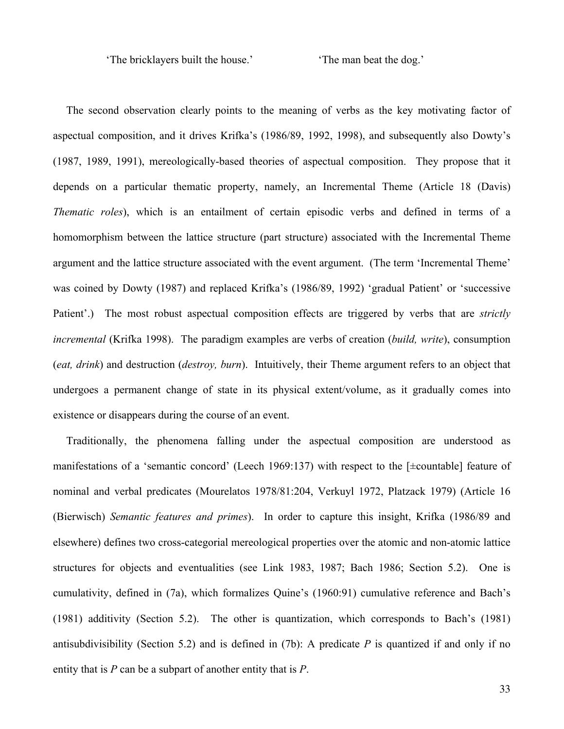'The bricklayers built the house.' 'The man beat the dog.'

The second observation clearly points to the meaning of verbs as the key motivating factor of aspectual composition, and it drives Krifka's (1986/89, 1992, 1998), and subsequently also Dowty's (1987, 1989, 1991), mereologically-based theories of aspectual composition. They propose that it depends on a particular thematic property, namely, an Incremental Theme (Article 18 (Davis) *Thematic roles*), which is an entailment of certain episodic verbs and defined in terms of a homomorphism between the lattice structure (part structure) associated with the Incremental Theme argument and the lattice structure associated with the event argument. (The term 'Incremental Theme' was coined by Dowty (1987) and replaced Krifka's (1986/89, 1992) 'gradual Patient' or 'successive Patient'.) The most robust aspectual composition effects are triggered by verbs that are *strictly incremental* (Krifka 1998). The paradigm examples are verbs of creation (*build, write*), consumption (*eat, drink*) and destruction (*destroy, burn*). Intuitively, their Theme argument refers to an object that undergoes a permanent change of state in its physical extent/volume, as it gradually comes into existence or disappears during the course of an event.

Traditionally, the phenomena falling under the aspectual composition are understood as manifestations of a 'semantic concord' (Leech 1969:137) with respect to the [±countable] feature of nominal and verbal predicates (Mourelatos 1978/81:204, Verkuyl 1972, Platzack 1979) (Article 16 (Bierwisch) *Semantic features and primes*). In order to capture this insight, Krifka (1986/89 and elsewhere) defines two cross-categorial mereological properties over the atomic and non-atomic lattice structures for objects and eventualities (see Link 1983, 1987; Bach 1986; Section 5.2). One is cumulativity, defined in (7a), which formalizes Quine's (1960:91) cumulative reference and Bach's (1981) additivity (Section 5.2). The other is quantization, which corresponds to Bach's (1981) antisubdivisibility (Section 5.2) and is defined in (7b): A predicate *P* is quantized if and only if no entity that is *P* can be a subpart of another entity that is *P*.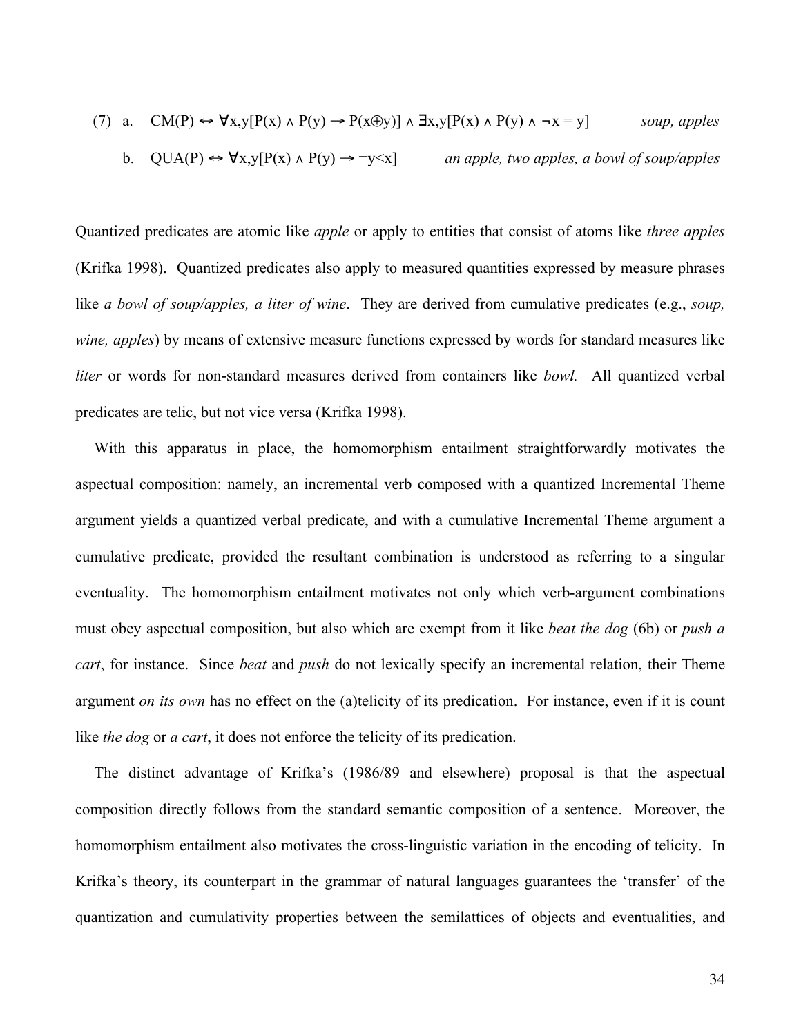(7) a. $\text{CM}(P) \leftrightarrow \forall x,y[P(x) \wedge P(y) \rightarrow P(x \oplus y)] \wedge \exists x,y[P(x) \wedge P(y) \wedge \neg x = y]$ *soup, apples*

b. $\text{QUA}(P) \leftrightarrow \forall x,y[P(x) \wedge P(y) \rightarrow \neg y < x]$ *an apple, two apples, a bowl of soup/apples*

Quantized predicates are atomic like *apple* or apply to entities that consist of atoms like *three apples* (Krifka 1998). Quantized predicates also apply to measured quantities expressed by measure phrases like *a bowl of soup/apples, a liter of wine*. They are derived from cumulative predicates (e.g., *soup, wine, apples*) by means of extensive measure functions expressed by words for standard measures like *liter* or words for non-standard measures derived from containers like *bowl.* All quantized verbal predicates are telic, but not vice versa (Krifka 1998).

With this apparatus in place, the homomorphism entailment straightforwardly motivates the aspectual composition: namely, an incremental verb composed with a quantized Incremental Theme argument yields a quantized verbal predicate, and with a cumulative Incremental Theme argument a cumulative predicate, provided the resultant combination is understood as referring to a singular eventuality. The homomorphism entailment motivates not only which verb-argument combinations must obey aspectual composition, but also which are exempt from it like *beat the dog* (6b) or *push a cart*, for instance. Since *beat* and *push* do not lexically specify an incremental relation, their Theme argument *on its own* has no effect on the (a)telicity of its predication. For instance, even if it is count like *the dog* or *a cart*, it does not enforce the telicity of its predication.

The distinct advantage of Krifka's (1986/89 and elsewhere) proposal is that the aspectual composition directly follows from the standard semantic composition of a sentence. Moreover, the homomorphism entailment also motivates the cross-linguistic variation in the encoding of telicity. In Krifka's theory, its counterpart in the grammar of natural languages guarantees the 'transfer' of the quantization and cumulativity properties between the semilattices of objects and eventualities, and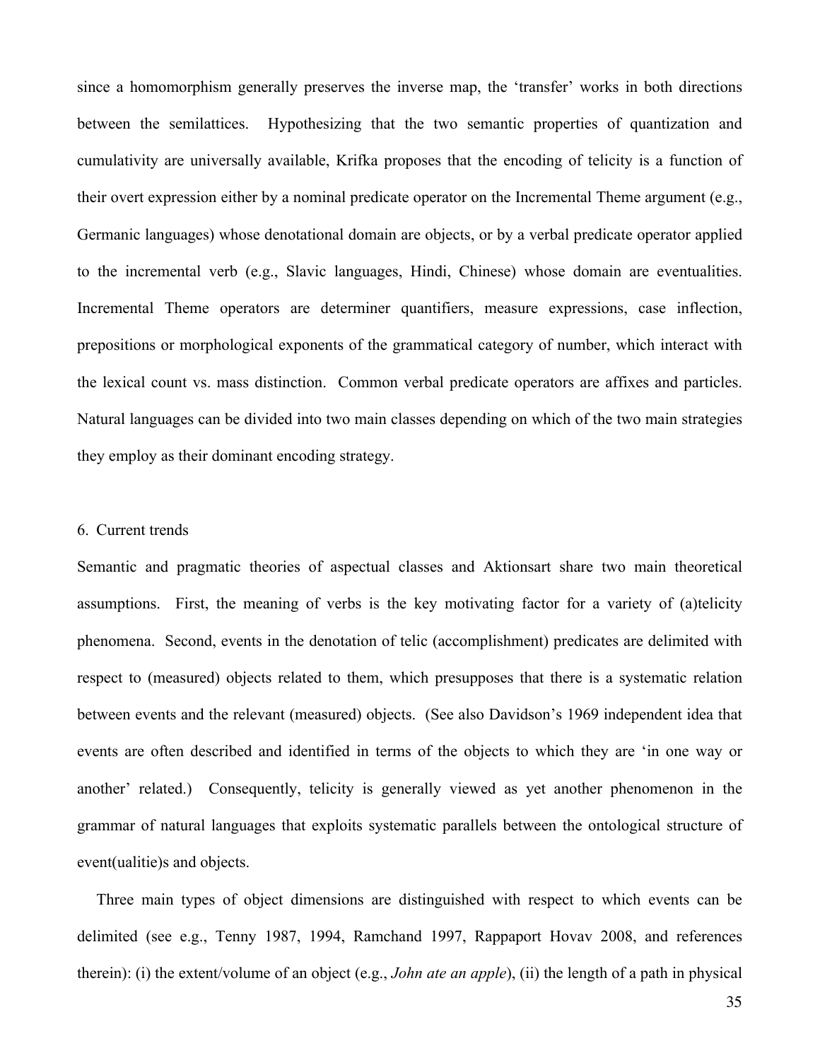since a homomorphism generally preserves the inverse map, the 'transfer' works in both directions between the semilattices. Hypothesizing that the two semantic properties of quantization and cumulativity are universally available, Krifka proposes that the encoding of telicity is a function of their overt expression either by a nominal predicate operator on the Incremental Theme argument (e.g., Germanic languages) whose denotational domain are objects, or by a verbal predicate operator applied to the incremental verb (e.g., Slavic languages, Hindi, Chinese) whose domain are eventualities. Incremental Theme operators are determiner quantifiers, measure expressions, case inflection, prepositions or morphological exponents of the grammatical category of number, which interact with the lexical count vs. mass distinction. Common verbal predicate operators are affixes and particles. Natural languages can be divided into two main classes depending on which of the two main strategies they employ as their dominant encoding strategy.

## 6. Current trends

Semantic and pragmatic theories of aspectual classes and Aktionsart share two main theoretical assumptions. First, the meaning of verbs is the key motivating factor for a variety of (a)telicity phenomena. Second, events in the denotation of telic (accomplishment) predicates are delimited with respect to (measured) objects related to them, which presupposes that there is a systematic relation between events and the relevant (measured) objects. (See also Davidson's 1969 independent idea that events are often described and identified in terms of the objects to which they are 'in one way or another' related.) Consequently, telicity is generally viewed as yet another phenomenon in the grammar of natural languages that exploits systematic parallels between the ontological structure of event(ualitie)s and objects.

Three main types of object dimensions are distinguished with respect to which events can be delimited (see e.g., Tenny 1987, 1994, Ramchand 1997, Rappaport Hovav 2008, and references therein): (i) the extent/volume of an object (e.g., *John ate an apple*), (ii) the length of a path in physical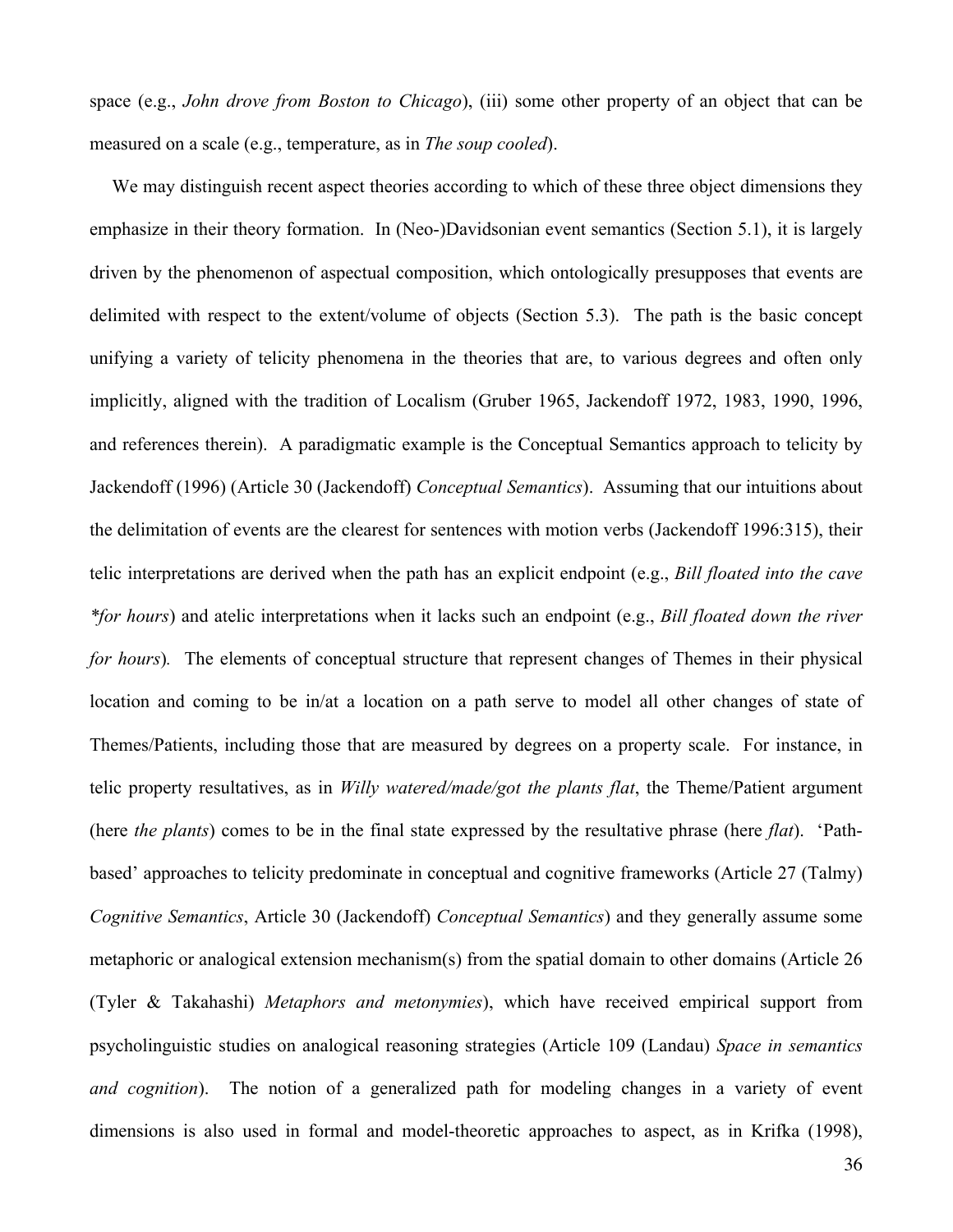space (e.g., *John drove from Boston to Chicago*), (iii) some other property of an object that can be measured on a scale (e.g., temperature, as in *The soup cooled*).

We may distinguish recent aspect theories according to which of these three object dimensions they emphasize in their theory formation. In (Neo-)Davidsonian event semantics (Section 5.1), it is largely driven by the phenomenon of aspectual composition, which ontologically presupposes that events are delimited with respect to the extent/volume of objects (Section 5.3). The path is the basic concept unifying a variety of telicity phenomena in the theories that are, to various degrees and often only implicitly, aligned with the tradition of Localism (Gruber 1965, Jackendoff 1972, 1983, 1990, 1996, and references therein). A paradigmatic example is the Conceptual Semantics approach to telicity by Jackendoff (1996) (Article 30 (Jackendoff) *Conceptual Semantics*). Assuming that our intuitions about the delimitation of events are the clearest for sentences with motion verbs (Jackendoff 1996:315), their telic interpretations are derived when the path has an explicit endpoint (e.g., *Bill floated into the cave *for hours*) and atelic interpretations when it lacks such an endpoint (e.g., *Bill floated down the river for hours*). The elements of conceptual structure that represent changes of Themes in their physical location and coming to be in/at a location on a path serve to model all other changes of state of Themes/Patients, including those that are measured by degrees on a property scale. For instance, in telic property resultatives, as in *Willy watered/made/got the plants flat*, the Theme/Patient argument (here *the plants*) comes to be in the final state expressed by the resultative phrase (here *flat*). 'Path-based' approaches to telicity predominate in conceptual and cognitive frameworks (Article 27 (Talmy) *Cognitive Semantics*, Article 30 (Jackendoff) *Conceptual Semantics*) and they generally assume some metaphoric or analogical extension mechanism(s) from the spatial domain to other domains (Article 26 (Tyler & Takahashi) *Metaphors and metonymies*), which have received empirical support from psycholinguistic studies on analogical reasoning strategies (Article 109 (Landau) *Space in semantics and cognition*). The notion of a generalized path for modeling changes in a variety of event dimensions is also used in formal and model-theoretic approaches to aspect, as in Krifka (1998),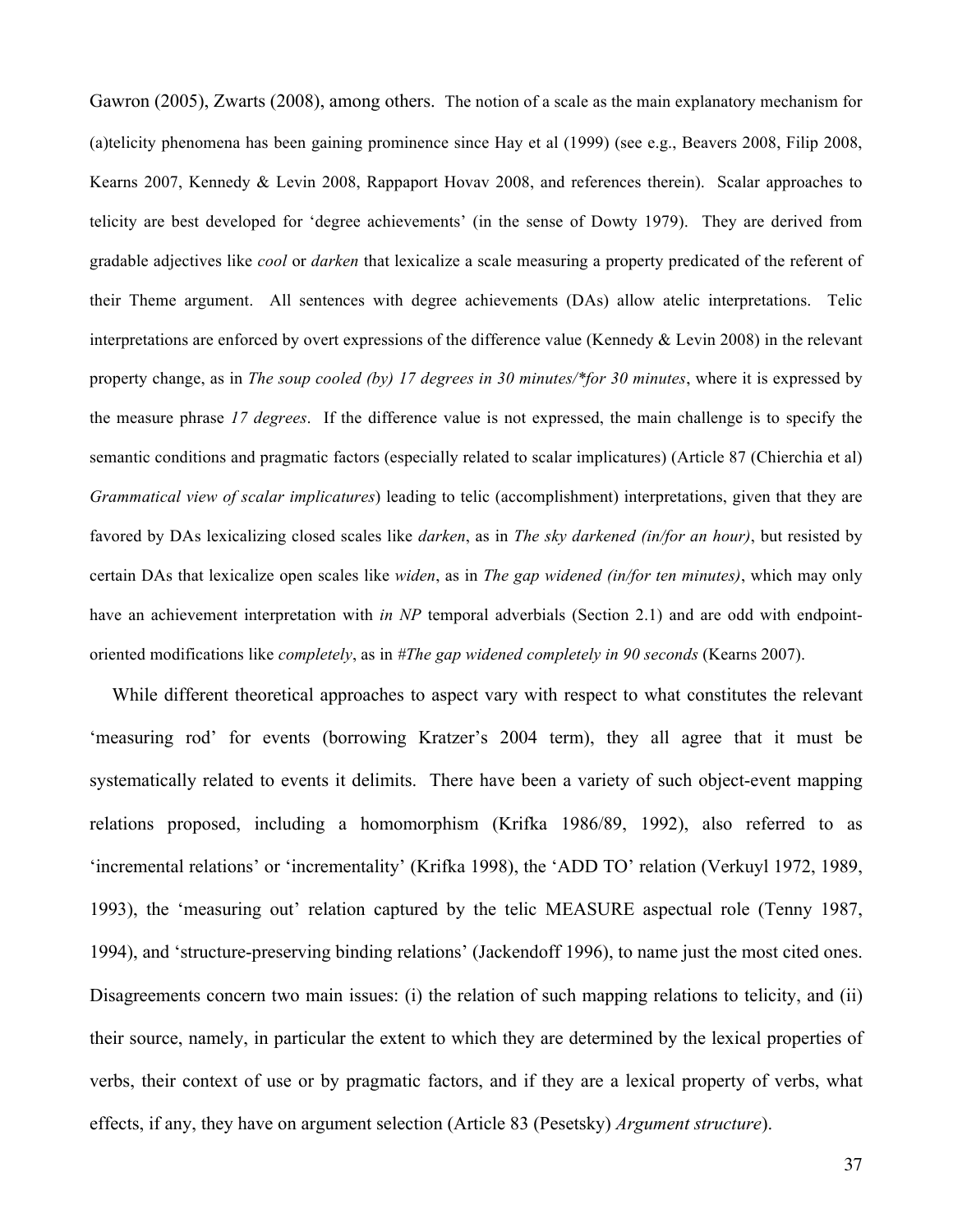Gawron (2005), Zwarts (2008), among others. The notion of a scale as the main explanatory mechanism for (a)telicity phenomena has been gaining prominence since Hay et al (1999) (see e.g., Beavers 2008, Filip 2008, Kearns 2007, Kennedy & Levin 2008, Rappaport Hovav 2008, and references therein). Scalar approaches to telicity are best developed for 'degree achievements' (in the sense of Dowty 1979). They are derived from gradable adjectives like *cool* or *darken* that lexicalize a scale measuring a property predicated of the referent of their Theme argument. All sentences with degree achievements (DAs) allow atelic interpretations. Telic interpretations are enforced by overt expressions of the difference value (Kennedy & Levin 2008) in the relevant property change, as in *The soup cooled (by) 17 degrees in 30 minutes/*for 30 minutes*, where it is expressed by the measure phrase *17 degrees*. If the difference value is not expressed, the main challenge is to specify the semantic conditions and pragmatic factors (especially related to scalar implicatures) (Article 87 (Chierchia et al) *Grammatical view of scalar implicatures*) leading to telic (accomplishment) interpretations, given that they are favored by DAs lexicalizing closed scales like *darken*, as in *The sky darkened (in/for an hour)*, but resisted by certain DAs that lexicalize open scales like *widen*, as in *The gap widened (in/for ten minutes)*, which may only have an achievement interpretation with *in NP* temporal adverbials (Section 2.1) and are odd with endpoint-oriented modifications like *completely*, as in *#The gap widened completely in 90 seconds* (Kearns 2007).

While different theoretical approaches to aspect vary with respect to what constitutes the relevant 'measuring rod' for events (borrowing Kratzer's 2004 term), they all agree that it must be systematically related to events it delimits. There have been a variety of such object-event mapping relations proposed, including a homomorphism (Krifka 1986/89, 1992), also referred to as 'incremental relations' or 'incrementality' (Krifka 1998), the 'ADD TO' relation (Verkuyl 1972, 1989, 1993), the 'measuring out' relation captured by the telic MEASURE aspectual role (Tenny 1987, 1994), and 'structure-preserving binding relations' (Jackendoff 1996), to name just the most cited ones. Disagreements concern two main issues: (i) the relation of such mapping relations to telicity, and (ii) their source, namely, in particular the extent to which they are determined by the lexical properties of verbs, their context of use or by pragmatic factors, and if they are a lexical property of verbs, what effects, if any, they have on argument selection (Article 83 (Pesetsky) *Argument structure*).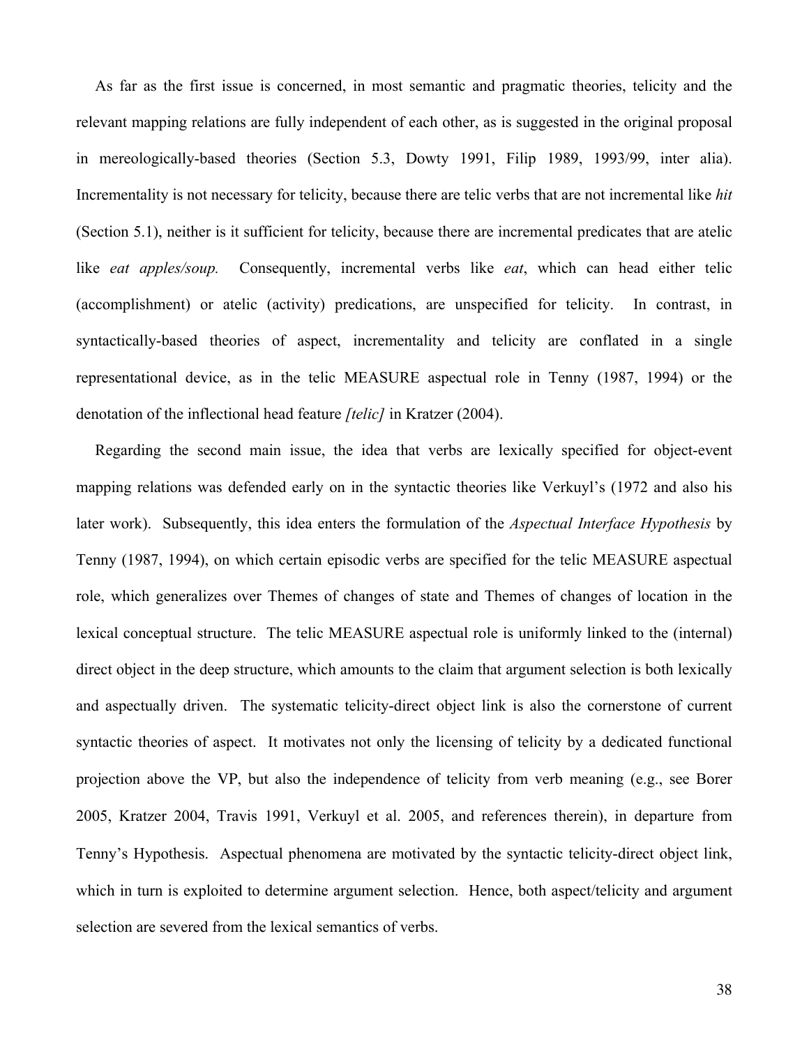As far as the first issue is concerned, in most semantic and pragmatic theories, telicity and the relevant mapping relations are fully independent of each other, as is suggested in the original proposal in mereologically-based theories (Section 5.3, Dowty 1991, Filip 1989, 1993/99, inter alia). Incrementality is not necessary for telicity, because there are telic verbs that are not incremental like *hit* (Section 5.1), neither is it sufficient for telicity, because there are incremental predicates that are atelic like *eat apples/soup.* Consequently, incremental verbs like *eat*, which can head either telic (accomplishment) or atelic (activity) predications, are unspecified for telicity. In contrast, in syntactically-based theories of aspect, incrementality and telicity are conflated in a single representational device, as in the telic MEASURE aspectual role in Tenny (1987, 1994) or the denotation of the inflectional head feature *[telic]* in Kratzer (2004).

Regarding the second main issue, the idea that verbs are lexically specified for object-event mapping relations was defended early on in the syntactic theories like Verkuyl's (1972 and also his later work). Subsequently, this idea enters the formulation of the *Aspectual Interface Hypothesis* by Tenny (1987, 1994), on which certain episodic verbs are specified for the telic MEASURE aspectual role, which generalizes over Themes of changes of state and Themes of changes of location in the lexical conceptual structure. The telic MEASURE aspectual role is uniformly linked to the (internal) direct object in the deep structure, which amounts to the claim that argument selection is both lexically and aspectually driven. The systematic telicity-direct object link is also the cornerstone of current syntactic theories of aspect. It motivates not only the licensing of telicity by a dedicated functional projection above the VP, but also the independence of telicity from verb meaning (e.g., see Borer 2005, Kratzer 2004, Travis 1991, Verkuyl et al. 2005, and references therein), in departure from Tenny's Hypothesis. Aspectual phenomena are motivated by the syntactic telicity-direct object link, which in turn is exploited to determine argument selection. Hence, both aspect/telicity and argument selection are severed from the lexical semantics of verbs.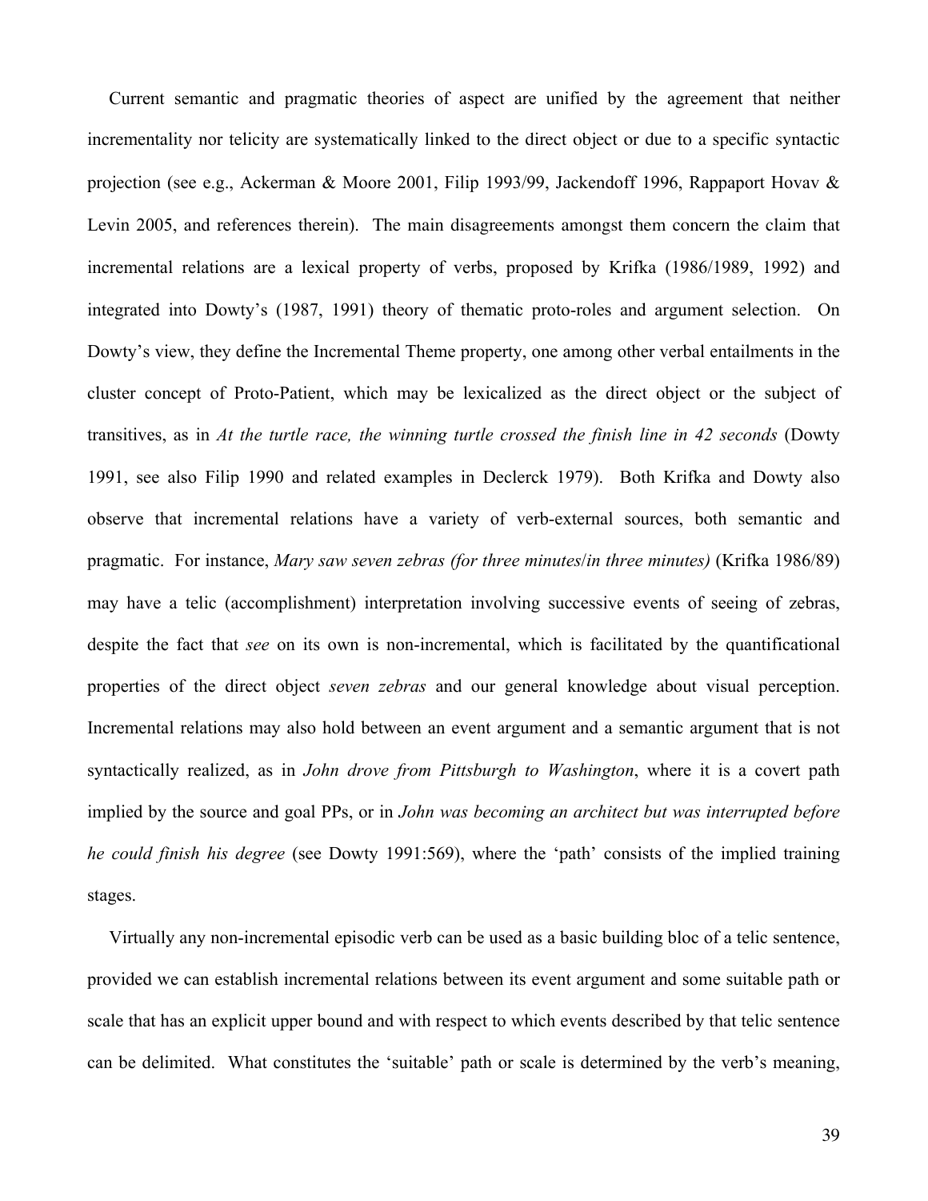Current semantic and pragmatic theories of aspect are unified by the agreement that neither incrementality nor telicity are systematically linked to the direct object or due to a specific syntactic projection (see e.g., Ackerman & Moore 2001, Filip 1993/99, Jackendoff 1996, Rappaport Hovav & Levin 2005, and references therein). The main disagreements amongst them concern the claim that incremental relations are a lexical property of verbs, proposed by Krifka (1986/1989, 1992) and integrated into Dowty's (1987, 1991) theory of thematic proto-roles and argument selection. On Dowty's view, they define the Incremental Theme property, one among other verbal entailments in the cluster concept of Proto-Patient, which may be lexicalized as the direct object or the subject of transitives, as in *At the turtle race, the winning turtle crossed the finish line in 42 seconds* (Dowty 1991, see also Filip 1990 and related examples in Declerck 1979). Both Krifka and Dowty also observe that incremental relations have a variety of verb-external sources, both semantic and pragmatic. For instance, *Mary saw seven zebras (for three minutes/in three minutes)* (Krifka 1986/89) may have a telic (accomplishment) interpretation involving successive events of seeing of zebras, despite the fact that *see* on its own is non-incremental, which is facilitated by the quantificational properties of the direct object *seven zebras* and our general knowledge about visual perception. Incremental relations may also hold between an event argument and a semantic argument that is not syntactically realized, as in *John drove from Pittsburgh to Washington*, where it is a covert path implied by the source and goal PPs, or in *John was becoming an architect but was interrupted before he could finish his degree* (see Dowty 1991:569), where the 'path' consists of the implied training stages.

Virtually any non-incremental episodic verb can be used as a basic building bloc of a telic sentence, provided we can establish incremental relations between its event argument and some suitable path or scale that has an explicit upper bound and with respect to which events described by that telic sentence can be delimited. What constitutes the 'suitable' path or scale is determined by the verb's meaning,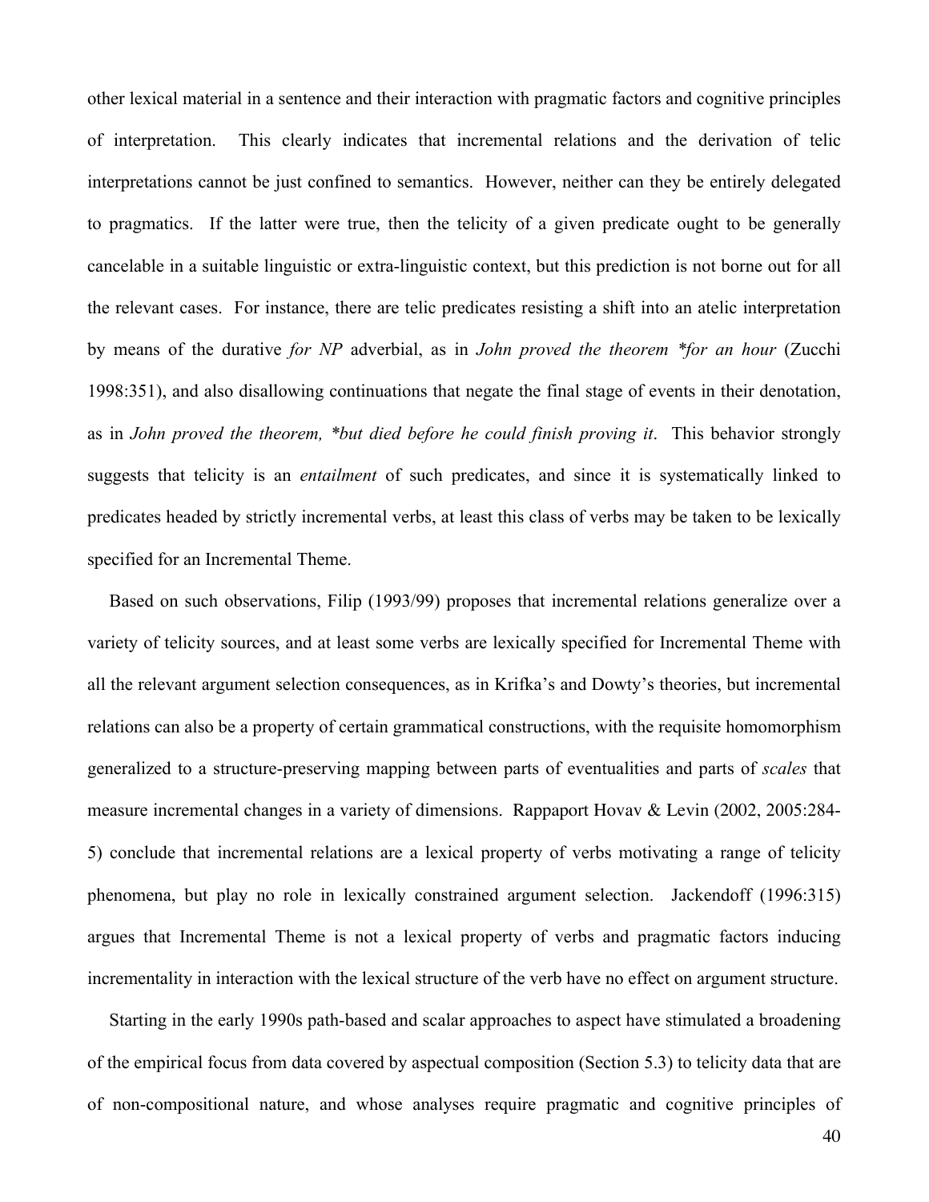other lexical material in a sentence and their interaction with pragmatic factors and cognitive principles of interpretation. This clearly indicates that incremental relations and the derivation of telic interpretations cannot be just confined to semantics. However, neither can they be entirely delegated to pragmatics. If the latter were true, then the telicity of a given predicate ought to be generally cancelable in a suitable linguistic or extra-linguistic context, but this prediction is not borne out for all the relevant cases. For instance, there are telic predicates resisting a shift into an atelic interpretation by means of the durative *for NP* adverbial, as in *John proved the theorem *for an hour* (Zucchi 1998:351), and also disallowing continuations that negate the final stage of events in their denotation, as in *John proved the theorem, *but died before he could finish proving it*. This behavior strongly suggests that telicity is an *entailment* of such predicates, and since it is systematically linked to predicates headed by strictly incremental verbs, at least this class of verbs may be taken to be lexically specified for an Incremental Theme.

Based on such observations, Filip (1993/99) proposes that incremental relations generalize over a variety of telicity sources, and at least some verbs are lexically specified for Incremental Theme with all the relevant argument selection consequences, as in Krifka's and Dowty's theories, but incremental relations can also be a property of certain grammatical constructions, with the requisite homomorphism generalized to a structure-preserving mapping between parts of eventualities and parts of *scales* that measure incremental changes in a variety of dimensions. Rappaport Hovav & Levin (2002, 2005:284-5) conclude that incremental relations are a lexical property of verbs motivating a range of telicity phenomena, but play no role in lexically constrained argument selection. Jackendoff (1996:315) argues that Incremental Theme is not a lexical property of verbs and pragmatic factors inducing incrementality in interaction with the lexical structure of the verb have no effect on argument structure.

Starting in the early 1990s path-based and scalar approaches to aspect have stimulated a broadening of the empirical focus from data covered by aspectual composition (Section 5.3) to telicity data that are of non-compositional nature, and whose analyses require pragmatic and cognitive principles of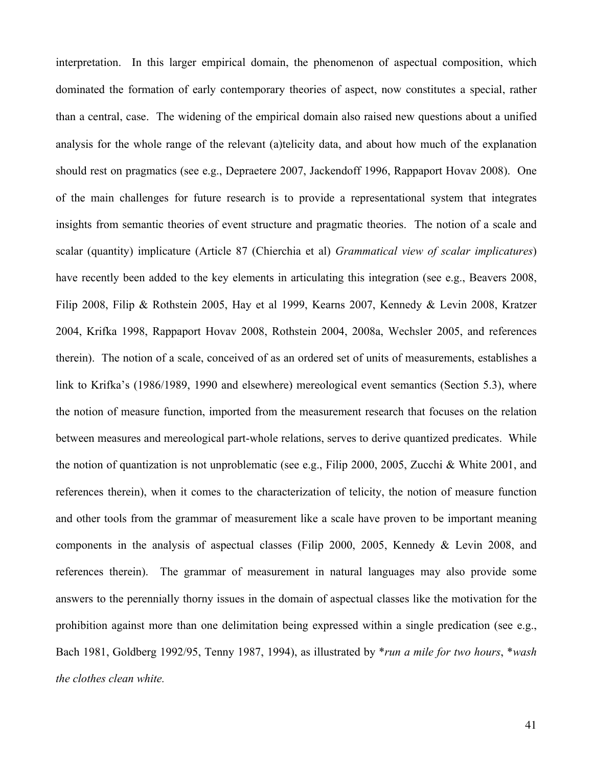interpretation. In this larger empirical domain, the phenomenon of aspectual composition, which dominated the formation of early contemporary theories of aspect, now constitutes a special, rather than a central, case. The widening of the empirical domain also raised new questions about a unified analysis for the whole range of the relevant (a)telicity data, and about how much of the explanation should rest on pragmatics (see e.g., Depraetere 2007, Jackendoff 1996, Rappaport Hovav 2008). One of the main challenges for future research is to provide a representational system that integrates insights from semantic theories of event structure and pragmatic theories. The notion of a scale and scalar (quantity) implicature (Article 87 (Chierchia et al) *Grammatical view of scalar implicatures*) have recently been added to the key elements in articulating this integration (see e.g., Beavers 2008, Filip 2008, Filip & Rothstein 2005, Hay et al 1999, Kearns 2007, Kennedy & Levin 2008, Kratzer 2004, Krifka 1998, Rappaport Hovav 2008, Rothstein 2004, 2008a, Wechsler 2005, and references therein). The notion of a scale, conceived of as an ordered set of units of measurements, establishes a link to Krifka's (1986/1989, 1990 and elsewhere) mereological event semantics (Section 5.3), where the notion of measure function, imported from the measurement research that focuses on the relation between measures and mereological part-whole relations, serves to derive quantized predicates. While the notion of quantization is not unproblematic (see e.g., Filip 2000, 2005, Zucchi & White 2001, and references therein), when it comes to the characterization of telicity, the notion of measure function and other tools from the grammar of measurement like a scale have proven to be important meaning components in the analysis of aspectual classes (Filip 2000, 2005, Kennedy & Levin 2008, and references therein). The grammar of measurement in natural languages may also provide some answers to the perennially thorny issues in the domain of aspectual classes like the motivation for the prohibition against more than one delimitation being expressed within a single predication (see e.g., Bach 1981, Goldberg 1992/95, Tenny 1987, 1994), as illustrated by \**run a mile for two hours*, \**wash the clothes clean white.*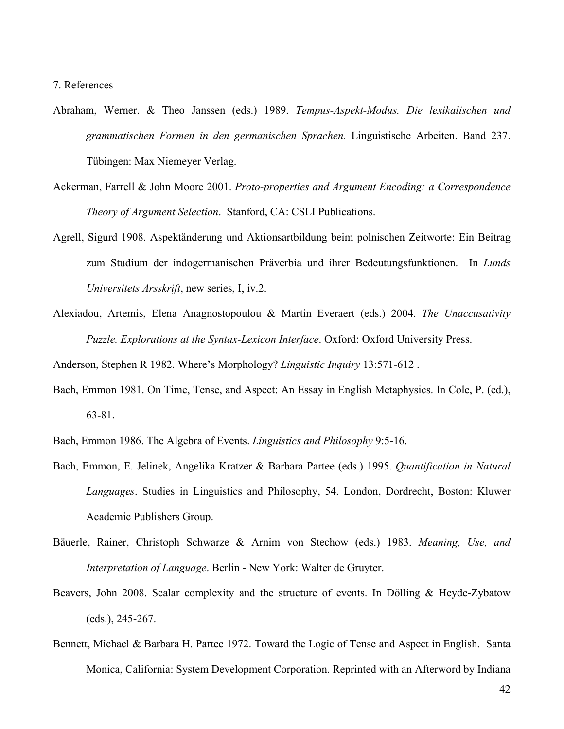## 7. References

Abraham, Werner. & Theo Janssen (eds.) 1989. *Tempus-Aspekt-Modus. Die lexikalischen und grammatischen Formen in den germanischen Sprachen.* Linguistische Arbeiten. Band 237. Tübingen: Max Niemeyer Verlag.

Ackerman, Farrell & John Moore 2001. *Proto-properties and Argument Encoding: a Correspondence Theory of Argument Selection*. Stanford, CA: CSLI Publications.

Agrell, Sigurd 1908. Aspektänderung und Aktionsartbildung beim polnischen Zeitworte: Ein Beitrag zum Studium der indogermanischen Präverbia und ihrer Bedeutungsfunktionen. In *Lunds Universitets Arsskrift*, new series, I, iv.2.

Alexiadou, Artemis, Elena Anagnostopoulou & Martin Everaert (eds.) 2004. *The Unaccusativity Puzzle. Explorations at the Syntax-Lexicon Interface*. Oxford: Oxford University Press.

Anderson, Stephen R 1982. Where's Morphology? *Linguistic Inquiry* 13:571-612 .

Bach, Emmon 1981. On Time, Tense, and Aspect: An Essay in English Metaphysics. In Cole, P. (ed.), 63-81.

Bach, Emmon 1986. The Algebra of Events. *Linguistics and Philosophy* 9:5-16.

Bach, Emmon, E. Jelinek, Angelika Kratzer & Barbara Partee (eds.) 1995. *Quantification in Natural Languages*. Studies in Linguistics and Philosophy, 54. London, Dordrecht, Boston: Kluwer Academic Publishers Group.

Bäuerle, Rainer, Christoph Schwarze & Arnim von Stechow (eds.) 1983. *Meaning, Use, and Interpretation of Language*. Berlin - New York: Walter de Gruyter.

Beavers, John 2008. Scalar complexity and the structure of events. In Dölling & Heyde-Zybatow (eds.), 245-267.

Bennett, Michael & Barbara H. Partee 1972. Toward the Logic of Tense and Aspect in English. Santa Monica, California: System Development Corporation. Reprinted with an Afterword by Indiana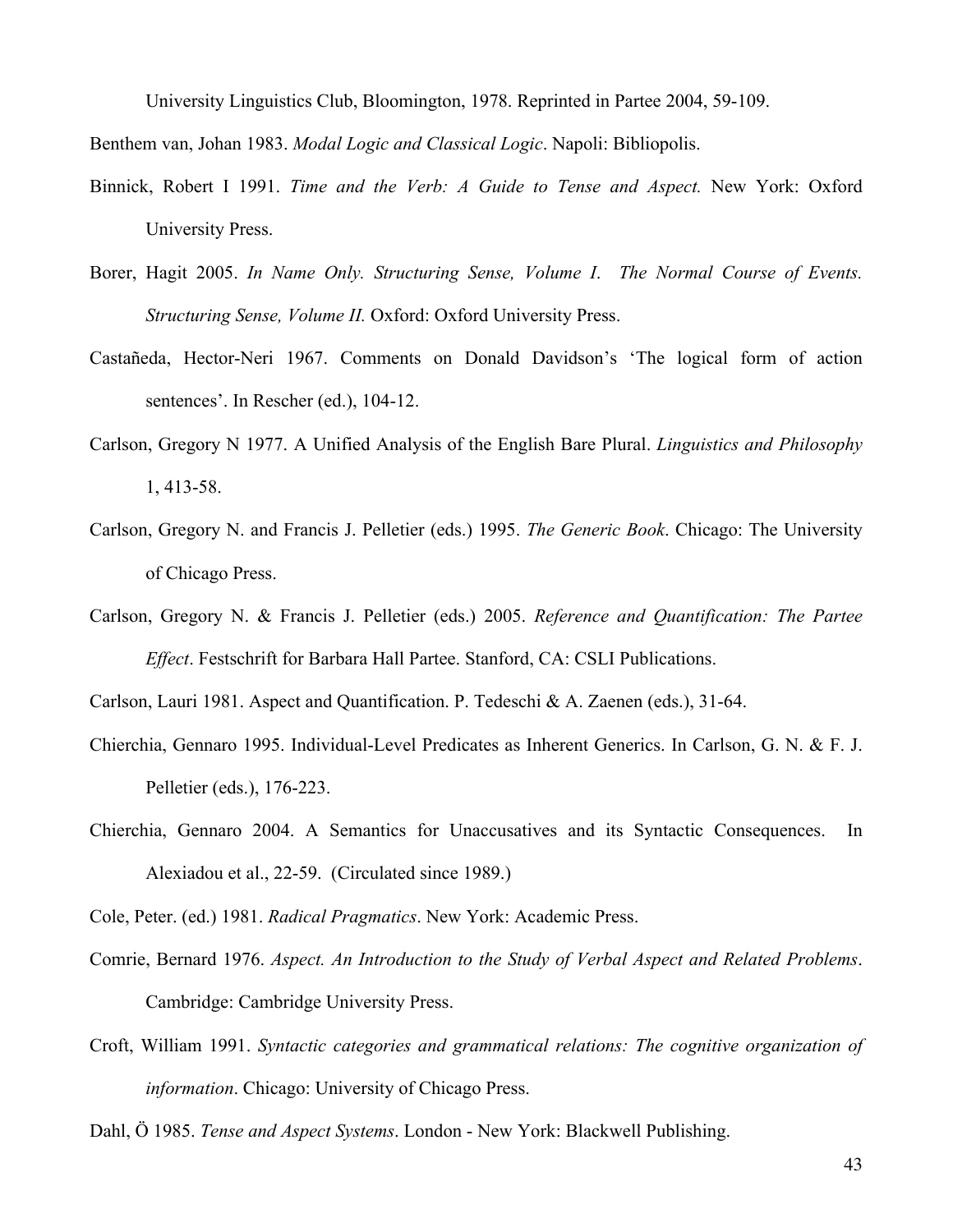University Linguistics Club, Bloomington, 1978. Reprinted in Partee 2004, 59-109.

Benthem van, Johan 1983. *Modal Logic and Classical Logic*. Napoli: Bibliopolis.

Binnick, Robert I 1991. *Time and the Verb: A Guide to Tense and Aspect.* New York: Oxford University Press.

Borer, Hagit 2005. *In Name Only. Structuring Sense, Volume I. The Normal Course of Events. Structuring Sense, Volume II.* Oxford: Oxford University Press.

Castañeda, Hector-Neri 1967. Comments on Donald Davidson's 'The logical form of action sentences'. In Rescher (ed.), 104-12.

Carlson, Gregory N 1977. A Unified Analysis of the English Bare Plural. *Linguistics and Philosophy* 1, 413-58.

Carlson, Gregory N. and Francis J. Pelletier (eds.) 1995. *The Generic Book*. Chicago: The University of Chicago Press.

Carlson, Gregory N. & Francis J. Pelletier (eds.) 2005. *Reference and Quantification: The Partee Effect*. Festschrift for Barbara Hall Partee. Stanford, CA: CSLI Publications.

Carlson, Lauri 1981. Aspect and Quantification. P. Tedeschi & A. Zaenen (eds.), 31-64.

Chierchia, Gennaro 1995. Individual-Level Predicates as Inherent Generics. In Carlson, G. N. & F. J. Pelletier (eds.), 176-223.

Chierchia, Gennaro 2004. A Semantics for Unaccusatives and its Syntactic Consequences. In Alexiadou et al., 22-59. (Circulated since 1989.)

Cole, Peter. (ed.) 1981. *Radical Pragmatics*. New York: Academic Press.

Comrie, Bernard 1976. *Aspect. An Introduction to the Study of Verbal Aspect and Related Problems*. Cambridge: Cambridge University Press.

Croft, William 1991. *Syntactic categories and grammatical relations: The cognitive organization of information*. Chicago: University of Chicago Press.

Dahl, Ö 1985. *Tense and Aspect Systems*. London - New York: Blackwell Publishing.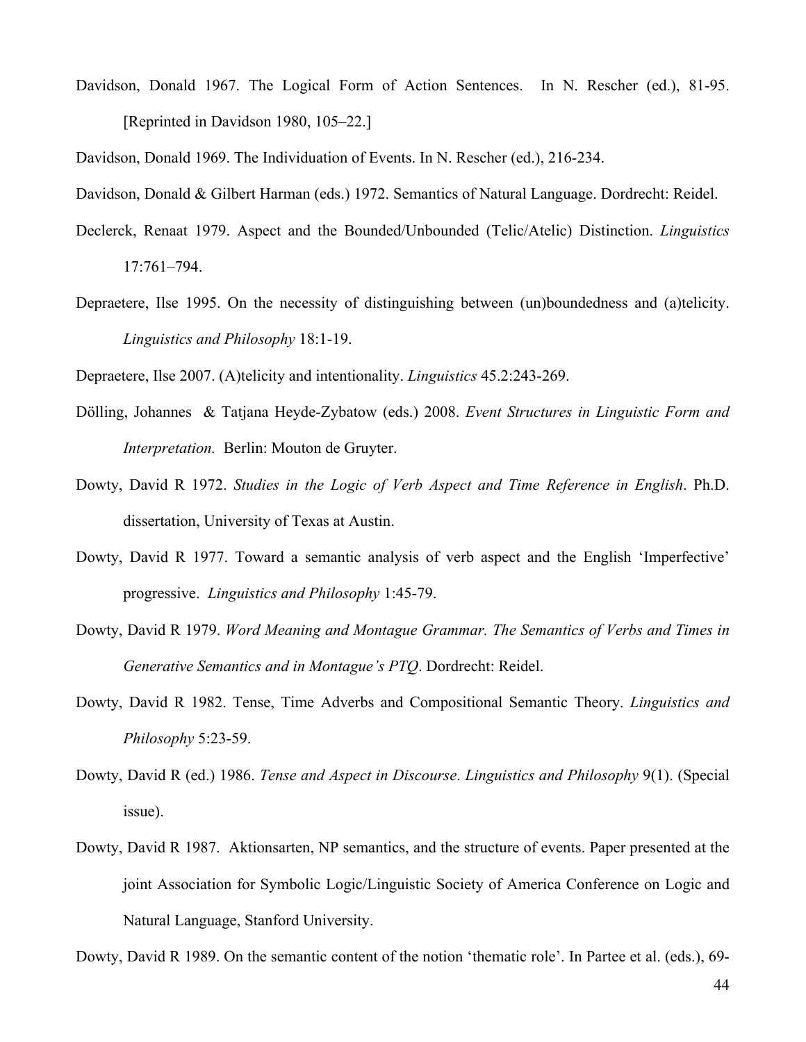Davidson, Donald 1967. The Logical Form of Action Sentences. In N. Rescher (ed.), 81-95. [Reprinted in Davidson 1980, 105–22.]

Davidson, Donald 1969. The Individuation of Events. In N. Rescher (ed.), 216-234.

Davidson, Donald & Gilbert Harman (eds.) 1972. Semantics of Natural Language. Dordrecht: Reidel.

Declerck, Renaat 1979. Aspect and the Bounded/Unbounded (Telic/Atelic) Distinction. *Linguistics* 17:761–794.

Depraetere, Ilse 1995. On the necessity of distinguishing between (un)boundedness and (a)telicity. *Linguistics and Philosophy* 18:1-19.

Depraetere, Ilse 2007. (A)telicity and intentionality. *Linguistics* 45.2:243-269.

Dölling, Johannes & Tatjana Heyde-Zybatow (eds.) 2008. *Event Structures in Linguistic Form and Interpretation.* Berlin: Mouton de Gruyter.

Dowty, David R 1972. *Studies in the Logic of Verb Aspect and Time Reference in English*. Ph.D. dissertation, University of Texas at Austin.

Dowty, David R 1977. Toward a semantic analysis of verb aspect and the English 'Imperfective' progressive. *Linguistics and Philosophy* 1:45-79.

Dowty, David R 1979. *Word Meaning and Montague Grammar. The Semantics of Verbs and Times in Generative Semantics and in Montague's PTQ*. Dordrecht: Reidel.

Dowty, David R 1982. Tense, Time Adverbs and Compositional Semantic Theory. *Linguistics and Philosophy* 5:23-59.

Dowty, David R (ed.) 1986. *Tense and Aspect in Discourse*. *Linguistics and Philosophy* 9(1). (Special issue).

Dowty, David R 1987. Aktionsarten, NP semantics, and the structure of events. Paper presented at the joint Association for Symbolic Logic/Linguistic Society of America Conference on Logic and Natural Language, Stanford University.

Dowty, David R 1989. On the semantic content of the notion 'thematic role'. In Partee et al. (eds.), 69-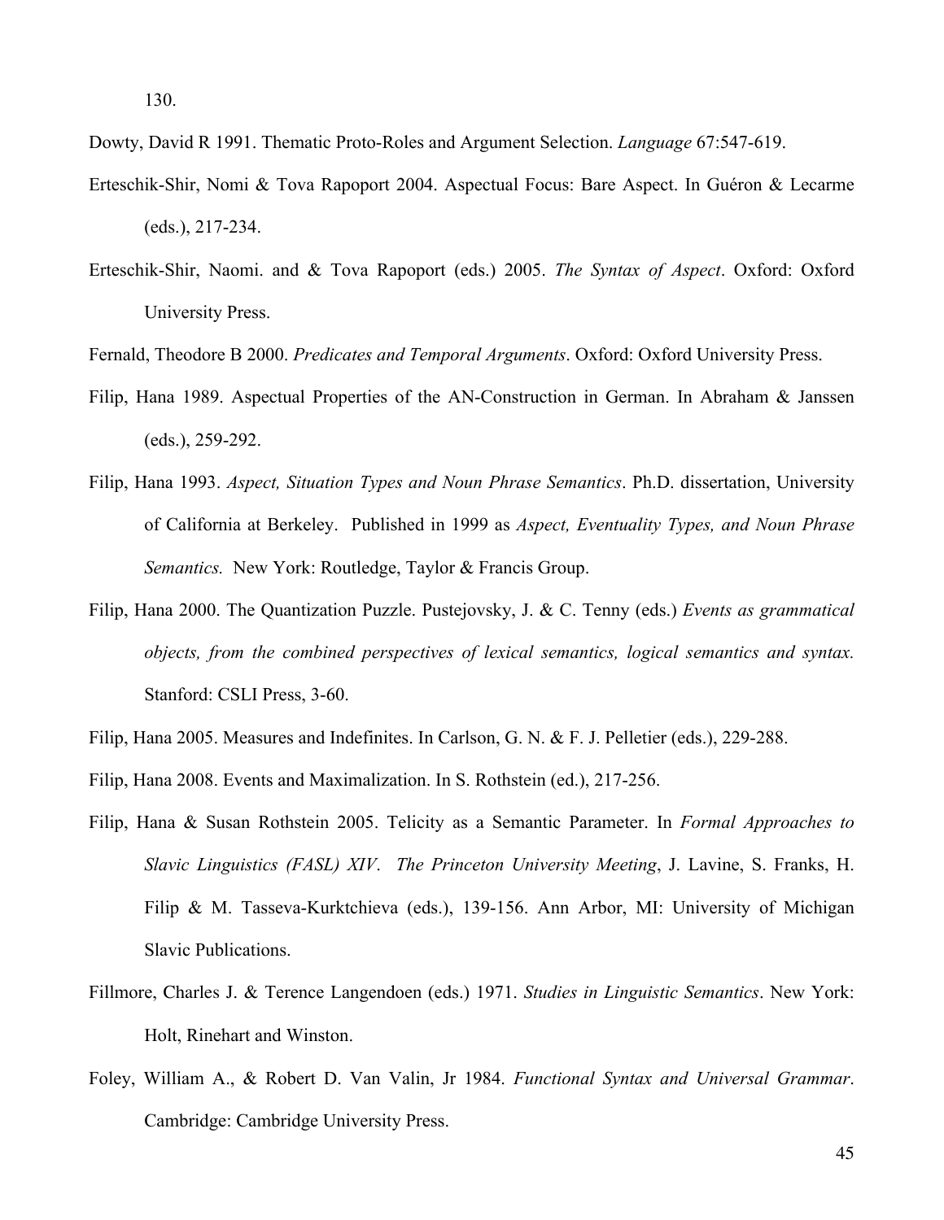130.

Dowty, David R 1991. Thematic Proto-Roles and Argument Selection. *Language* 67:547-619.

Erteschik-Shir, Nomi & Tova Rapoport 2004. Aspectual Focus: Bare Aspect. In Guéron & Lecarme (eds.), 217-234.

Erteschik-Shir, Naomi. and & Tova Rapoport (eds.) 2005. *The Syntax of Aspect*. Oxford: Oxford University Press.

Fernald, Theodore B 2000. *Predicates and Temporal Arguments*. Oxford: Oxford University Press.

Filip, Hana 1989. Aspectual Properties of the AN-Construction in German. In Abraham & Janssen (eds.), 259-292.

Filip, Hana 1993. *Aspect, Situation Types and Noun Phrase Semantics*. Ph.D. dissertation, University of California at Berkeley. Published in 1999 as *Aspect, Eventuality Types, and Noun Phrase Semantics.* New York: Routledge, Taylor & Francis Group.

Filip, Hana 2000. The Quantization Puzzle. Pustejovsky, J. & C. Tenny (eds.) *Events as grammatical objects, from the combined perspectives of lexical semantics, logical semantics and syntax.* Stanford: CSLI Press, 3-60.

Filip, Hana 2005. Measures and Indefinites. In Carlson, G. N. & F. J. Pelletier (eds.), 229-288.

Filip, Hana 2008. Events and Maximalization. In S. Rothstein (ed.), 217-256.

Filip, Hana & Susan Rothstein 2005. Telicity as a Semantic Parameter. In *Formal Approaches to Slavic Linguistics (FASL) XIV*. *The Princeton University Meeting*, J. Lavine, S. Franks, H. Filip & M. Tasseva-Kurktchieva (eds.), 139-156. Ann Arbor, MI: University of Michigan Slavic Publications.

Fillmore, Charles J. & Terence Langendoen (eds.) 1971. *Studies in Linguistic Semantics*. New York: Holt, Rinehart and Winston.

Foley, William A., & Robert D. Van Valin, Jr 1984. *Functional Syntax and Universal Grammar*. Cambridge: Cambridge University Press.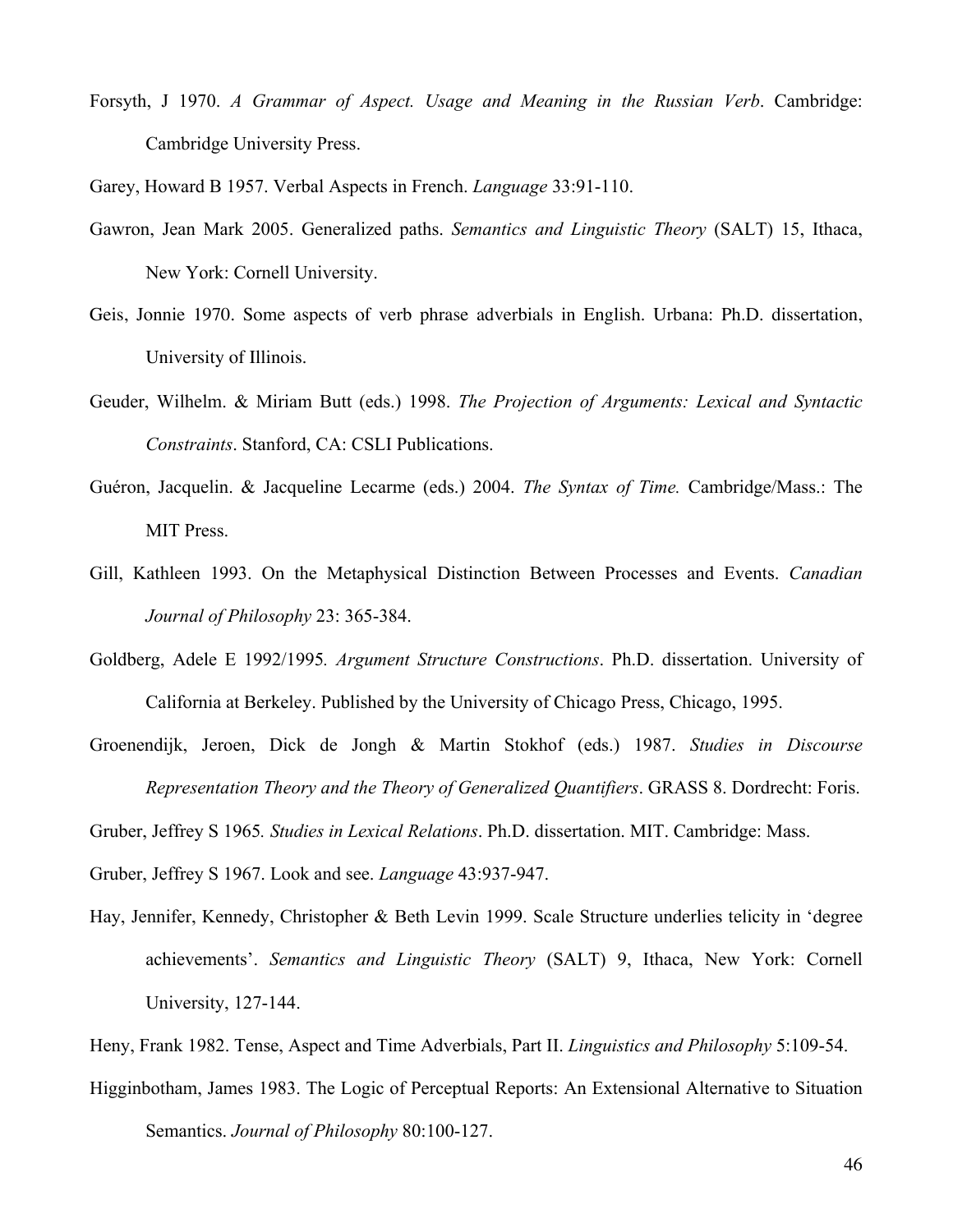Forsyth, J 1970. *A Grammar of Aspect. Usage and Meaning in the Russian Verb*. Cambridge: Cambridge University Press.

Garey, Howard B 1957. Verbal Aspects in French. *Language* 33:91-110.

Gawron, Jean Mark 2005. Generalized paths. *Semantics and Linguistic Theory* (SALT) 15, Ithaca, New York: Cornell University.

Geis, Jonnie 1970. Some aspects of verb phrase adverbials in English. Urbana: Ph.D. dissertation, University of Illinois.

Geuder, Wilhelm. & Miriam Butt (eds.) 1998. *The Projection of Arguments: Lexical and Syntactic Constraints*. Stanford, CA: CSLI Publications.

Guéron, Jacquelin. & Jacqueline Lecarme (eds.) 2004. *The Syntax of Time.* Cambridge/Mass.: The MIT Press.

Gill, Kathleen 1993. On the Metaphysical Distinction Between Processes and Events. *Canadian Journal of Philosophy* 23: 365-384.

Goldberg, Adele E 1992/1995*. Argument Structure Constructions*. Ph.D. dissertation. University of California at Berkeley. Published by the University of Chicago Press, Chicago, 1995.

Groenendijk, Jeroen, Dick de Jongh & Martin Stokhof (eds.) 1987. *Studies in Discourse Representation Theory and the Theory of Generalized Quantifiers*. GRASS 8. Dordrecht: Foris.

Gruber, Jeffrey S 1965*. Studies in Lexical Relations*. Ph.D. dissertation. MIT. Cambridge: Mass.

Gruber, Jeffrey S 1967. Look and see. *Language* 43:937-947.

Hay, Jennifer, Kennedy, Christopher & Beth Levin 1999. Scale Structure underlies telicity in 'degree achievements'. *Semantics and Linguistic Theory* (SALT) 9, Ithaca, New York: Cornell University, 127-144.

Heny, Frank 1982. Tense, Aspect and Time Adverbials, Part II. *Linguistics and Philosophy* 5:109-54.

Higginbotham, James 1983. The Logic of Perceptual Reports: An Extensional Alternative to Situation Semantics. *Journal of Philosophy* 80:100-127.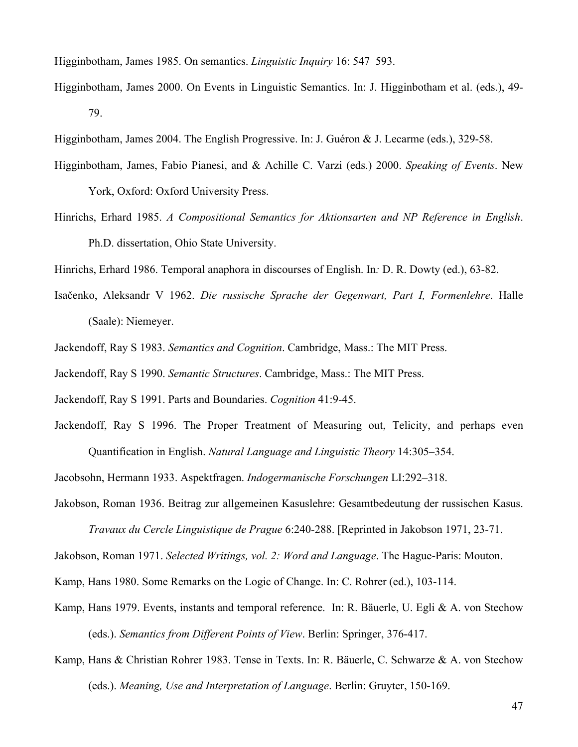Higginbotham, James 1985. On semantics. *Linguistic Inquiry* 16: 547–593.

Higginbotham, James 2000. On Events in Linguistic Semantics. In: J. Higginbotham et al. (eds.), 49-79.

Higginbotham, James 2004. The English Progressive. In: J. Guéron & J. Lecarme (eds.), 329-58.

Higginbotham, James, Fabio Pianesi, and & Achille C. Varzi (eds.) 2000. *Speaking of Events*. New York, Oxford: Oxford University Press.

Hinrichs, Erhard 1985. *A Compositional Semantics for Aktionsarten and NP Reference in English*. Ph.D. dissertation, Ohio State University.

Hinrichs, Erhard 1986. Temporal anaphora in discourses of English. In*:* D. R. Dowty (ed.), 63-82.

Isačenko, Aleksandr V 1962. *Die russische Sprache der Gegenwart, Part I, Formenlehre*. Halle (Saale): Niemeyer.

Jackendoff, Ray S 1983. *Semantics and Cognition*. Cambridge, Mass.: The MIT Press.

Jackendoff, Ray S 1990. *Semantic Structures*. Cambridge, Mass.: The MIT Press.

Jackendoff, Ray S 1991. Parts and Boundaries. *Cognition* 41:9-45.

Jackendoff, Ray S 1996. The Proper Treatment of Measuring out, Telicity, and perhaps even Quantification in English. *Natural Language and Linguistic Theory* 14:305–354.

Jacobsohn, Hermann 1933. Aspektfragen. *Indogermanische Forschungen* LI:292–318.

Jakobson, Roman 1936. Beitrag zur allgemeinen Kasuslehre: Gesamtbedeutung der russischen Kasus. *Travaux du Cercle Linguistique de Prague* 6:240-288. [Reprinted in Jakobson 1971, 23-71.

Jakobson, Roman 1971. *Selected Writings, vol. 2: Word and Language*. The Hague-Paris: Mouton.

Kamp, Hans 1980. Some Remarks on the Logic of Change. In: C. Rohrer (ed.), 103-114.

Kamp, Hans 1979. Events, instants and temporal reference. In: R. Bäuerle, U. Egli & A. von Stechow (eds.). *Semantics from Different Points of View*. Berlin: Springer, 376-417.

Kamp, Hans & Christian Rohrer 1983. Tense in Texts. In: R. Bäuerle, C. Schwarze & A. von Stechow (eds.). *Meaning, Use and Interpretation of Language*. Berlin: Gruyter, 150-169.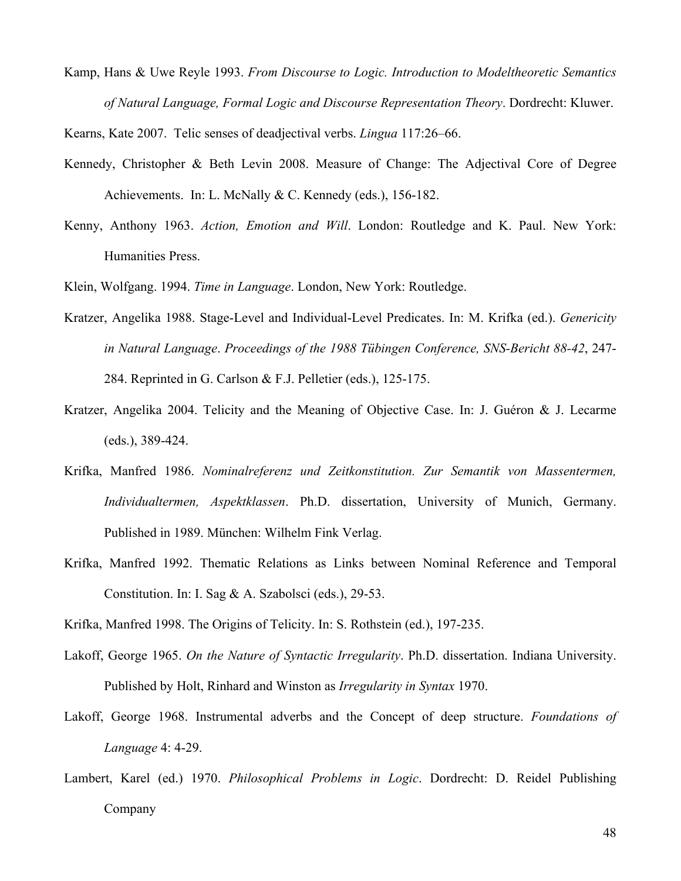Kamp, Hans & Uwe Reyle 1993. *From Discourse to Logic. Introduction to Modeltheoretic Semantics of Natural Language, Formal Logic and Discourse Representation Theory*. Dordrecht: Kluwer.

Kearns, Kate 2007. Telic senses of deadjectival verbs. *Lingua* 117:26–66.

Kennedy, Christopher & Beth Levin 2008. Measure of Change: The Adjectival Core of Degree Achievements. In: L. McNally & C. Kennedy (eds.), 156-182.

Kenny, Anthony 1963. *Action, Emotion and Will*. London: Routledge and K. Paul. New York: Humanities Press.

Klein, Wolfgang. 1994. *Time in Language*. London, New York: Routledge.

Kratzer, Angelika 1988. Stage-Level and Individual-Level Predicates. In: M. Krifka (ed.). *Genericity in Natural Language*. *Proceedings of the 1988 Tübingen Conference, SNS-Bericht 88-42*, 247-284. Reprinted in G. Carlson & F.J. Pelletier (eds.), 125-175.

Kratzer, Angelika 2004. Telicity and the Meaning of Objective Case. In: J. Guéron & J. Lecarme (eds.), 389-424.

Krifka, Manfred 1986. *Nominalreferenz und Zeitkonstitution. Zur Semantik von Massentermen, Individualtermen, Aspektklassen*. Ph.D. dissertation, University of Munich, Germany. Published in 1989. München: Wilhelm Fink Verlag.

Krifka, Manfred 1992. Thematic Relations as Links between Nominal Reference and Temporal Constitution. In: I. Sag & A. Szabolsci (eds.), 29-53.

Krifka, Manfred 1998. The Origins of Telicity. In: S. Rothstein (ed.), 197-235.

Lakoff, George 1965. *On the Nature of Syntactic Irregularity*. Ph.D. dissertation. Indiana University. Published by Holt, Rinhard and Winston as *Irregularity in Syntax* 1970.

Lakoff, George 1968. Instrumental adverbs and the Concept of deep structure. *Foundations of Language* 4: 4-29.

Lambert, Karel (ed.) 1970. *Philosophical Problems in Logic*. Dordrecht: D. Reidel Publishing Company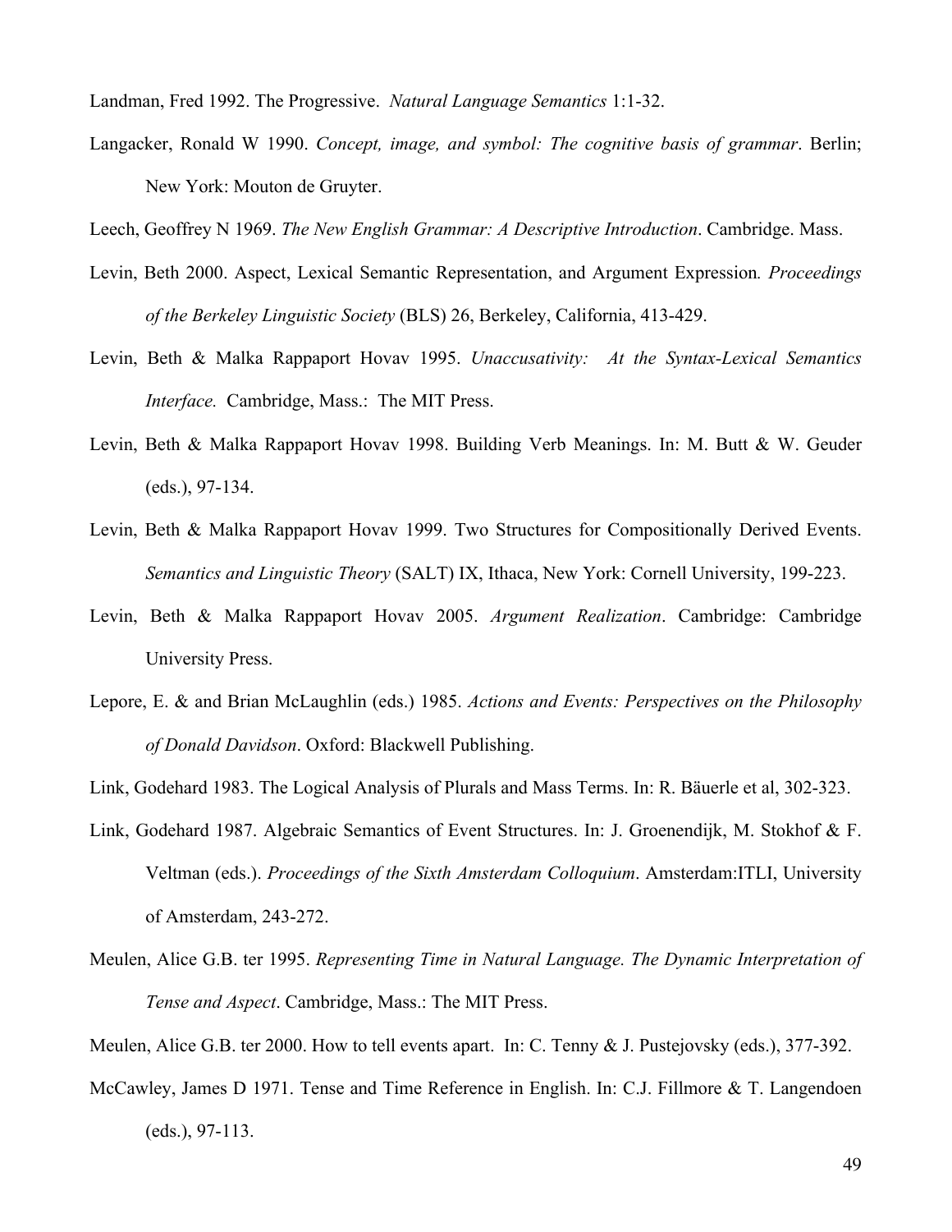Landman, Fred 1992. The Progressive. *Natural Language Semantics* 1:1-32.

Langacker, Ronald W 1990. *Concept, image, and symbol: The cognitive basis of grammar*. Berlin; New York: Mouton de Gruyter.

Leech, Geoffrey N 1969. *The New English Grammar: A Descriptive Introduction*. Cambridge. Mass.

Levin, Beth 2000. Aspect, Lexical Semantic Representation, and Argument Expression*. Proceedings of the Berkeley Linguistic Society* (BLS) 26, Berkeley, California, 413-429.

Levin, Beth & Malka Rappaport Hovav 1995. *Unaccusativity: At the Syntax-Lexical Semantics Interface.* Cambridge, Mass.: The MIT Press.

Levin, Beth & Malka Rappaport Hovav 1998. Building Verb Meanings. In: M. Butt & W. Geuder (eds.), 97-134.

Levin, Beth & Malka Rappaport Hovav 1999. Two Structures for Compositionally Derived Events. *Semantics and Linguistic Theory* (SALT) IX, Ithaca, New York: Cornell University, 199-223.

Levin, Beth & Malka Rappaport Hovav 2005. *Argument Realization*. Cambridge: Cambridge University Press.

Lepore, E. & and Brian McLaughlin (eds.) 1985. *Actions and Events: Perspectives on the Philosophy of Donald Davidson*. Oxford: Blackwell Publishing.

Link, Godehard 1983. The Logical Analysis of Plurals and Mass Terms. In: R. Bäuerle et al, 302-323.

Link, Godehard 1987. Algebraic Semantics of Event Structures. In: J. Groenendijk, M. Stokhof & F. Veltman (eds.). *Proceedings of the Sixth Amsterdam Colloquium*. Amsterdam:ITLI, University of Amsterdam, 243-272.

Meulen, Alice G.B. ter 1995. *Representing Time in Natural Language. The Dynamic Interpretation of Tense and Aspect*. Cambridge, Mass.: The MIT Press.

Meulen, Alice G.B. ter 2000. How to tell events apart. In: C. Tenny & J. Pustejovsky (eds.), 377-392.

McCawley, James D 1971. Tense and Time Reference in English. In: C.J. Fillmore & T. Langendoen (eds.), 97-113.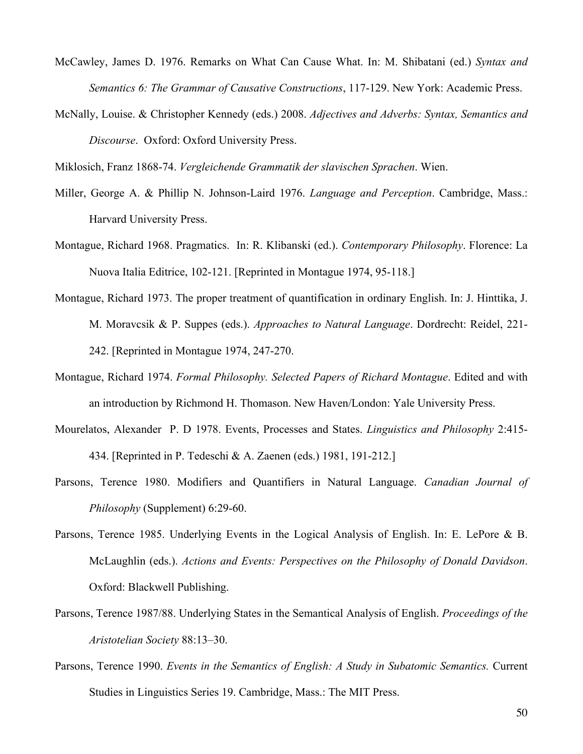McCawley, James D. 1976. Remarks on What Can Cause What. In: M. Shibatani (ed.) *Syntax and Semantics 6: The Grammar of Causative Constructions*, 117-129. New York: Academic Press.

McNally, Louise. & Christopher Kennedy (eds.) 2008. *Adjectives and Adverbs: Syntax, Semantics and Discourse*. Oxford: Oxford University Press.

Miklosich, Franz 1868-74. *Vergleichende Grammatik der slavischen Sprachen*. Wien.

Miller, George A. & Phillip N. Johnson-Laird 1976. *Language and Perception*. Cambridge, Mass.: Harvard University Press.

Montague, Richard 1968. Pragmatics. In: R. Klibanski (ed.). *Contemporary Philosophy*. Florence: La Nuova Italia Editrice, 102-121. [Reprinted in Montague 1974, 95-118.]

Montague, Richard 1973. The proper treatment of quantification in ordinary English. In: J. Hinttika, J. M. Moravcsik & P. Suppes (eds.). *Approaches to Natural Language*. Dordrecht: Reidel, 221-242. [Reprinted in Montague 1974, 247-270.

Montague, Richard 1974. *Formal Philosophy. Selected Papers of Richard Montague*. Edited and with an introduction by Richmond H. Thomason. New Haven/London: Yale University Press.

Mourelatos, Alexander P. D 1978. Events, Processes and States. *Linguistics and Philosophy* 2:415-434. [Reprinted in P. Tedeschi & A. Zaenen (eds.) 1981, 191-212.]

Parsons, Terence 1980. Modifiers and Quantifiers in Natural Language. *Canadian Journal of Philosophy* (Supplement) 6:29-60.

Parsons, Terence 1985. Underlying Events in the Logical Analysis of English. In: E. LePore & B. McLaughlin (eds.). *Actions and Events: Perspectives on the Philosophy of Donald Davidson*. Oxford: Blackwell Publishing.

Parsons, Terence 1987/88. Underlying States in the Semantical Analysis of English. *Proceedings of the Aristotelian Society* 88:13–30.

Parsons, Terence 1990. *Events in the Semantics of English: A Study in Subatomic Semantics.* Current Studies in Linguistics Series 19. Cambridge, Mass.: The MIT Press.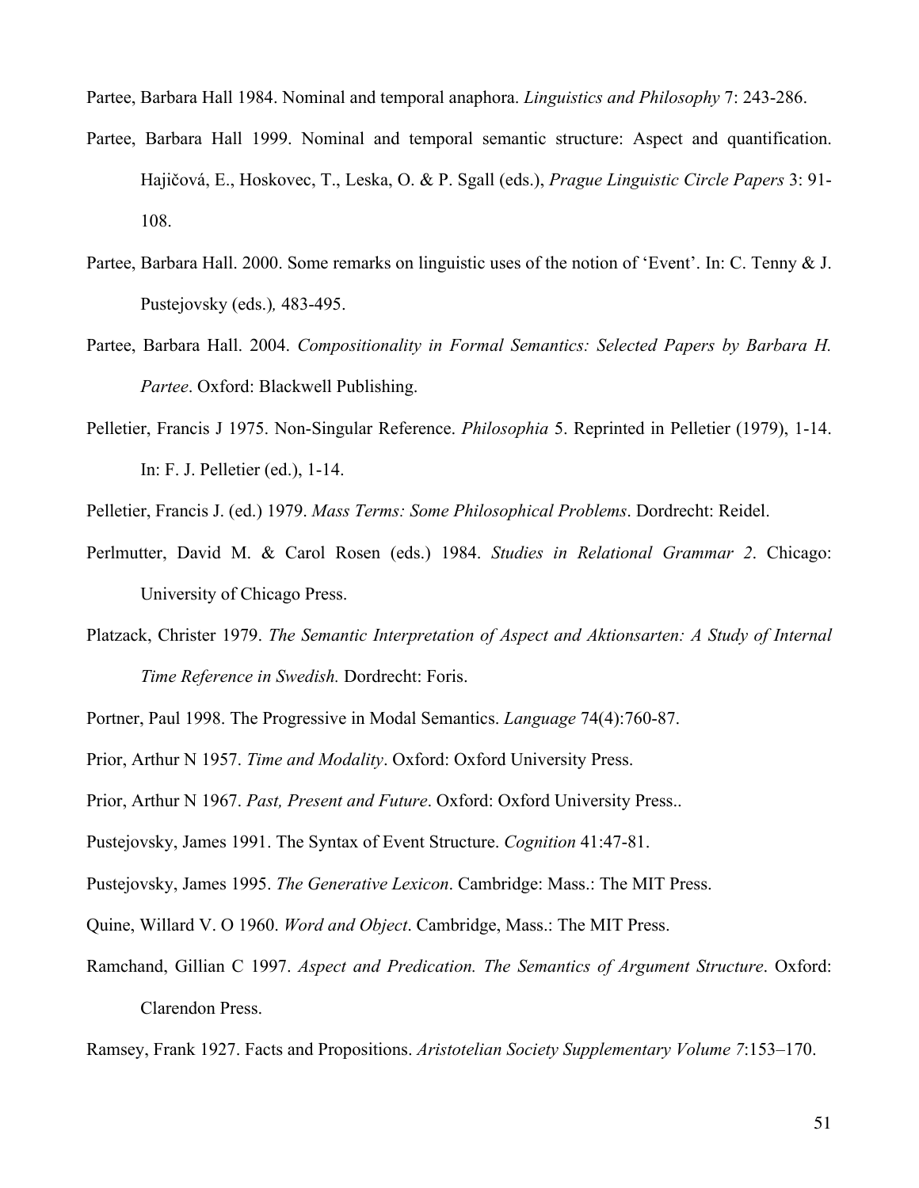Partee, Barbara Hall 1984. Nominal and temporal anaphora. *Linguistics and Philosophy* 7: 243-286.

Partee, Barbara Hall 1999. Nominal and temporal semantic structure: Aspect and quantification. Hajičová, E., Hoskovec, T., Leska, O. & P. Sgall (eds.), *Prague Linguistic Circle Papers* 3: 91-108.

Partee, Barbara Hall. 2000. Some remarks on linguistic uses of the notion of 'Event'. In: C. Tenny & J. Pustejovsky (eds.), 483-495.

Partee, Barbara Hall. 2004. *Compositionality in Formal Semantics: Selected Papers by Barbara H. Partee*. Oxford: Blackwell Publishing.

Pelletier, Francis J 1975. Non-Singular Reference. *Philosophia* 5. Reprinted in Pelletier (1979), 1-14. In: F. J. Pelletier (ed.), 1-14.

Pelletier, Francis J. (ed.) 1979. *Mass Terms: Some Philosophical Problems*. Dordrecht: Reidel.

Perlmutter, David M. & Carol Rosen (eds.) 1984. *Studies in Relational Grammar 2*. Chicago: University of Chicago Press.

Platzack, Christer 1979. *The Semantic Interpretation of Aspect and Aktionsarten: A Study of Internal Time Reference in Swedish.* Dordrecht: Foris.

Portner, Paul 1998. The Progressive in Modal Semantics. *Language* 74(4):760-87.

Prior, Arthur N 1957. *Time and Modality*. Oxford: Oxford University Press.

Prior, Arthur N 1967. *Past, Present and Future*. Oxford: Oxford University Press..

Pustejovsky, James 1991. The Syntax of Event Structure. *Cognition* 41:47-81.

Pustejovsky, James 1995. *The Generative Lexicon*. Cambridge: Mass.: The MIT Press.

Quine, Willard V. O 1960. *Word and Object*. Cambridge, Mass.: The MIT Press.

Ramchand, Gillian C 1997. *Aspect and Predication. The Semantics of Argument Structure*. Oxford: Clarendon Press.

Ramsey, Frank 1927. Facts and Propositions. *Aristotelian Society Supplementary Volume 7*:153–170.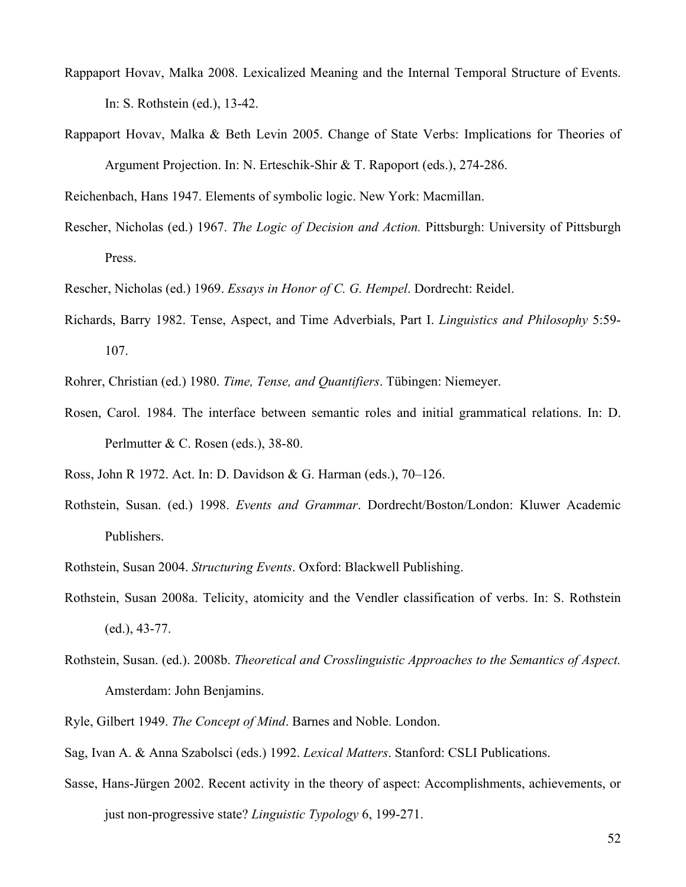Rappaport Hovav, Malka 2008. Lexicalized Meaning and the Internal Temporal Structure of Events. In: S. Rothstein (ed.), 13-42.

Rappaport Hovav, Malka & Beth Levin 2005. Change of State Verbs: Implications for Theories of Argument Projection. In: N. Erteschik-Shir & T. Rapoport (eds.), 274-286.

Reichenbach, Hans 1947. Elements of symbolic logic. New York: Macmillan.

Rescher, Nicholas (ed.) 1967. *The Logic of Decision and Action.* Pittsburgh: University of Pittsburgh Press.

Rescher, Nicholas (ed.) 1969. *Essays in Honor of C. G. Hempel*. Dordrecht: Reidel.

Richards, Barry 1982. Tense, Aspect, and Time Adverbials, Part I. *Linguistics and Philosophy* 5:59-107.

Rohrer, Christian (ed.) 1980. *Time, Tense, and Quantifiers*. Tübingen: Niemeyer.

Rosen, Carol. 1984. The interface between semantic roles and initial grammatical relations. In: D. Perlmutter & C. Rosen (eds.), 38-80.

Ross, John R 1972. Act. In: D. Davidson & G. Harman (eds.), 70–126.

Rothstein, Susan. (ed.) 1998. *Events and Grammar*. Dordrecht/Boston/London: Kluwer Academic Publishers.

Rothstein, Susan 2004. *Structuring Events*. Oxford: Blackwell Publishing.

Rothstein, Susan 2008a. Telicity, atomicity and the Vendler classification of verbs. In: S. Rothstein (ed.), 43-77.

Rothstein, Susan. (ed.). 2008b. *Theoretical and Crosslinguistic Approaches to the Semantics of Aspect.* Amsterdam: John Benjamins.

Ryle, Gilbert 1949. *The Concept of Mind*. Barnes and Noble. London.

Sag, Ivan A. & Anna Szabolsci (eds.) 1992. *Lexical Matters*. Stanford: CSLI Publications.

Sasse, Hans-Jürgen 2002. Recent activity in the theory of aspect: Accomplishments, achievements, or just non-progressive state? *Linguistic Typology* 6, 199-271.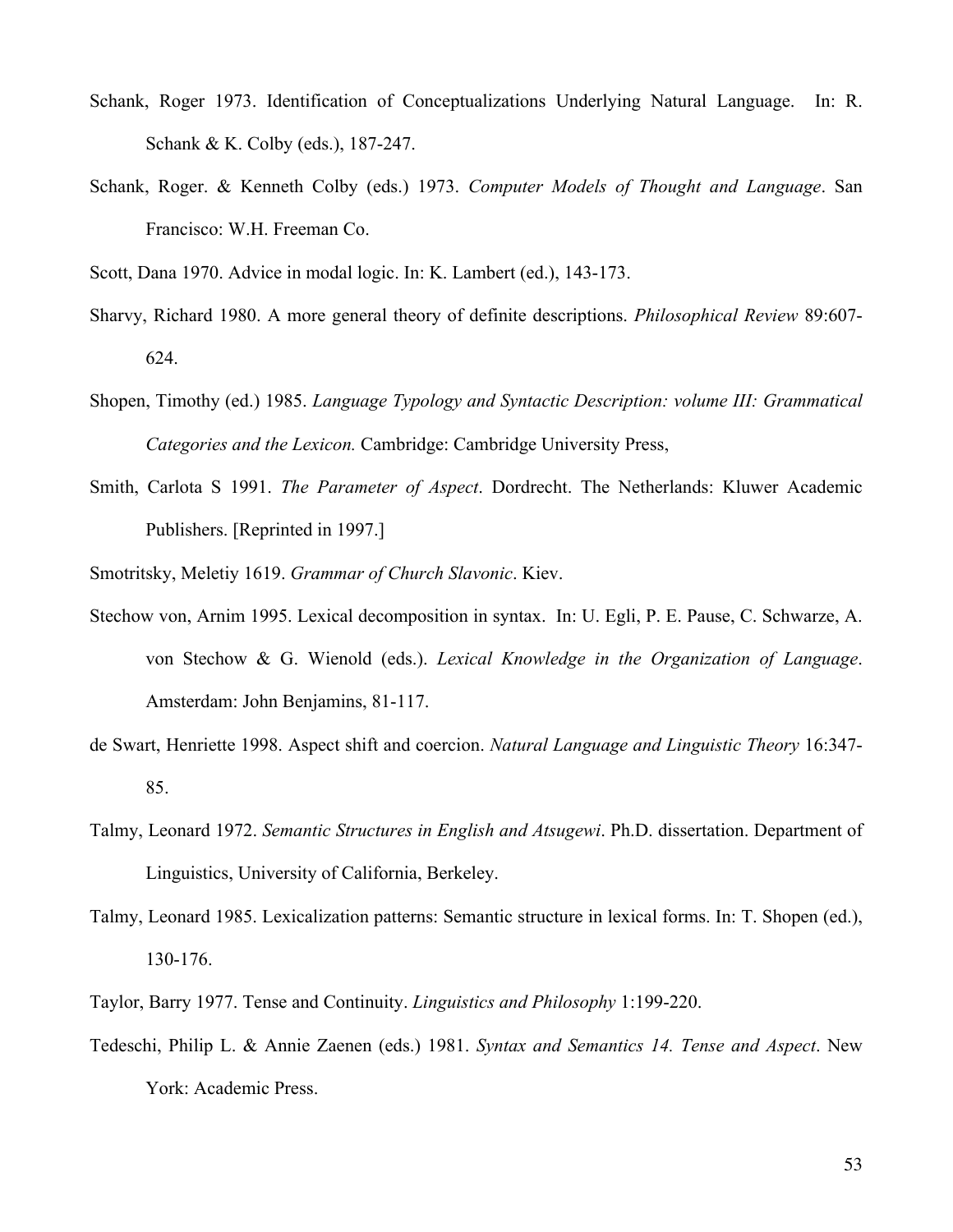Schank, Roger 1973. Identification of Conceptualizations Underlying Natural Language. In: R. Schank & K. Colby (eds.), 187-247.

Schank, Roger. & Kenneth Colby (eds.) 1973. *Computer Models of Thought and Language*. San Francisco: W.H. Freeman Co.

Scott, Dana 1970. Advice in modal logic. In: K. Lambert (ed.), 143-173.

Sharvy, Richard 1980. A more general theory of definite descriptions. *Philosophical Review* 89:607-624.

Shopen, Timothy (ed.) 1985. *Language Typology and Syntactic Description: volume III: Grammatical Categories and the Lexicon.* Cambridge: Cambridge University Press,

Smith, Carlota S 1991. *The Parameter of Aspect*. Dordrecht. The Netherlands: Kluwer Academic Publishers. [Reprinted in 1997.]

Smotritsky, Meletiy 1619. *Grammar of Church Slavonic*. Kiev.

Stechow von, Arnim 1995. Lexical decomposition in syntax. In: U. Egli, P. E. Pause, C. Schwarze, A. von Stechow & G. Wienold (eds.). *Lexical Knowledge in the Organization of Language*. Amsterdam: John Benjamins, 81-117.

de Swart, Henriette 1998. Aspect shift and coercion. *Natural Language and Linguistic Theory* 16:347-85.

Talmy, Leonard 1972. *Semantic Structures in English and Atsugewi*. Ph.D. dissertation. Department of Linguistics, University of California, Berkeley.

Talmy, Leonard 1985. Lexicalization patterns: Semantic structure in lexical forms. In: T. Shopen (ed.), 130-176.

Taylor, Barry 1977. Tense and Continuity. *Linguistics and Philosophy* 1:199-220.

Tedeschi, Philip L. & Annie Zaenen (eds.) 1981. *Syntax and Semantics 14. Tense and Aspect*. New York: Academic Press.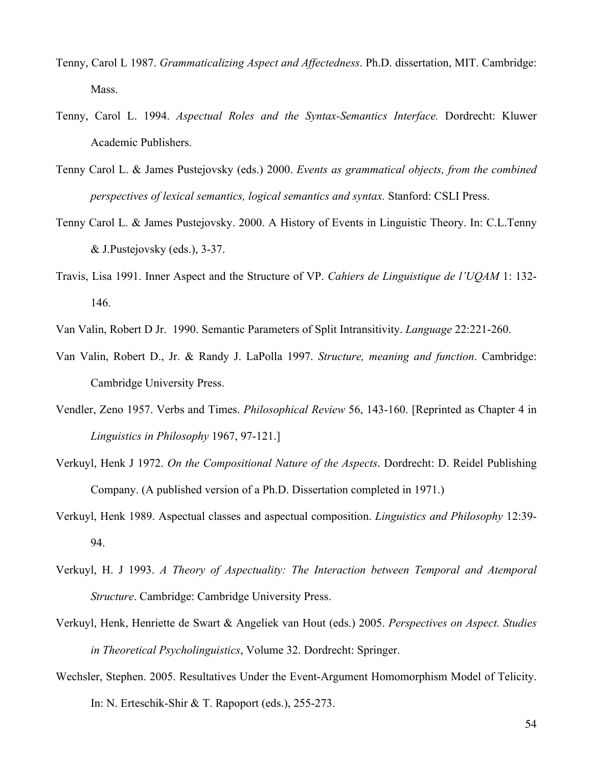Tenny, Carol L 1987. *Grammaticalizing Aspect and Affectedness*. Ph.D. dissertation, MIT. Cambridge: Mass.

Tenny, Carol L. 1994. *Aspectual Roles and the Syntax-Semantics Interface.* Dordrecht: Kluwer Academic Publishers.

Tenny Carol L. & James Pustejovsky (eds.) 2000. *Events as grammatical objects, from the combined perspectives of lexical semantics, logical semantics and syntax.* Stanford: CSLI Press.

Tenny Carol L. & James Pustejovsky. 2000. A History of Events in Linguistic Theory. In: C.L.Tenny & J.Pustejovsky (eds.), 3-37.

Travis, Lisa 1991. Inner Aspect and the Structure of VP. *Cahiers de Linguistique de l'UQAM* 1: 132-146.

Van Valin, Robert D Jr. 1990. Semantic Parameters of Split Intransitivity. *Language* 22:221-260.

Van Valin, Robert D., Jr. & Randy J. LaPolla 1997. *Structure, meaning and function*. Cambridge: Cambridge University Press.

Vendler, Zeno 1957. Verbs and Times. *Philosophical Review* 56, 143-160. [Reprinted as Chapter 4 in *Linguistics in Philosophy* 1967, 97-121.]

Verkuyl, Henk J 1972. *On the Compositional Nature of the Aspects*. Dordrecht: D. Reidel Publishing Company. (A published version of a Ph.D. Dissertation completed in 1971.)

Verkuyl, Henk 1989. Aspectual classes and aspectual composition. *Linguistics and Philosophy* 12:39-94.

Verkuyl, H. J 1993. *A Theory of Aspectuality: The Interaction between Temporal and Atemporal Structure*. Cambridge: Cambridge University Press.

Verkuyl, Henk, Henriette de Swart & Angeliek van Hout (eds.) 2005. *Perspectives on Aspect. Studies in Theoretical Psycholinguistics*, Volume 32. Dordrecht: Springer.

Wechsler, Stephen. 2005. Resultatives Under the Event-Argument Homomorphism Model of Telicity. In: N. Erteschik-Shir & T. Rapoport (eds.), 255-273.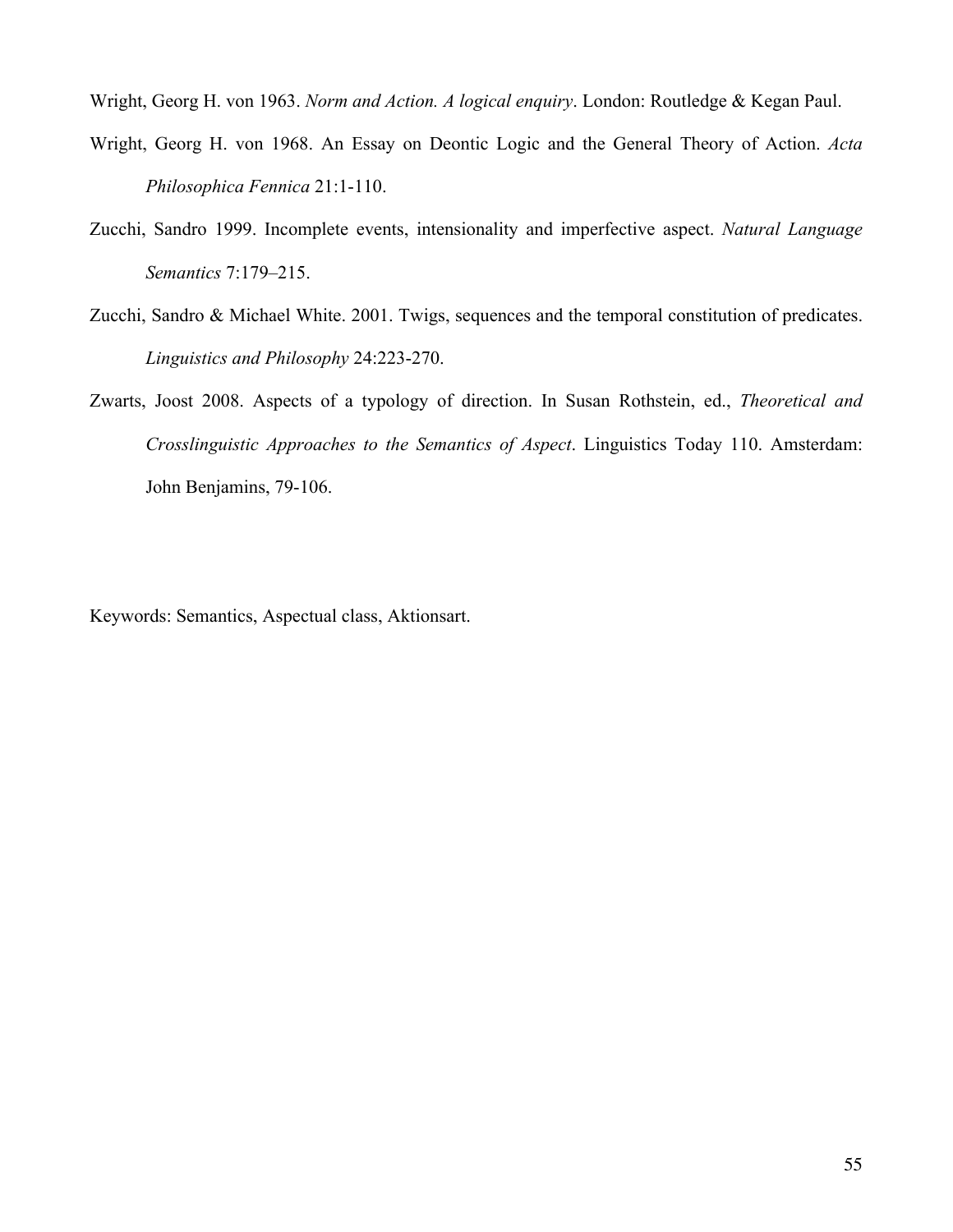Wright, Georg H. von 1963. *Norm and Action. A logical enquiry*. London: Routledge & Kegan Paul.

Wright, Georg H. von 1968. An Essay on Deontic Logic and the General Theory of Action. *Acta Philosophica Fennica* 21:1-110.

Zucchi, Sandro 1999. Incomplete events, intensionality and imperfective aspect. *Natural Language Semantics* 7:179–215.

Zucchi, Sandro & Michael White. 2001. Twigs, sequences and the temporal constitution of predicates. *Linguistics and Philosophy* 24:223-270.

Zwarts, Joost 2008. Aspects of a typology of direction. In Susan Rothstein, ed., *Theoretical and Crosslinguistic Approaches to the Semantics of Aspect*. Linguistics Today 110. Amsterdam: John Benjamins, 79-106.

Keywords: Semantics, Aspectual class, Aktionsart.